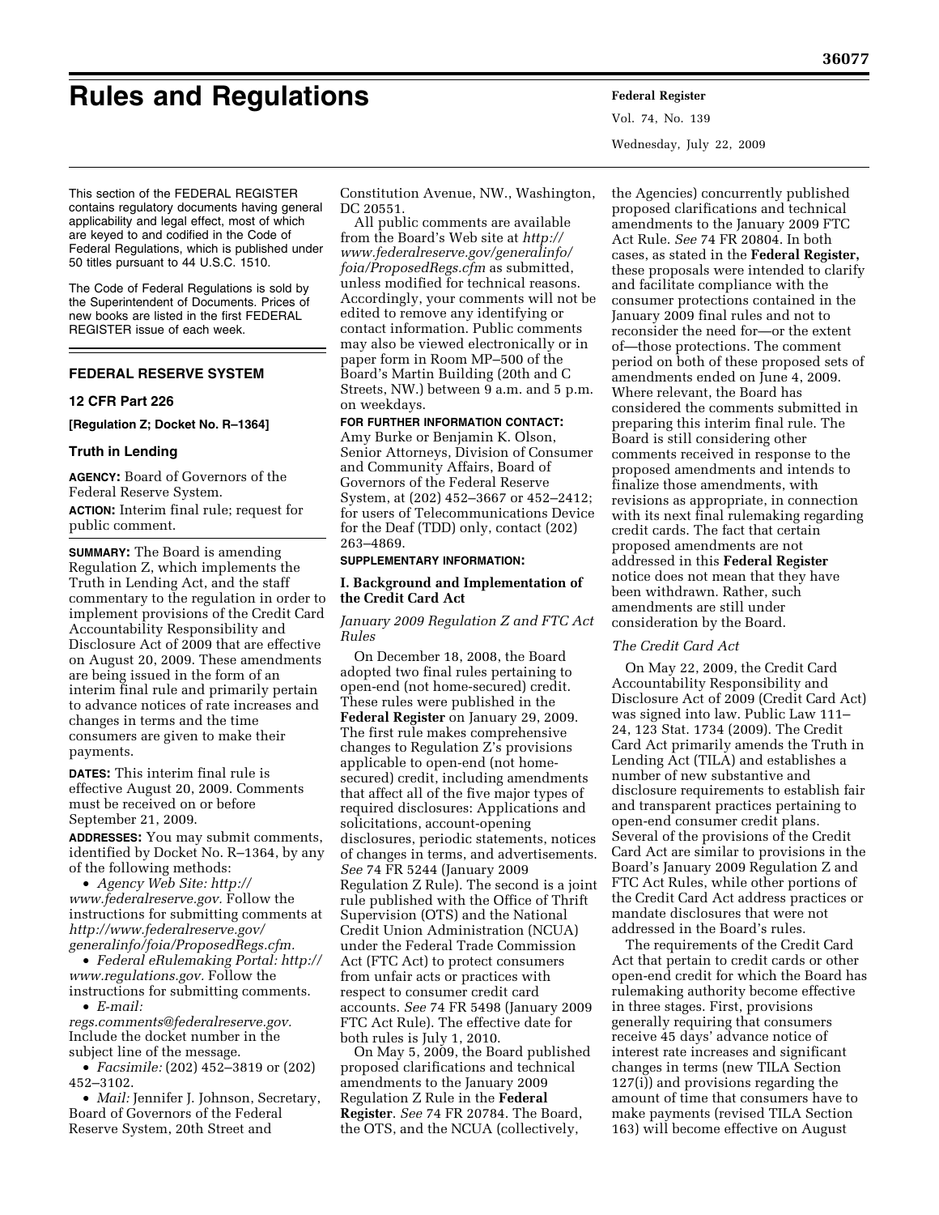# Rules and Regulations

This section of the FEDERAL REGISTER contains regulatory documents having general applicability and legal effect, most of which are keyed to and codified in the Code of Federal Regulations, which is published under 50 titles pursuant to 44 U.S.C. 1510.

The Code of Federal Regulations is sold by the Superintendent of Documents. Prices of new books are listed in the first FEDERAL REGISTER issue of each week.

## FEDERAL RESERVE SYSTEM

### 12 CFR Part 226

**[Regulation Z; Docket No. R–1364]**

### Truth in Lending

**AGENCY:** Board of Governors of the Federal Reserve System.

**ACTION:** Interim final rule; request for public comment.

**SUMMARY:** The Board is amending Regulation Z, which implements the Truth in Lending Act, and the staff commentary to the regulation in order to implement provisions of the Credit Card Accountability Responsibility and Disclosure Act of 2009 that are effective on August 20, 2009. These amendments are being issued in the form of an interim final rule and primarily pertain to advance notices of rate increases and changes in terms and the time consumers are given to make their payments.

**DATES:** This interim final rule is effective August 20, 2009. Comments must be received on or before September 21, 2009.

**ADDRESSES:** You may submit comments, identified by Docket No. R–1364, by any of the following methods:

- *Agency Web Site: http://www.federalreserve.gov.* Follow the instructions for submitting comments at *http://www.federalreserve.gov/generalinfo/foia/ProposedRegs.cfm.*
- *Federal eRulemaking Portal: http://www.regulations.gov.* Follow the instructions for submitting comments.
- *E-mail: regs.comments@federalreserve.gov.* Include the docket number in the subject line of the message.
- *Facsimile:* (202) 452–3819 or (202) 452–3102.
- *Mail:* Jennifer J. Johnson, Secretary, Board of Governors of the Federal Reserve System, 20th Street and Constitution Avenue, NW., Washington, DC 20551.

All public comments are available from the Board's Web site at *http://www.federalreserve.gov/generalinfo/foia/ProposedRegs.cfm* as submitted, unless modified for technical reasons. Accordingly, your comments will not be edited to remove any identifying or contact information. Public comments may also be viewed electronically or in paper form in Room MP–500 of the Board's Martin Building (20th and C Streets, NW.) between 9 a.m. and 5 p.m. on weekdays.

**FOR FURTHER INFORMATION CONTACT:** Amy Burke or Benjamin K. Olson, Senior Attorneys, Division of Consumer and Community Affairs, Board of Governors of the Federal Reserve System, at (202) 452–3667 or 452–2412; for users of Telecommunications Device for the Deaf (TDD) only, contact (202) 263–4869.

**SUPPLEMENTARY INFORMATION:**

#### I. Background and Implementation of the Credit Card Act

*January 2009 Regulation Z and FTC Act Rules*

On December 18, 2008, the Board adopted two final rules pertaining to open-end (not home-secured) credit. These rules were published in the **Federal Register** on January 29, 2009. The first rule makes comprehensive changes to Regulation Z's provisions applicable to open-end (not home-secured) credit, including amendments that affect all of the five major types of required disclosures: Applications and solicitations, account-opening disclosures, periodic statements, notices of changes in terms, and advertisements. *See* 74 FR 5244 (January 2009 Regulation Z Rule). The second is a joint rule published with the Office of Thrift Supervision (OTS) and the National Credit Union Administration (NCUA) under the Federal Trade Commission Act (FTC Act) to protect consumers from unfair acts or practices with respect to consumer credit card accounts. *See* 74 FR 5498 (January 2009 FTC Act Rule). The effective date for both rules is July 1, 2010.

On May 5, 2009, the Board published proposed clarifications and technical amendments to the January 2009 Regulation Z Rule in the **Federal Register**. *See* 74 FR 20784. The Board, the OTS, and the NCUA (collectively, the Agencies) concurrently published proposed clarifications and technical amendments to the January 2009 FTC Act Rule. *See* 74 FR 20804. In both cases, as stated in the **Federal Register,** these proposals were intended to clarify and facilitate compliance with the consumer protections contained in the January 2009 final rules and not to reconsider the need for—or the extent of—those protections. The comment period on both of these proposed sets of amendments ended on June 4, 2009. Where relevant, the Board has considered the comments submitted in preparing this interim final rule. The Board is still considering other comments received in response to the proposed amendments and intends to finalize those amendments, with revisions as appropriate, in connection with its next final rulemaking regarding credit cards. The fact that certain proposed amendments are not addressed in this **Federal Register** notice does not mean that they have been withdrawn. Rather, such amendments are still under consideration by the Board.

*The Credit Card Act*

On May 22, 2009, the Credit Card Accountability Responsibility and Disclosure Act of 2009 (Credit Card Act) was signed into law. Public Law 111–24, 123 Stat. 1734 (2009). The Credit Card Act primarily amends the Truth in Lending Act (TILA) and establishes a number of new substantive and disclosure requirements to establish fair and transparent practices pertaining to open-end consumer credit plans. Several of the provisions of the Credit Card Act are similar to provisions in the Board's January 2009 Regulation Z and FTC Act Rules, while other portions of the Credit Card Act address practices or mandate disclosures that were not addressed in the Board's rules.

The requirements of the Credit Card Act that pertain to credit cards or other open-end credit for which the Board has rulemaking authority become effective in three stages. First, provisions generally requiring that consumers receive 45 days' advance notice of interest rate increases and significant changes in terms (new TILA Section 127(i)) and provisions regarding the amount of time that consumers have to make payments (revised TILA Section 163) will become effective on August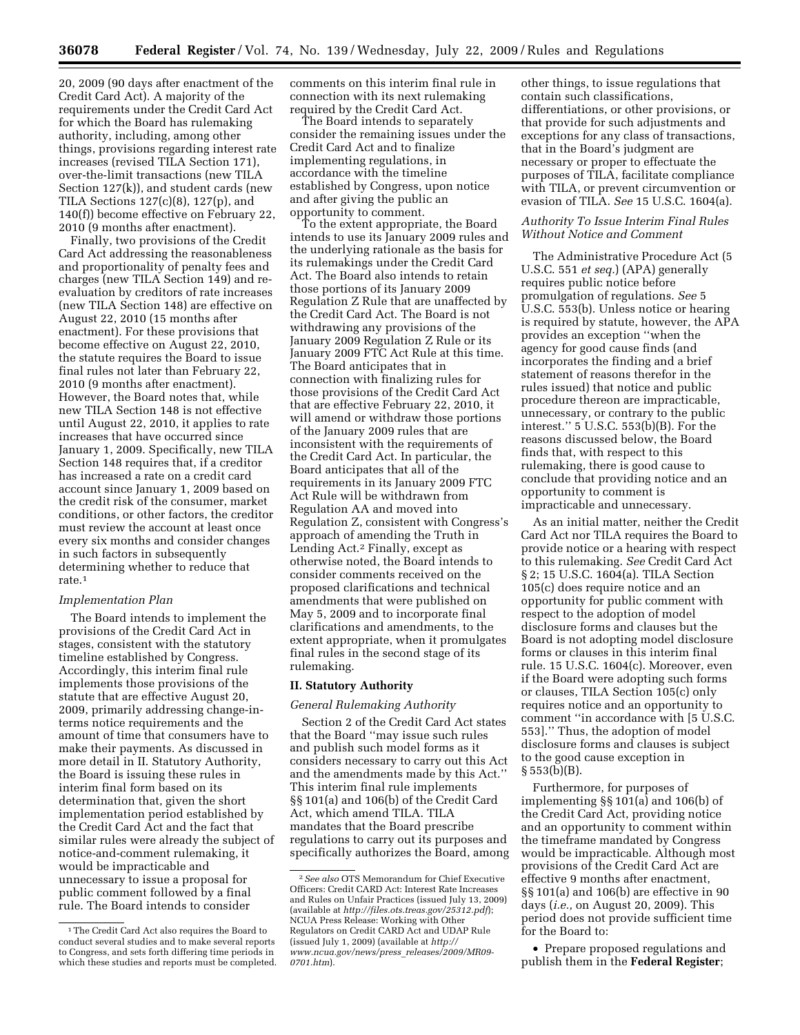20, 2009 (90 days after enactment of the Credit Card Act). A majority of the requirements under the Credit Card Act for which the Board has rulemaking authority, including, among other things, provisions regarding interest rate increases (revised TILA Section 171), over-the-limit transactions (new TILA Section 127(k)), and student cards (new TILA Sections 127(c)(8), 127(p), and 140(f)) become effective on February 22, 2010 (9 months after enactment).

Finally, two provisions of the Credit Card Act addressing the reasonableness and proportionality of penalty fees and charges (new TILA Section 149) and re-evaluation by creditors of rate increases (new TILA Section 148) are effective on August 22, 2010 (15 months after enactment). For these provisions that become effective on August 22, 2010, the statute requires the Board to issue final rules not later than February 22, 2010 (9 months after enactment). However, the Board notes that, while new TILA Section 148 is not effective until August 22, 2010, it applies to rate increases that have occurred since January 1, 2009. Specifically, new TILA Section 148 requires that, if a creditor has increased a rate on a credit card account since January 1, 2009 based on the credit risk of the consumer, market conditions, or other factors, the creditor must review the account at least once every six months and consider changes in such factors in subsequently determining whether to reduce that rate.[1]

*Implementation Plan*

The Board intends to implement the provisions of the Credit Card Act in stages, consistent with the statutory timeline established by Congress. Accordingly, this interim final rule implements those provisions of the statute that are effective August 20, 2009, primarily addressing change-in-terms notice requirements and the amount of time that consumers have to make their payments. As discussed in more detail in II. Statutory Authority, the Board is issuing these rules in interim final form based on its determination that, given the short implementation period established by the Credit Card Act and the fact that similar rules were already the subject of notice-and-comment rulemaking, it would be impracticable and unnecessary to issue a proposal for public comment followed by a final rule. The Board intends to consider comments on this interim final rule in connection with its next rulemaking required by the Credit Card Act.

The Board intends to separately consider the remaining issues under the Credit Card Act and to finalize implementing regulations, in accordance with the timeline established by Congress, upon notice and after giving the public an opportunity to comment.

To the extent appropriate, the Board intends to use its January 2009 rules and the underlying rationale as the basis for its rulemakings under the Credit Card Act. The Board also intends to retain those portions of its January 2009 Regulation Z Rule that are unaffected by the Credit Card Act. The Board is not withdrawing any provisions of the January 2009 Regulation Z Rule or its January 2009 FTC Act Rule at this time. The Board anticipates that in connection with finalizing rules for those provisions of the Credit Card Act that are effective February 22, 2010, it will amend or withdraw those portions of the January 2009 rules that are inconsistent with the requirements of the Credit Card Act. In particular, the Board anticipates that all of the requirements in its January 2009 FTC Act Rule will be withdrawn from Regulation AA and moved into Regulation Z, consistent with Congress's approach of amending the Truth in Lending Act.[2] Finally, except as otherwise noted, the Board intends to consider comments received on the proposed clarifications and technical amendments that were published on May 5, 2009 and to incorporate final clarifications and amendments, to the extent appropriate, when it promulgates final rules in the second stage of its rulemaking.

## II. Statutory Authority

*General Rulemaking Authority*

Section 2 of the Credit Card Act states that the Board "may issue such rules and publish such model forms as it considers necessary to carry out this Act and the amendments made by this Act." This interim final rule implements §§ 101(a) and 106(b) of the Credit Card Act, which amend TILA. TILA mandates that the Board prescribe regulations to carry out its purposes and specifically authorizes the Board, among other things, to issue regulations that contain such classifications, differentiations, or other provisions, or that provide for such adjustments and exceptions for any class of transactions, that in the Board's judgment are necessary or proper to effectuate the purposes of TILA, facilitate compliance with TILA, or prevent circumvention or evasion of TILA. *See* 15 U.S.C. 1604(a).

*Authority To Issue Interim Final Rules Without Notice and Comment*

The Administrative Procedure Act (5 U.S.C. 551 *et seq.*) (APA) generally requires public notice before promulgation of regulations. *See* 5 U.S.C. 553(b). Unless notice or hearing is required by statute, however, the APA provides an exception "when the agency for good cause finds (and incorporates the finding and a brief statement of reasons therefor in the rules issued) that notice and public procedure thereon are impracticable, unnecessary, or contrary to the public interest." 5 U.S.C. 553(b)(B). For the reasons discussed below, the Board finds that, with respect to this rulemaking, there is good cause to conclude that providing notice and an opportunity to comment is impracticable and unnecessary.

As an initial matter, neither the Credit Card Act nor TILA requires the Board to provide notice or a hearing with respect to this rulemaking. *See* Credit Card Act § 2; 15 U.S.C. 1604(a). TILA Section 105(c) does require notice and an opportunity for public comment with respect to the adoption of model disclosure forms and clauses but the Board is not adopting model disclosure forms or clauses in this interim final rule. 15 U.S.C. 1604(c). Moreover, even if the Board were adopting such forms or clauses, TILA Section 105(c) only requires notice and an opportunity to comment "in accordance with [5 U.S.C. 553]." Thus, the adoption of model disclosure forms and clauses is subject to the good cause exception in § 553(b)(B).

Furthermore, for purposes of implementing §§ 101(a) and 106(b) of the Credit Card Act, providing notice and an opportunity to comment within the timeframe mandated by Congress would be impracticable. Although most provisions of the Credit Card Act are effective 9 months after enactment, §§ 101(a) and 106(b) are effective in 90 days (*i.e.,* on August 20, 2009). This period does not provide sufficient time for the Board to:

- Prepare proposed regulations and publish them in the **Federal Register**;

---

[1] The Credit Card Act also requires the Board to conduct several studies and to make several reports to Congress, and sets forth differing time periods in which these studies and reports must be completed.

[2] *See also* OTS Memorandum for Chief Executive Officers: Credit CARD Act: Interest Rate Increases and Rules on Unfair Practices (issued July 13, 2009) (available at *http://files.ots.treas.gov/25312.pdf*); NCUA Press Release: Working with Other Regulators on Credit CARD Act and UDAP Rule (issued July 1, 2009) (available at *http://www.ncua.gov/news/press_releases/2009/MR09-0701.htm*).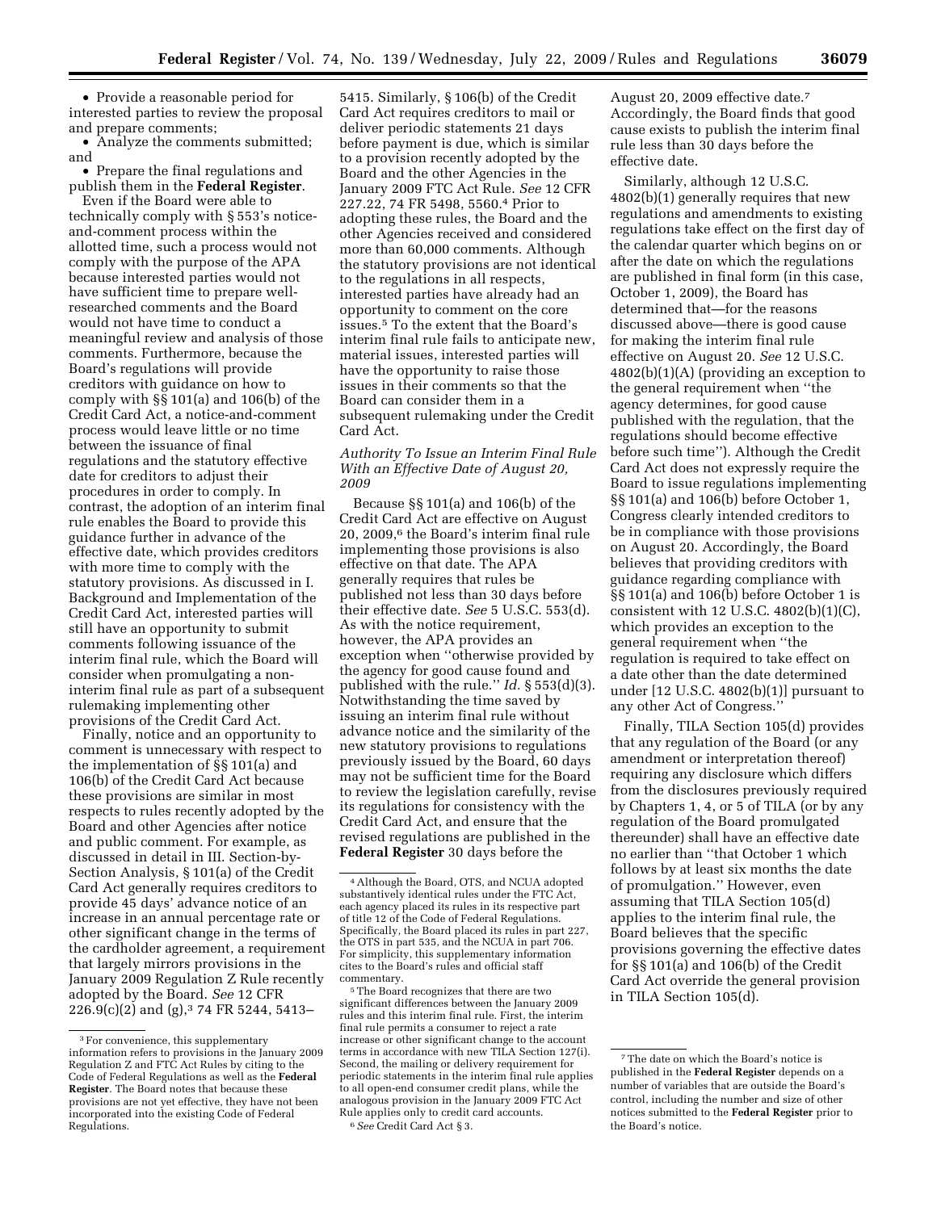- Provide a reasonable period for interested parties to review the proposal and prepare comments;
- Analyze the comments submitted; and
- Prepare the final regulations and publish them in the **Federal Register**.

Even if the Board were able to technically comply with § 553's notice-and-comment process within the allotted time, such a process would not comply with the purpose of the APA because interested parties would not have sufficient time to prepare well-researched comments and the Board would not have time to conduct a meaningful review and analysis of those comments. Furthermore, because the Board's regulations will provide creditors with guidance on how to comply with §§ 101(a) and 106(b) of the Credit Card Act, a notice-and-comment process would leave little or no time between the issuance of final regulations and the statutory effective date for creditors to adjust their procedures in order to comply. In contrast, the adoption of an interim final rule enables the Board to provide this guidance further in advance of the effective date, which provides creditors with more time to comply with the statutory provisions. As discussed in I. Background and Implementation of the Credit Card Act, interested parties will still have an opportunity to submit comments following issuance of the interim final rule, which the Board will consider when promulgating a non-interim final rule as part of a subsequent rulemaking implementing other provisions of the Credit Card Act.

Finally, notice and an opportunity to comment is unnecessary with respect to the implementation of §§ 101(a) and 106(b) of the Credit Card Act because these provisions are similar in most respects to rules recently adopted by the Board and other Agencies after notice and public comment. For example, as discussed in detail in III. Section-by-Section Analysis, § 101(a) of the Credit Card Act generally requires creditors to provide 45 days' advance notice of an increase in an annual percentage rate or other significant change in the terms of the cardholder agreement, a requirement that largely mirrors provisions in the January 2009 Regulation Z Rule recently adopted by the Board. *See* 12 CFR 226.9(c)(2) and (g),[3] 74 FR 5244, 5413–5415. Similarly, § 106(b) of the Credit Card Act requires creditors to mail or deliver periodic statements 21 days before payment is due, which is similar to a provision recently adopted by the Board and the other Agencies in the January 2009 FTC Act Rule. *See* 12 CFR 227.22, 74 FR 5498, 5560.[4] Prior to adopting these rules, the Board and the other Agencies received and considered more than 60,000 comments. Although the statutory provisions are not identical to the regulations in all respects, interested parties have already had an opportunity to comment on the core issues.[5] To the extent that the Board's interim final rule fails to anticipate new, material issues, interested parties will have the opportunity to raise those issues in their comments so that the Board can consider them in a subsequent rulemaking under the Credit Card Act.

### *Authority To Issue an Interim Final Rule With an Effective Date of August 20, 2009*

Because §§ 101(a) and 106(b) of the Credit Card Act are effective on August 20, 2009,[6] the Board's interim final rule implementing those provisions is also effective on that date. The APA generally requires that rules be published not less than 30 days before their effective date. *See* 5 U.S.C. 553(d). As with the notice requirement, however, the APA provides an exception when "otherwise provided by the agency for good cause found and published with the rule." *Id.* § 553(d)(3). Notwithstanding the time saved by issuing an interim final rule without advance notice and the similarity of the new statutory provisions to regulations previously issued by the Board, 60 days may not be sufficient time for the Board to review the legislation carefully, revise its regulations for consistency with the Credit Card Act, and ensure that the revised regulations are published in the **Federal Register** 30 days before the August 20, 2009 effective date.[7] Accordingly, the Board finds that good cause exists to publish the interim final rule less than 30 days before the effective date.

Similarly, although 12 U.S.C. 4802(b)(1) generally requires that new regulations and amendments to existing regulations take effect on the first day of the calendar quarter which begins on or after the date on which the regulations are published in final form (in this case, October 1, 2009), the Board has determined that—for the reasons discussed above—there is good cause for making the interim final rule effective on August 20. *See* 12 U.S.C. 4802(b)(1)(A) (providing an exception to the general requirement when "the agency determines, for good cause published with the regulation, that the regulations should become effective before such time"). Although the Credit Card Act does not expressly require the Board to issue regulations implementing §§ 101(a) and 106(b) before October 1, Congress clearly intended creditors to be in compliance with those provisions on August 20. Accordingly, the Board believes that providing creditors with guidance regarding compliance with §§ 101(a) and 106(b) before October 1 is consistent with 12 U.S.C. 4802(b)(1)(C), which provides an exception to the general requirement when "the regulation is required to take effect on a date other than the date determined under [12 U.S.C. 4802(b)(1)] pursuant to any other Act of Congress."

Finally, TILA Section 105(d) provides that any regulation of the Board (or any amendment or interpretation thereof) requiring any disclosure which differs from the disclosures previously required by Chapters 1, 4, or 5 of TILA (or by any regulation of the Board promulgated thereunder) shall have an effective date no earlier than "that October 1 which follows by at least six months the date of promulgation." However, even assuming that TILA Section 105(d) applies to the interim final rule, the Board believes that the specific provisions governing the effective dates for §§ 101(a) and 106(b) of the Credit Card Act override the general provision in TILA Section 105(d).

---

[3] For convenience, this supplementary information refers to provisions in the January 2009 Regulation Z and FTC Act Rules by citing to the Code of Federal Regulations as well as the **Federal Register**. The Board notes that because these provisions are not yet effective, they have not been incorporated into the existing Code of Federal Regulations.

[4] Although the Board, OTS, and NCUA adopted substantively identical rules under the FTC Act, each agency placed its rules in its respective part of title 12 of the Code of Federal Regulations. Specifically, the Board placed its rules in part 227, the OTS in part 535, and the NCUA in part 706. For simplicity, this supplementary information cites to the Board's rules and official staff commentary.

[5] The Board recognizes that there are two significant differences between the January 2009 rules and this interim final rule. First, the interim final rule permits a consumer to reject a rate increase or other significant change to the account terms in accordance with new TILA Section 127(i). Second, the mailing or delivery requirement for periodic statements in the interim final rule applies to all open-end consumer credit plans, while the analogous provision in the January 2009 FTC Act Rule applies only to credit card accounts.

[6] *See* Credit Card Act § 3.

[7] The date on which the Board's notice is published in the **Federal Register** depends on a number of variables that are outside the Board's control, including the number and size of other notices submitted to the **Federal Register** prior to the Board's notice.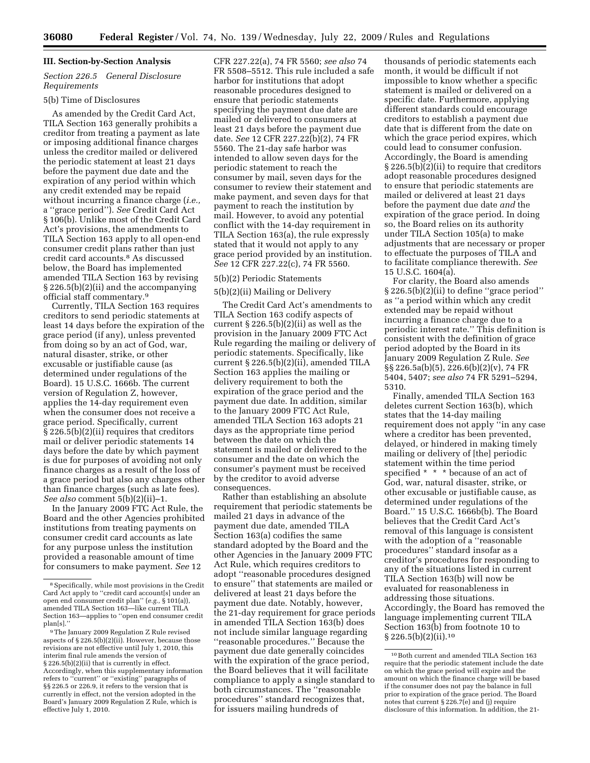## III. Section-by-Section Analysis

### *Section 226.5 General Disclosure Requirements*

#### 5(b) Time of Disclosures

As amended by the Credit Card Act, TILA Section 163 generally prohibits a creditor from treating a payment as late or imposing additional finance charges unless the creditor mailed or delivered the periodic statement at least 21 days before the payment due date and the expiration of any period within which any credit extended may be repaid without incurring a finance charge (*i.e.,* a ''grace period''). *See* Credit Card Act § 106(b). Unlike most of the Credit Card Act's provisions, the amendments to TILA Section 163 apply to all open-end consumer credit plans rather than just credit card accounts.[8] As discussed below, the Board has implemented amended TILA Section 163 by revising § 226.5(b)(2)(ii) and the accompanying official staff commentary.[9]

Currently, TILA Section 163 requires creditors to send periodic statements at least 14 days before the expiration of the grace period (if any), unless prevented from doing so by an act of God, war, natural disaster, strike, or other excusable or justifiable cause (as determined under regulations of the Board). 15 U.S.C. 1666b. The current version of Regulation Z, however, applies the 14-day requirement even when the consumer does not receive a grace period. Specifically, current § 226.5(b)(2)(ii) requires that creditors mail or deliver periodic statements 14 days before the date by which payment is due for purposes of avoiding not only finance charges as a result of the loss of a grace period but also any charges other than finance charges (such as late fees). *See also* comment 5(b)(2)(ii)–1.

In the January 2009 FTC Act Rule, the Board and the other Agencies prohibited institutions from treating payments on consumer credit card accounts as late for any purpose unless the institution provided a reasonable amount of time for consumers to make payment. *See* 12 CFR 227.22(a), 74 FR 5560; *see also* 74 FR 5508–5512. This rule included a safe harbor for institutions that adopt reasonable procedures designed to ensure that periodic statements specifying the payment due date are mailed or delivered to consumers at least 21 days before the payment due date. *See* 12 CFR 227.22(b)(2), 74 FR 5560. The 21-day safe harbor was intended to allow seven days for the periodic statement to reach the consumer by mail, seven days for the consumer to review their statement and make payment, and seven days for that payment to reach the institution by mail. However, to avoid any potential conflict with the 14-day requirement in TILA Section 163(a), the rule expressly stated that it would not apply to any grace period provided by an institution. *See* 12 CFR 227.22(c), 74 FR 5560.

#### 5(b)(2) Periodic Statements

#### 5(b)(2)(ii) Mailing or Delivery

The Credit Card Act's amendments to TILA Section 163 codify aspects of current § 226.5(b)(2)(ii) as well as the provision in the January 2009 FTC Act Rule regarding the mailing or delivery of periodic statements. Specifically, like current § 226.5(b)(2)(ii), amended TILA Section 163 applies the mailing or delivery requirement to both the expiration of the grace period and the payment due date. In addition, similar to the January 2009 FTC Act Rule, amended TILA Section 163 adopts 21 days as the appropriate time period between the date on which the statement is mailed or delivered to the consumer and the date on which the consumer's payment must be received by the creditor to avoid adverse consequences.

Rather than establishing an absolute requirement that periodic statements be mailed 21 days in advance of the payment due date, amended TILA Section 163(a) codifies the same standard adopted by the Board and the other Agencies in the January 2009 FTC Act Rule, which requires creditors to adopt ''reasonable procedures designed to ensure'' that statements are mailed or delivered at least 21 days before the payment due date. Notably, however, the 21-day requirement for grace periods in amended TILA Section 163(b) does not include similar language regarding ''reasonable procedures.'' Because the payment due date generally coincides with the expiration of the grace period, the Board believes that it will facilitate compliance to apply a single standard to both circumstances. The ''reasonable procedures'' standard recognizes that, for issuers mailing hundreds of thousands of periodic statements each month, it would be difficult if not impossible to know whether a specific statement is mailed or delivered on a specific date. Furthermore, applying different standards could encourage creditors to establish a payment due date that is different from the date on which the grace period expires, which could lead to consumer confusion. Accordingly, the Board is amending § 226.5(b)(2)(ii) to require that creditors adopt reasonable procedures designed to ensure that periodic statements are mailed or delivered at least 21 days before the payment due date *and* the expiration of the grace period. In doing so, the Board relies on its authority under TILA Section 105(a) to make adjustments that are necessary or proper to effectuate the purposes of TILA and to facilitate compliance therewith. *See* 15 U.S.C. 1604(a).

For clarity, the Board also amends § 226.5(b)(2)(ii) to define ''grace period'' as ''a period within which any credit extended may be repaid without incurring a finance charge due to a periodic interest rate.'' This definition is consistent with the definition of grace period adopted by the Board in its January 2009 Regulation Z Rule. *See* §§ 226.5a(b)(5), 226.6(b)(2)(v), 74 FR 5404, 5407; *see also* 74 FR 5291–5294, 5310.

Finally, amended TILA Section 163 deletes current Section 163(b), which states that the 14-day mailing requirement does not apply ''in any case where a creditor has been prevented, delayed, or hindered in making timely mailing or delivery of [the] periodic statement within the time period specified * * * because of an act of God, war, natural disaster, strike, or other excusable or justifiable cause, as determined under regulations of the Board.'' 15 U.S.C. 1666b(b). The Board believes that the Credit Card Act's removal of this language is consistent with the adoption of a ''reasonable procedures'' standard insofar as a creditor's procedures for responding to any of the situations listed in current TILA Section 163(b) will now be evaluated for reasonableness in addressing those situations. Accordingly, the Board has removed the language implementing current TILA Section 163(b) from footnote 10 to § 226.5(b)(2)(ii).[10]

---

[8] Specifically, while most provisions in the Credit Card Act apply to ''credit card account[s] under an open end consumer credit plan'' (*e.g.,* § 101(a)), amended TILA Section 163—like current TILA Section 163—applies to ''open end consumer credit plan[s].''

[9] The January 2009 Regulation Z Rule revised aspects of § 226.5(b)(2)(ii). However, because those revisions are not effective until July 1, 2010, this interim final rule amends the version of § 226.5(b)(2)(ii) that is currently in effect. Accordingly, when this supplementary information refers to ''current'' or ''existing'' paragraphs of §§ 226.5 or 226.9, it refers to the version that is currently in effect, not the version adopted in the Board's January 2009 Regulation Z Rule, which is effective July 1, 2010.

[10] Both current and amended TILA Section 163 require that the periodic statement include the date on which the grace period will expire and the amount on which the finance charge will be based if the consumer does not pay the balance in full prior to expiration of the grace period. The Board notes that current § 226.7(e) and (j) require disclosure of this information. In addition, the 21-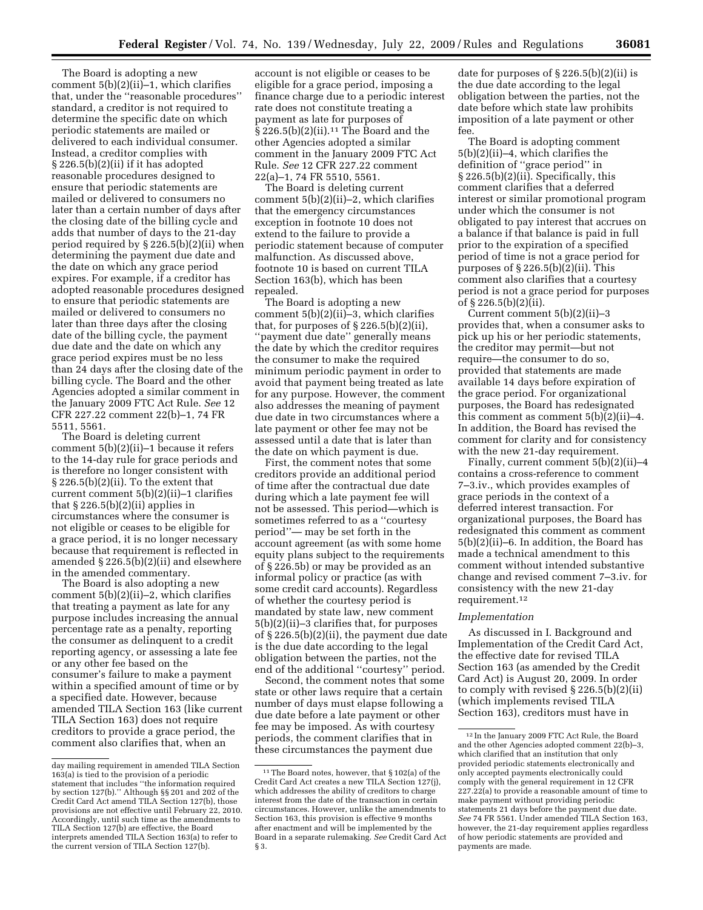The Board is adopting a new comment 5(b)(2)(ii)–1, which clarifies that, under the ''reasonable procedures'' standard, a creditor is not required to determine the specific date on which periodic statements are mailed or delivered to each individual consumer. Instead, a creditor complies with § 226.5(b)(2)(ii) if it has adopted reasonable procedures designed to ensure that periodic statements are mailed or delivered to consumers no later than a certain number of days after the closing date of the billing cycle and adds that number of days to the 21-day period required by § 226.5(b)(2)(ii) when determining the payment due date and the date on which any grace period expires. For example, if a creditor has adopted reasonable procedures designed to ensure that periodic statements are mailed or delivered to consumers no later than three days after the closing date of the billing cycle, the payment due date and the date on which any grace period expires must be no less than 24 days after the closing date of the billing cycle. The Board and the other Agencies adopted a similar comment in the January 2009 FTC Act Rule. *See* 12 CFR 227.22 comment 22(b)–1, 74 FR 5511, 5561.

The Board is deleting current comment 5(b)(2)(ii)–1 because it refers to the 14-day rule for grace periods and is therefore no longer consistent with § 226.5(b)(2)(ii). To the extent that current comment 5(b)(2)(ii)–1 clarifies that § 226.5(b)(2)(ii) applies in circumstances where the consumer is not eligible or ceases to be eligible for a grace period, it is no longer necessary because that requirement is reflected in amended § 226.5(b)(2)(ii) and elsewhere in the amended commentary.

The Board is also adopting a new comment 5(b)(2)(ii)–2, which clarifies that treating a payment as late for any purpose includes increasing the annual percentage rate as a penalty, reporting the consumer as delinquent to a credit reporting agency, or assessing a late fee or any other fee based on the consumer's failure to make a payment within a specified amount of time or by a specified date. However, because amended TILA Section 163 (like current TILA Section 163) does not require creditors to provide a grace period, the comment also clarifies that, when an account is not eligible or ceases to be eligible for a grace period, imposing a finance charge due to a periodic interest rate does not constitute treating a payment as late for purposes of § 226.5(b)(2)(ii).[11] The Board and the other Agencies adopted a similar comment in the January 2009 FTC Act Rule. *See* 12 CFR 227.22 comment 22(a)–1, 74 FR 5510, 5561.

The Board is deleting current comment 5(b)(2)(ii)–2, which clarifies that the emergency circumstances exception in footnote 10 does not extend to the failure to provide a periodic statement because of computer malfunction. As discussed above, footnote 10 is based on current TILA Section 163(b), which has been repealed.

The Board is adopting a new comment 5(b)(2)(ii)–3, which clarifies that, for purposes of § 226.5(b)(2)(ii), ''payment due date'' generally means the date by which the creditor requires the consumer to make the required minimum periodic payment in order to avoid that payment being treated as late for any purpose. However, the comment also addresses the meaning of payment due date in two circumstances where a late payment or other fee may not be assessed until a date that is later than the date on which payment is due.

First, the comment notes that some creditors provide an additional period of time after the contractual due date during which a late payment fee will not be assessed. This period—which is sometimes referred to as a ''courtesy period''— may be set forth in the account agreement (as with some home equity plans subject to the requirements of § 226.5b) or may be provided as an informal policy or practice (as with some credit card accounts). Regardless of whether the courtesy period is mandated by state law, new comment 5(b)(2)(ii)–3 clarifies that, for purposes of § 226.5(b)(2)(ii), the payment due date is the due date according to the legal obligation between the parties, not the end of the additional ''courtesy'' period.

Second, the comment notes that some state or other laws require that a certain number of days must elapse following a due date before a late payment or other fee may be imposed. As with courtesy periods, the comment clarifies that in these circumstances the payment due date for purposes of § 226.5(b)(2)(ii) is the due date according to the legal obligation between the parties, not the date before which state law prohibits imposition of a late payment or other fee.

The Board is adopting comment 5(b)(2)(ii)–4, which clarifies the definition of ''grace period'' in § 226.5(b)(2)(ii). Specifically, this comment clarifies that a deferred interest or similar promotional program under which the consumer is not obligated to pay interest that accrues on a balance if that balance is paid in full prior to the expiration of a specified period of time is not a grace period for purposes of § 226.5(b)(2)(ii). This comment also clarifies that a courtesy period is not a grace period for purposes of § 226.5(b)(2)(ii).

Current comment 5(b)(2)(ii)–3 provides that, when a consumer asks to pick up his or her periodic statements, the creditor may permit—but not require—the consumer to do so, provided that statements are made available 14 days before expiration of the grace period. For organizational purposes, the Board has redesignated this comment as comment 5(b)(2)(ii)–4. In addition, the Board has revised the comment for clarity and for consistency with the new 21-day requirement.

Finally, current comment 5(b)(2)(ii)–4 contains a cross-reference to comment 7–3.iv., which provides examples of grace periods in the context of a deferred interest transaction. For organizational purposes, the Board has redesignated this comment as comment 5(b)(2)(ii)–6. In addition, the Board has made a technical amendment to this comment without intended substantive change and revised comment 7–3.iv. for consistency with the new 21-day requirement.[12]

### *Implementation*

As discussed in I. Background and Implementation of the Credit Card Act, the effective date for revised TILA Section 163 (as amended by the Credit Card Act) is August 20, 2009. In order to comply with revised § 226.5(b)(2)(ii) (which implements revised TILA Section 163), creditors must have in

---

day mailing requirement in amended TILA Section 163(a) is tied to the provision of a periodic statement that includes ''the information required by section 127(b).'' Although §§ 201 and 202 of the Credit Card Act amend TILA Section 127(b), those provisions are not effective until February 22, 2010. Accordingly, until such time as the amendments to TILA Section 127(b) are effective, the Board interprets amended TILA Section 163(a) to refer to the current version of TILA Section 127(b).

[11] The Board notes, however, that § 102(a) of the Credit Card Act creates a new TILA Section 127(j), which addresses the ability of creditors to charge interest from the date of the transaction in certain circumstances. However, unlike the amendments to Section 163, this provision is effective 9 months after enactment and will be implemented by the Board in a separate rulemaking. *See* Credit Card Act § 3.

[12] In the January 2009 FTC Act Rule, the Board and the other Agencies adopted comment 22(b)–3, which clarified that an institution that only provided periodic statements electronically and only accepted payments electronically could comply with the general requirement in 12 CFR 227.22(a) to provide a reasonable amount of time to make payment without providing periodic statements 21 days before the payment due date. *See* 74 FR 5561. Under amended TILA Section 163, however, the 21-day requirement applies regardless of how periodic statements are provided and payments are made.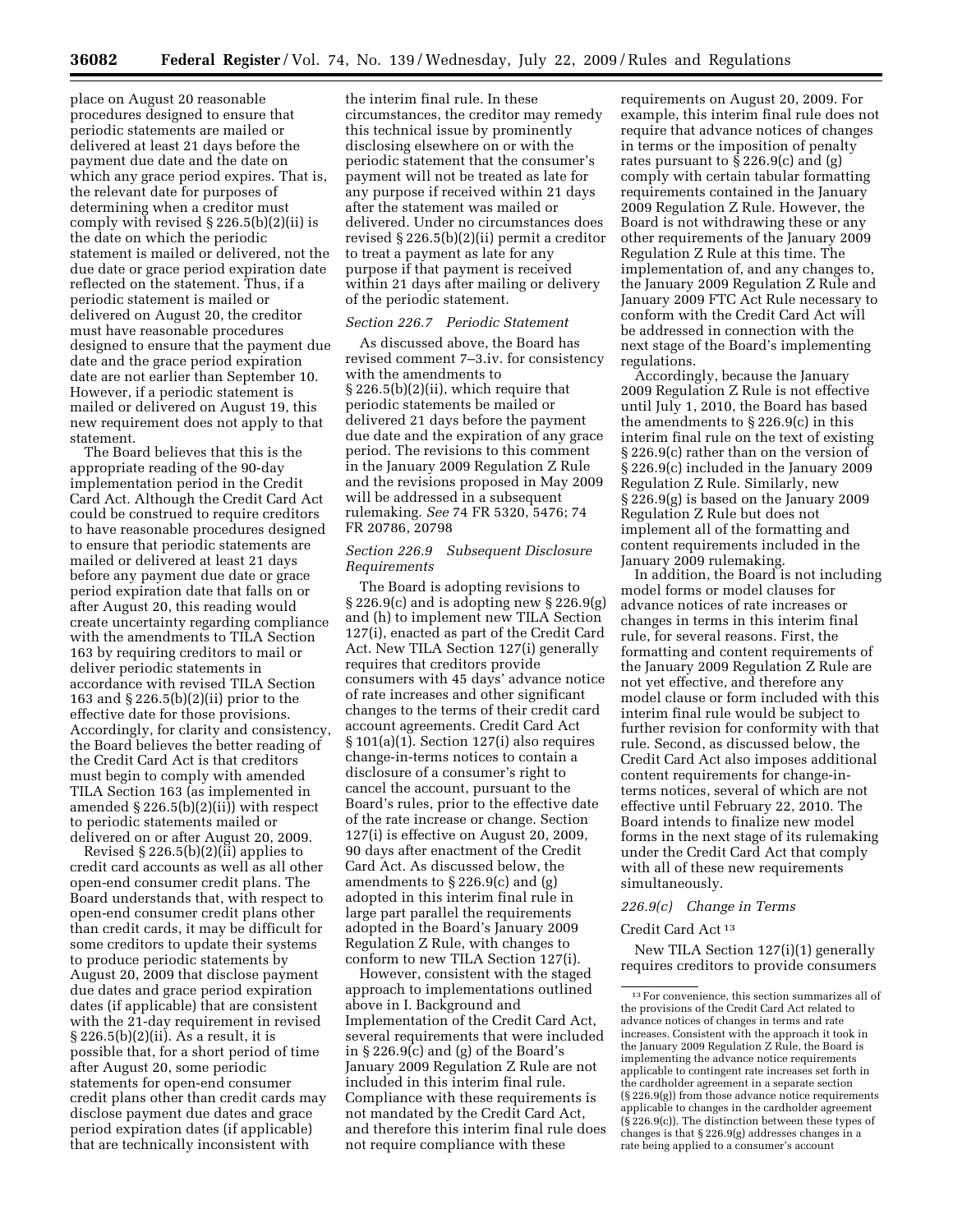place on August 20 reasonable procedures designed to ensure that periodic statements are mailed or delivered at least 21 days before the payment due date and the date on which any grace period expires. That is, the relevant date for purposes of determining when a creditor must comply with revised § 226.5(b)(2)(ii) is the date on which the periodic statement is mailed or delivered, not the due date or grace period expiration date reflected on the statement. Thus, if a periodic statement is mailed or delivered on August 20, the creditor must have reasonable procedures designed to ensure that the payment due date and the grace period expiration date are not earlier than September 10. However, if a periodic statement is mailed or delivered on August 19, this new requirement does not apply to that statement.

The Board believes that this is the appropriate reading of the 90-day implementation period in the Credit Card Act. Although the Credit Card Act could be construed to require creditors to have reasonable procedures designed to ensure that periodic statements are mailed or delivered at least 21 days before any payment due date or grace period expiration date that falls on or after August 20, this reading would create uncertainty regarding compliance with the amendments to TILA Section 163 by requiring creditors to mail or deliver periodic statements in accordance with revised TILA Section 163 and § 226.5(b)(2)(ii) prior to the effective date for those provisions. Accordingly, for clarity and consistency, the Board believes the better reading of the Credit Card Act is that creditors must begin to comply with amended TILA Section 163 (as implemented in amended § 226.5(b)(2)(ii)) with respect to periodic statements mailed or delivered on or after August 20, 2009.

Revised § 226.5(b)(2)(ii) applies to credit card accounts as well as all other open-end consumer credit plans. The Board understands that, with respect to open-end consumer credit plans other than credit cards, it may be difficult for some creditors to update their systems to produce periodic statements by August 20, 2009 that disclose payment due dates and grace period expiration dates (if applicable) that are consistent with the 21-day requirement in revised § 226.5(b)(2)(ii). As a result, it is possible that, for a short period of time after August 20, some periodic statements for open-end consumer credit plans other than credit cards may disclose payment due dates and grace period expiration dates (if applicable) that are technically inconsistent with the interim final rule. In these circumstances, the creditor may remedy this technical issue by prominently disclosing elsewhere on or with the periodic statement that the consumer's payment will not be treated as late for any purpose if received within 21 days after the statement was mailed or delivered. Under no circumstances does revised § 226.5(b)(2)(ii) permit a creditor to treat a payment as late for any purpose if that payment is received within 21 days after mailing or delivery of the periodic statement.

### *Section 226.7 Periodic Statement*

As discussed above, the Board has revised comment 7–3.iv. for consistency with the amendments to § 226.5(b)(2)(ii), which require that periodic statements be mailed or delivered 21 days before the payment due date and the expiration of any grace period. The revisions to this comment in the January 2009 Regulation Z Rule and the revisions proposed in May 2009 will be addressed in a subsequent rulemaking. *See* 74 FR 5320, 5476; 74 FR 20786, 20798

### *Section 226.9 Subsequent Disclosure Requirements*

The Board is adopting revisions to § 226.9(c) and is adopting new § 226.9(g) and (h) to implement new TILA Section 127(i), enacted as part of the Credit Card Act. New TILA Section 127(i) generally requires that creditors provide consumers with 45 days' advance notice of rate increases and other significant changes to the terms of their credit card account agreements. Credit Card Act § 101(a)(1). Section 127(i) also requires change-in-terms notices to contain a disclosure of a consumer's right to cancel the account, pursuant to the Board's rules, prior to the effective date of the rate increase or change. Section 127(i) is effective on August 20, 2009, 90 days after enactment of the Credit Card Act. As discussed below, the amendments to § 226.9(c) and (g) adopted in this interim final rule in large part parallel the requirements adopted in the Board's January 2009 Regulation Z Rule, with changes to conform to new TILA Section 127(i).

However, consistent with the staged approach to implementations outlined above in I. Background and Implementation of the Credit Card Act, several requirements that were included in § 226.9(c) and (g) of the Board's January 2009 Regulation Z Rule are not included in this interim final rule. Compliance with these requirements is not mandated by the Credit Card Act, and therefore this interim final rule does not require compliance with these requirements on August 20, 2009. For example, this interim final rule does not require that advance notices of changes in terms or the imposition of penalty rates pursuant to § 226.9(c) and (g) comply with certain tabular formatting requirements contained in the January 2009 Regulation Z Rule. However, the Board is not withdrawing these or any other requirements of the January 2009 Regulation Z Rule at this time. The implementation of, and any changes to, the January 2009 Regulation Z Rule and January 2009 FTC Act Rule necessary to conform with the Credit Card Act will be addressed in connection with the next stage of the Board's implementing regulations.

Accordingly, because the January 2009 Regulation Z Rule is not effective until July 1, 2010, the Board has based the amendments to § 226.9(c) in this interim final rule on the text of existing § 226.9(c) rather than on the version of § 226.9(c) included in the January 2009 Regulation Z Rule. Similarly, new § 226.9(g) is based on the January 2009 Regulation Z Rule but does not implement all of the formatting and content requirements included in the January 2009 rulemaking.

In addition, the Board is not including model forms or model clauses for advance notices of rate increases or changes in terms in this interim final rule, for several reasons. First, the formatting and content requirements of the January 2009 Regulation Z Rule are not yet effective, and therefore any model clause or form included with this interim final rule would be subject to further revision for conformity with that rule. Second, as discussed below, the Credit Card Act also imposes additional content requirements for change-in-terms notices, several of which are not effective until February 22, 2010. The Board intends to finalize new model forms in the next stage of its rulemaking under the Credit Card Act that comply with all of these new requirements simultaneously.

#### *226.9(c) Change in Terms*

Credit Card Act [13]

New TILA Section 127(i)(1) generally requires creditors to provide consumers

[13] For convenience, this section summarizes all of the provisions of the Credit Card Act related to advance notices of changes in terms and rate increases. Consistent with the approach it took in the January 2009 Regulation Z Rule, the Board is implementing the advance notice requirements applicable to contingent rate increases set forth in the cardholder agreement in a separate section (§ 226.9(g)) from those advance notice requirements applicable to changes in the cardholder agreement (§ 226.9(c)). The distinction between these types of changes is that § 226.9(g) addresses changes in a rate being applied to a consumer's account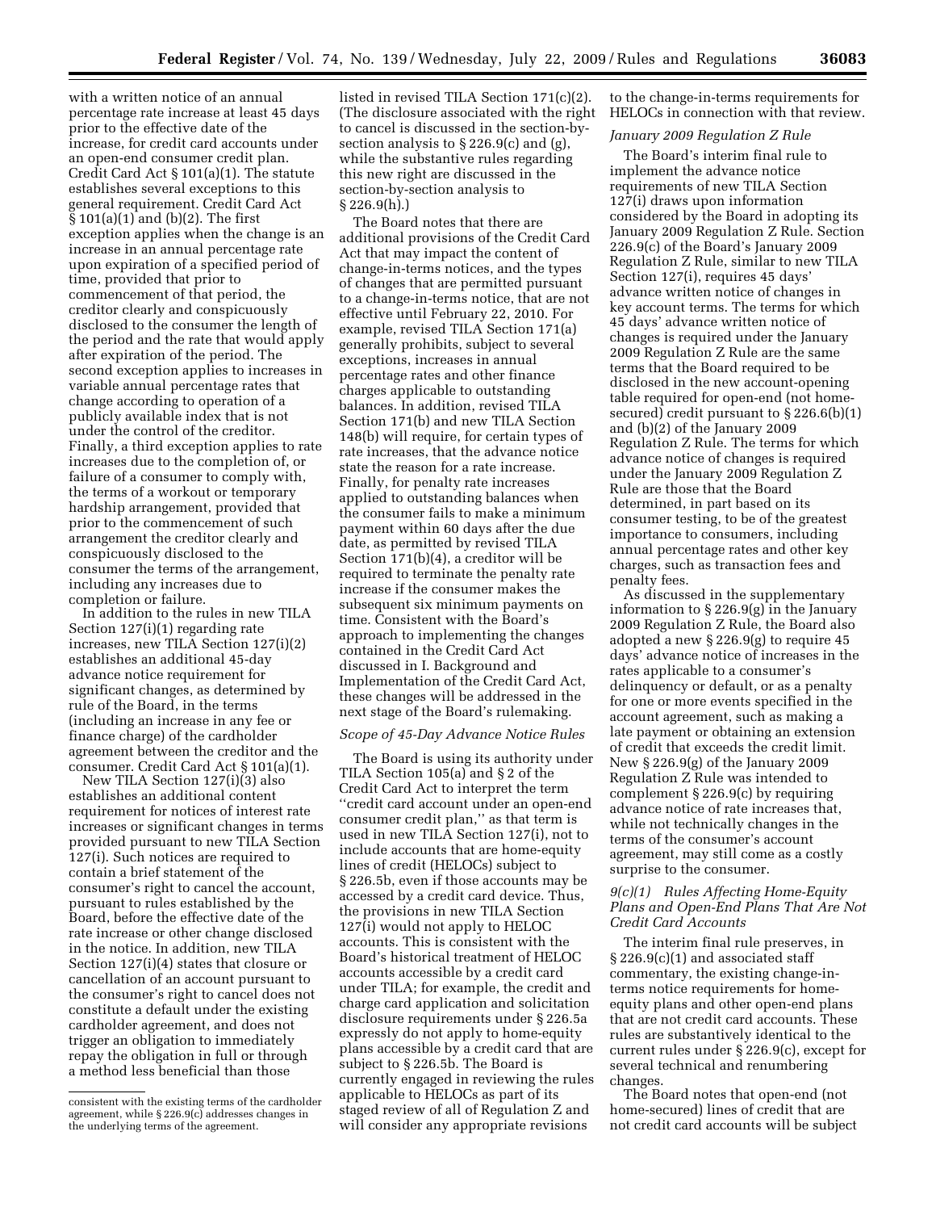with a written notice of an annual percentage rate increase at least 45 days prior to the effective date of the increase, for credit card accounts under an open-end consumer credit plan. Credit Card Act § 101(a)(1). The statute establishes several exceptions to this general requirement. Credit Card Act § 101(a)(1) and (b)(2). The first exception applies when the change is an increase in an annual percentage rate upon expiration of a specified period of time, provided that prior to commencement of that period, the creditor clearly and conspicuously disclosed to the consumer the length of the period and the rate that would apply after expiration of the period. The second exception applies to increases in variable annual percentage rates that change according to operation of a publicly available index that is not under the control of the creditor. Finally, a third exception applies to rate increases due to the completion of, or failure of a consumer to comply with, the terms of a workout or temporary hardship arrangement, provided that prior to the commencement of such arrangement the creditor clearly and conspicuously disclosed to the consumer the terms of the arrangement, including any increases due to completion or failure.

In addition to the rules in new TILA Section 127(i)(1) regarding rate increases, new TILA Section 127(i)(2) establishes an additional 45-day advance notice requirement for significant changes, as determined by rule of the Board, in the terms (including an increase in any fee or finance charge) of the cardholder agreement between the creditor and the consumer. Credit Card Act § 101(a)(1).

New TILA Section 127(i)(3) also establishes an additional content requirement for notices of interest rate increases or significant changes in terms provided pursuant to new TILA Section 127(i). Such notices are required to contain a brief statement of the consumer's right to cancel the account, pursuant to rules established by the Board, before the effective date of the rate increase or other change disclosed in the notice. In addition, new TILA Section 127(i)(4) states that closure or cancellation of an account pursuant to the consumer's right to cancel does not constitute a default under the existing cardholder agreement, and does not trigger an obligation to immediately repay the obligation in full or through a method less beneficial than those listed in revised TILA Section 171(c)(2). (The disclosure associated with the right to cancel is discussed in the section-by-section analysis to § 226.9(c) and (g), while the substantive rules regarding this new right are discussed in the section-by-section analysis to § 226.9(h).)

The Board notes that there are additional provisions of the Credit Card Act that may impact the content of change-in-terms notices, and the types of changes that are permitted pursuant to a change-in-terms notice, that are not effective until February 22, 2010. For example, revised TILA Section 171(a) generally prohibits, subject to several exceptions, increases in annual percentage rates and other finance charges applicable to outstanding balances. In addition, revised TILA Section 171(b) and new TILA Section 148(b) will require, for certain types of rate increases, that the advance notice state the reason for a rate increase. Finally, for penalty rate increases applied to outstanding balances when the consumer fails to make a minimum payment within 60 days after the due date, as permitted by revised TILA Section 171(b)(4), a creditor will be required to terminate the penalty rate increase if the consumer makes the subsequent six minimum payments on time. Consistent with the Board's approach to implementing the changes contained in the Credit Card Act discussed in I. Background and Implementation of the Credit Card Act, these changes will be addressed in the next stage of the Board's rulemaking.

*Scope of 45-Day Advance Notice Rules*

The Board is using its authority under TILA Section 105(a) and § 2 of the Credit Card Act to interpret the term "credit card account under an open-end consumer credit plan," as that term is used in new TILA Section 127(i), not to include accounts that are home-equity lines of credit (HELOCs) subject to § 226.5b, even if those accounts may be accessed by a credit card device. Thus, the provisions in new TILA Section 127(i) would not apply to HELOC accounts. This is consistent with the Board's historical treatment of HELOC accounts accessible by a credit card under TILA; for example, the credit and charge card application and solicitation disclosure requirements under § 226.5a expressly do not apply to home-equity plans accessible by a credit card that are subject to § 226.5b. The Board is currently engaged in reviewing the rules applicable to HELOCs as part of its staged review of all of Regulation Z and will consider any appropriate revisions to the change-in-terms requirements for HELOCs in connection with that review.

*January 2009 Regulation Z Rule*

The Board's interim final rule to implement the advance notice requirements of new TILA Section 127(i) draws upon information considered by the Board in adopting its January 2009 Regulation Z Rule. Section 226.9(c) of the Board's January 2009 Regulation Z Rule, similar to new TILA Section 127(i), requires 45 days' advance written notice of changes in key account terms. The terms for which 45 days' advance written notice of changes is required under the January 2009 Regulation Z Rule are the same terms that the Board required to be disclosed in the new account-opening table required for open-end (not home-secured) credit pursuant to § 226.6(b)(1) and (b)(2) of the January 2009 Regulation Z Rule. The terms for which advance notice of changes is required under the January 2009 Regulation Z Rule are those that the Board determined, in part based on its consumer testing, to be of the greatest importance to consumers, including annual percentage rates and other key charges, such as transaction fees and penalty fees.

As discussed in the supplementary information to § 226.9(g) in the January 2009 Regulation Z Rule, the Board also adopted a new § 226.9(g) to require 45 days' advance notice of increases in the rates applicable to a consumer's delinquency or default, or as a penalty for one or more events specified in the account agreement, such as making a late payment or obtaining an extension of credit that exceeds the credit limit. New § 226.9(g) of the January 2009 Regulation Z Rule was intended to complement § 226.9(c) by requiring advance notice of rate increases that, while not technically changes in the terms of the consumer's account agreement, may still come as a costly surprise to the consumer.

### *9(c)(1) Rules Affecting Home-Equity Plans and Open-End Plans That Are Not Credit Card Accounts*

The interim final rule preserves, in § 226.9(c)(1) and associated staff commentary, the existing change-in-terms notice requirements for home-equity plans and other open-end plans that are not credit card accounts. These rules are substantively identical to the current rules under § 226.9(c), except for several technical and renumbering changes.

The Board notes that open-end (not home-secured) lines of credit that are not credit card accounts will be subject

---

consistent with the existing terms of the cardholder agreement, while § 226.9(c) addresses changes in the underlying terms of the agreement.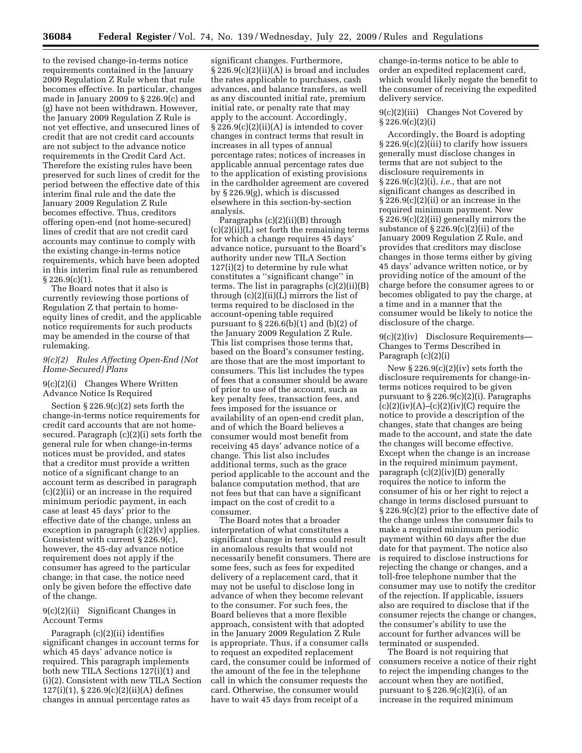to the revised change-in-terms notice requirements contained in the January 2009 Regulation Z Rule when that rule becomes effective. In particular, changes made in January 2009 to § 226.9(c) and (g) have not been withdrawn. However, the January 2009 Regulation Z Rule is not yet effective, and unsecured lines of credit that are not credit card accounts are not subject to the advance notice requirements in the Credit Card Act. Therefore the existing rules have been preserved for such lines of credit for the period between the effective date of this interim final rule and the date the January 2009 Regulation Z Rule becomes effective. Thus, creditors offering open-end (not home-secured) lines of credit that are not credit card accounts may continue to comply with the existing change-in-terms notice requirements, which have been adopted in this interim final rule as renumbered § 226.9(c)(1).

The Board notes that it also is currently reviewing those portions of Regulation Z that pertain to home-equity lines of credit, and the applicable notice requirements for such products may be amended in the course of that rulemaking.

*9(c)(2) Rules Affecting Open-End (Not Home-Secured) Plans*

9(c)(2)(i) Changes Where Written Advance Notice Is Required

Section § 226.9(c)(2) sets forth the change-in-terms notice requirements for credit card accounts that are not home-secured. Paragraph (c)(2)(i) sets forth the general rule for when change-in-terms notices must be provided, and states that a creditor must provide a written notice of a significant change to an account term as described in paragraph (c)(2)(ii) or an increase in the required minimum periodic payment, in each case at least 45 days' prior to the effective date of the change, unless an exception in paragraph (c)(2)(v) applies. Consistent with current § 226.9(c), however, the 45-day advance notice requirement does not apply if the consumer has agreed to the particular change; in that case, the notice need only be given before the effective date of the change.

9(c)(2)(ii) Significant Changes in Account Terms

Paragraph (c)(2)(ii) identifies significant changes in account terms for which 45 days' advance notice is required. This paragraph implements both new TILA Sections 127(i)(1) and (i)(2). Consistent with new TILA Section 127(i)(1), § 226.9(c)(2)(ii)(A) defines changes in annual percentage rates as significant changes. Furthermore, § 226.9(c)(2)(ii)(A) is broad and includes the rates applicable to purchases, cash advances, and balance transfers, as well as any discounted initial rate, premium initial rate, or penalty rate that may apply to the account. Accordingly, § 226.9(c)(2)(ii)(A) is intended to cover changes in contract terms that result in increases in all types of annual percentage rates; notices of increases in applicable annual percentage rates due to the application of existing provisions in the cardholder agreement are covered by § 226.9(g), which is discussed elsewhere in this section-by-section analysis.

Paragraphs (c)(2)(ii)(B) through (c)(2)(ii)(L) set forth the remaining terms for which a change requires 45 days' advance notice, pursuant to the Board's authority under new TILA Section 127(i)(2) to determine by rule what constitutes a ''significant change'' in terms. The list in paragraphs (c)(2)(ii)(B) through (c)(2)(ii)(L) mirrors the list of terms required to be disclosed in the account-opening table required pursuant to § 226.6(b)(1) and (b)(2) of the January 2009 Regulation Z Rule. This list comprises those terms that, based on the Board's consumer testing, are those that are the most important to consumers. This list includes the types of fees that a consumer should be aware of prior to use of the account, such as key penalty fees, transaction fees, and fees imposed for the issuance or availability of an open-end credit plan, and of which the Board believes a consumer would most benefit from receiving 45 days' advance notice of a change. This list also includes additional terms, such as the grace period applicable to the account and the balance computation method, that are not fees but that can have a significant impact on the cost of credit to a consumer.

The Board notes that a broader interpretation of what constitutes a significant change in terms could result in anomalous results that would not necessarily benefit consumers. There are some fees, such as fees for expedited delivery of a replacement card, that it may not be useful to disclose long in advance of when they become relevant to the consumer. For such fees, the Board believes that a more flexible approach, consistent with that adopted in the January 2009 Regulation Z Rule is appropriate. Thus, if a consumer calls to request an expedited replacement card, the consumer could be informed of the amount of the fee in the telephone call in which the consumer requests the card. Otherwise, the consumer would have to wait 45 days from receipt of a change-in-terms notice to be able to order an expedited replacement card, which would likely negate the benefit to the consumer of receiving the expedited delivery service.

9(c)(2)(iii) Changes Not Covered by § 226.9(c)(2)(i)

Accordingly, the Board is adopting § 226.9(c)(2)(iii) to clarify how issuers generally must disclose changes in terms that are not subject to the disclosure requirements in § 226.9(c)(2)(i), *i.e.,* that are not significant changes as described in § 226.9(c)(2)(ii) or an increase in the required minimum payment. New § 226.9(c)(2)(iii) generally mirrors the substance of § 226.9(c)(2)(ii) of the January 2009 Regulation Z Rule, and provides that creditors may disclose changes in those terms either by giving 45 days' advance written notice, or by providing notice of the amount of the charge before the consumer agrees to or becomes obligated to pay the charge, at a time and in a manner that the consumer would be likely to notice the disclosure of the charge.

9(c)(2)(iv) Disclosure Requirements—Changes to Terms Described in Paragraph (c)(2)(i)

New § 226.9(c)(2)(iv) sets forth the disclosure requirements for change-in-terms notices required to be given pursuant to § 226.9(c)(2)(i). Paragraphs (c)(2)(iv)(A)–(c)(2)(iv)(C) require the notice to provide a description of the changes, state that changes are being made to the account, and state the date the changes will become effective. Except when the change is an increase in the required minimum payment, paragraph (c)(2)(iv)(D) generally requires the notice to inform the consumer of his or her right to reject a change in terms disclosed pursuant to § 226.9(c)(2) prior to the effective date of the change unless the consumer fails to make a required minimum periodic payment within 60 days after the due date for that payment. The notice also is required to disclose instructions for rejecting the change or changes, and a toll-free telephone number that the consumer may use to notify the creditor of the rejection. If applicable, issuers also are required to disclose that if the consumer rejects the change or changes, the consumer's ability to use the account for further advances will be terminated or suspended.

The Board is not requiring that consumers receive a notice of their right to reject the impending changes to the account when they are notified, pursuant to § 226.9(c)(2)(i), of an increase in the required minimum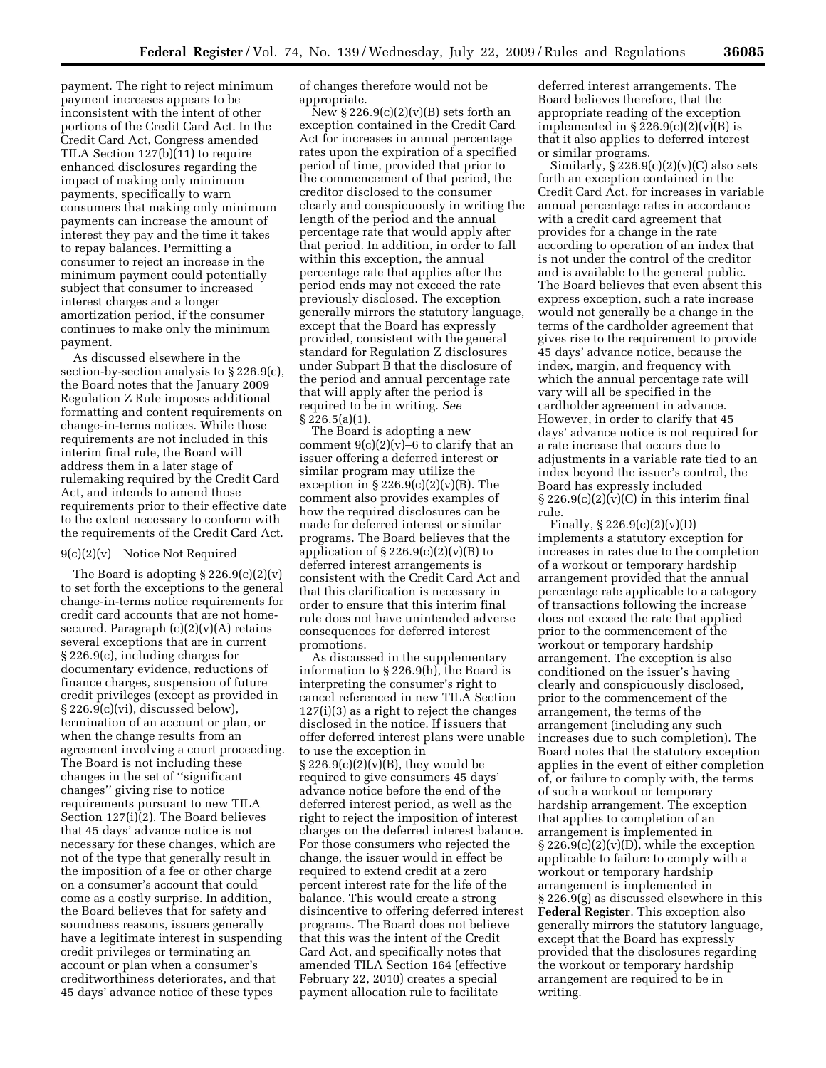payment. The right to reject minimum payment increases appears to be inconsistent with the intent of other portions of the Credit Card Act. In the Credit Card Act, Congress amended TILA Section 127(b)(11) to require enhanced disclosures regarding the impact of making only minimum payments, specifically to warn consumers that making only minimum payments can increase the amount of interest they pay and the time it takes to repay balances. Permitting a consumer to reject an increase in the minimum payment could potentially subject that consumer to increased interest charges and a longer amortization period, if the consumer continues to make only the minimum payment.

As discussed elsewhere in the section-by-section analysis to § 226.9(c), the Board notes that the January 2009 Regulation Z Rule imposes additional formatting and content requirements on change-in-terms notices. While those requirements are not included in this interim final rule, the Board will address them in a later stage of rulemaking required by the Credit Card Act, and intends to amend those requirements prior to their effective date to the extent necessary to conform with the requirements of the Credit Card Act.

9(c)(2)(v) Notice Not Required

The Board is adopting § 226.9(c)(2)(v) to set forth the exceptions to the general change-in-terms notice requirements for credit card accounts that are not home-secured. Paragraph (c)(2)(v)(A) retains several exceptions that are in current § 226.9(c), including charges for documentary evidence, reductions of finance charges, suspension of future credit privileges (except as provided in § 226.9(c)(vi), discussed below), termination of an account or plan, or when the change results from an agreement involving a court proceeding. The Board is not including these changes in the set of ''significant changes'' giving rise to notice requirements pursuant to new TILA Section 127(i)(2). The Board believes that 45 days' advance notice is not necessary for these changes, which are not of the type that generally result in the imposition of a fee or other charge on a consumer's account that could come as a costly surprise. In addition, the Board believes that for safety and soundness reasons, issuers generally have a legitimate interest in suspending credit privileges or terminating an account or plan when a consumer's creditworthiness deteriorates, and that 45 days' advance notice of these types of changes therefore would not be appropriate.

New § 226.9(c)(2)(v)(B) sets forth an exception contained in the Credit Card Act for increases in annual percentage rates upon the expiration of a specified period of time, provided that prior to the commencement of that period, the creditor disclosed to the consumer clearly and conspicuously in writing the length of the period and the annual percentage rate that would apply after that period. In addition, in order to fall within this exception, the annual percentage rate that applies after the period ends may not exceed the rate previously disclosed. The exception generally mirrors the statutory language, except that the Board has expressly provided, consistent with the general standard for Regulation Z disclosures under Subpart B that the disclosure of the period and annual percentage rate that will apply after the period is required to be in writing. *See* § 226.5(a)(1).

The Board is adopting a new comment 9(c)(2)(v)–6 to clarify that an issuer offering a deferred interest or similar program may utilize the exception in § 226.9(c)(2)(v)(B). The comment also provides examples of how the required disclosures can be made for deferred interest or similar programs. The Board believes that the application of § 226.9(c)(2)(v)(B) to deferred interest arrangements is consistent with the Credit Card Act and that this clarification is necessary in order to ensure that this interim final rule does not have unintended adverse consequences for deferred interest promotions.

As discussed in the supplementary information to § 226.9(h), the Board is interpreting the consumer's right to cancel referenced in new TILA Section 127(i)(3) as a right to reject the changes disclosed in the notice. If issuers that offer deferred interest plans were unable to use the exception in § 226.9(c)(2)(v)(B), they would be required to give consumers 45 days' advance notice before the end of the deferred interest period, as well as the right to reject the imposition of interest charges on the deferred interest balance. For those consumers who rejected the change, the issuer would in effect be required to extend credit at a zero percent interest rate for the life of the balance. This would create a strong disincentive to offering deferred interest programs. The Board does not believe that this was the intent of the Credit Card Act, and specifically notes that amended TILA Section 164 (effective February 22, 2010) creates a special payment allocation rule to facilitate deferred interest arrangements. The Board believes therefore, that the appropriate reading of the exception implemented in § 226.9(c)(2)(v)(B) is that it also applies to deferred interest or similar programs.

Similarly, § 226.9(c)(2)(v)(C) also sets forth an exception contained in the Credit Card Act, for increases in variable annual percentage rates in accordance with a credit card agreement that provides for a change in the rate according to operation of an index that is not under the control of the creditor and is available to the general public. The Board believes that even absent this express exception, such a rate increase would not generally be a change in the terms of the cardholder agreement that gives rise to the requirement to provide 45 days' advance notice, because the index, margin, and frequency with which the annual percentage rate will vary will all be specified in the cardholder agreement in advance. However, in order to clarify that 45 days' advance notice is not required for a rate increase that occurs due to adjustments in a variable rate tied to an index beyond the issuer's control, the Board has expressly included § 226.9(c)(2)(v)(C) in this interim final rule.

Finally, § 226.9(c)(2)(v)(D) implements a statutory exception for increases in rates due to the completion of a workout or temporary hardship arrangement provided that the annual percentage rate applicable to a category of transactions following the increase does not exceed the rate that applied prior to the commencement of the workout or temporary hardship arrangement. The exception is also conditioned on the issuer's having clearly and conspicuously disclosed, prior to the commencement of the arrangement, the terms of the arrangement (including any such increases due to such completion). The Board notes that the statutory exception applies in the event of either completion of, or failure to comply with, the terms of such a workout or temporary hardship arrangement. The exception that applies to completion of an arrangement is implemented in § 226.9(c)(2)(v)(D), while the exception applicable to failure to comply with a workout or temporary hardship arrangement is implemented in § 226.9(g) as discussed elsewhere in this **Federal Register**. This exception also generally mirrors the statutory language, except that the Board has expressly provided that the disclosures regarding the workout or temporary hardship arrangement are required to be in writing.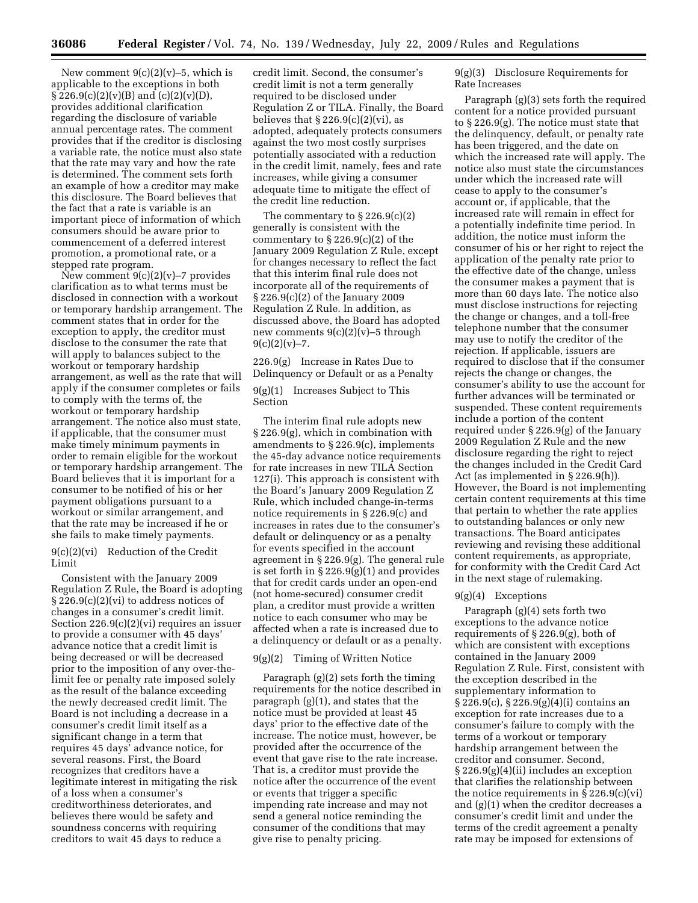New comment 9(c)(2)(v)–5, which is applicable to the exceptions in both § 226.9(c)(2)(v)(B) and (c)(2)(v)(D), provides additional clarification regarding the disclosure of variable annual percentage rates. The comment provides that if the creditor is disclosing a variable rate, the notice must also state that the rate may vary and how the rate is determined. The comment sets forth an example of how a creditor may make this disclosure. The Board believes that the fact that a rate is variable is an important piece of information of which consumers should be aware prior to commencement of a deferred interest promotion, a promotional rate, or a stepped rate program.

New comment 9(c)(2)(v)–7 provides clarification as to what terms must be disclosed in connection with a workout or temporary hardship arrangement. The comment states that in order for the exception to apply, the creditor must disclose to the consumer the rate that will apply to balances subject to the workout or temporary hardship arrangement, as well as the rate that will apply if the consumer completes or fails to comply with the terms of, the workout or temporary hardship arrangement. The notice also must state, if applicable, that the consumer must make timely minimum payments in order to remain eligible for the workout or temporary hardship arrangement. The Board believes that it is important for a consumer to be notified of his or her payment obligations pursuant to a workout or similar arrangement, and that the rate may be increased if he or she fails to make timely payments.

### 9(c)(2)(vi) Reduction of the Credit Limit

Consistent with the January 2009 Regulation Z Rule, the Board is adopting § 226.9(c)(2)(vi) to address notices of changes in a consumer's credit limit. Section 226.9(c)(2)(vi) requires an issuer to provide a consumer with 45 days' advance notice that a credit limit is being decreased or will be decreased prior to the imposition of any over-the-limit fee or penalty rate imposed solely as the result of the balance exceeding the newly decreased credit limit. The Board is not including a decrease in a consumer's credit limit itself as a significant change in a term that requires 45 days' advance notice, for several reasons. First, the Board recognizes that creditors have a legitimate interest in mitigating the risk of a loss when a consumer's creditworthiness deteriorates, and believes there would be safety and soundness concerns with requiring creditors to wait 45 days to reduce a credit limit. Second, the consumer's credit limit is not a term generally required to be disclosed under Regulation Z or TILA. Finally, the Board believes that § 226.9(c)(2)(vi), as adopted, adequately protects consumers against the two most costly surprises potentially associated with a reduction in the credit limit, namely, fees and rate increases, while giving a consumer adequate time to mitigate the effect of the credit line reduction.

The commentary to § 226.9(c)(2) generally is consistent with the commentary to § 226.9(c)(2) of the January 2009 Regulation Z Rule, except for changes necessary to reflect the fact that this interim final rule does not incorporate all of the requirements of § 226.9(c)(2) of the January 2009 Regulation Z Rule. In addition, as discussed above, the Board has adopted new comments 9(c)(2)(v)–5 through 9(c)(2)(v)–7.

## 226.9(g) Increase in Rates Due to Delinquency or Default or as a Penalty

### 9(g)(1) Increases Subject to This Section

The interim final rule adopts new § 226.9(g), which in combination with amendments to § 226.9(c), implements the 45-day advance notice requirements for rate increases in new TILA Section 127(i). This approach is consistent with the Board's January 2009 Regulation Z Rule, which included change-in-terms notice requirements in § 226.9(c) and increases in rates due to the consumer's default or delinquency or as a penalty for events specified in the account agreement in § 226.9(g). The general rule is set forth in § 226.9(g)(1) and provides that for credit cards under an open-end (not home-secured) consumer credit plan, a creditor must provide a written notice to each consumer who may be affected when a rate is increased due to a delinquency or default or as a penalty.

### 9(g)(2) Timing of Written Notice

Paragraph (g)(2) sets forth the timing requirements for the notice described in paragraph (g)(1), and states that the notice must be provided at least 45 days' prior to the effective date of the increase. The notice must, however, be provided after the occurrence of the event that gave rise to the rate increase. That is, a creditor must provide the notice after the occurrence of the event or events that trigger a specific impending rate increase and may not send a general notice reminding the consumer of the conditions that may give rise to penalty pricing.

### 9(g)(3) Disclosure Requirements for Rate Increases

Paragraph (g)(3) sets forth the required content for a notice provided pursuant to § 226.9(g). The notice must state that the delinquency, default, or penalty rate has been triggered, and the date on which the increased rate will apply. The notice also must state the circumstances under which the increased rate will cease to apply to the consumer's account or, if applicable, that the increased rate will remain in effect for a potentially indefinite time period. In addition, the notice must inform the consumer of his or her right to reject the application of the penalty rate prior to the effective date of the change, unless the consumer makes a payment that is more than 60 days late. The notice also must disclose instructions for rejecting the change or changes, and a toll-free telephone number that the consumer may use to notify the creditor of the rejection. If applicable, issuers are required to disclose that if the consumer rejects the change or changes, the consumer's ability to use the account for further advances will be terminated or suspended. These content requirements include a portion of the content required under § 226.9(g) of the January 2009 Regulation Z Rule and the new disclosure regarding the right to reject the changes included in the Credit Card Act (as implemented in § 226.9(h)). However, the Board is not implementing certain content requirements at this time that pertain to whether the rate applies to outstanding balances or only new transactions. The Board anticipates reviewing and revising these additional content requirements, as appropriate, for conformity with the Credit Card Act in the next stage of rulemaking.

### 9(g)(4) Exceptions

Paragraph (g)(4) sets forth two exceptions to the advance notice requirements of § 226.9(g), both of which are consistent with exceptions contained in the January 2009 Regulation Z Rule. First, consistent with the exception described in the supplementary information to § 226.9(c), § 226.9(g)(4)(i) contains an exception for rate increases due to a consumer's failure to comply with the terms of a workout or temporary hardship arrangement between the creditor and consumer. Second, § 226.9(g)(4)(ii) includes an exception that clarifies the relationship between the notice requirements in § 226.9(c)(vi) and (g)(1) when the creditor decreases a consumer's credit limit and under the terms of the credit agreement a penalty rate may be imposed for extensions of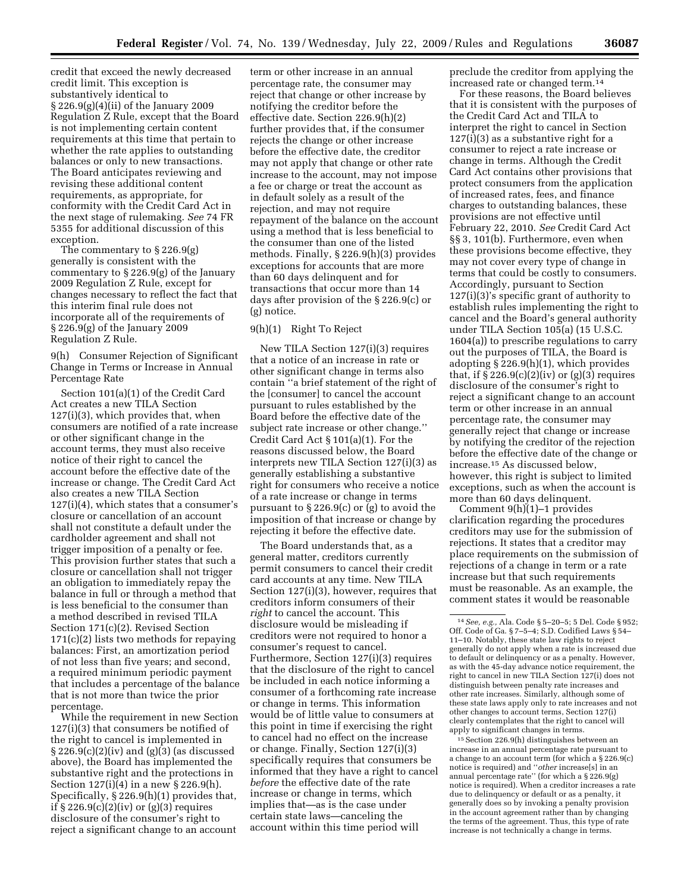credit that exceed the newly decreased credit limit. This exception is substantively identical to § 226.9(g)(4)(ii) of the January 2009 Regulation Z Rule, except that the Board is not implementing certain content requirements at this time that pertain to whether the rate applies to outstanding balances or only to new transactions. The Board anticipates reviewing and revising these additional content requirements, as appropriate, for conformity with the Credit Card Act in the next stage of rulemaking. *See* 74 FR 5355 for additional discussion of this exception.

The commentary to § 226.9(g) generally is consistent with the commentary to § 226.9(g) of the January 2009 Regulation Z Rule, except for changes necessary to reflect the fact that this interim final rule does not incorporate all of the requirements of § 226.9(g) of the January 2009 Regulation Z Rule.

9(h) Consumer Rejection of Significant Change in Terms or Increase in Annual Percentage Rate

Section 101(a)(1) of the Credit Card Act creates a new TILA Section 127(i)(3), which provides that, when consumers are notified of a rate increase or other significant change in the account terms, they must also receive notice of their right to cancel the account before the effective date of the increase or change. The Credit Card Act also creates a new TILA Section 127(i)(4), which states that a consumer's closure or cancellation of an account shall not constitute a default under the cardholder agreement and shall not trigger imposition of a penalty or fee. This provision further states that such a closure or cancellation shall not trigger an obligation to immediately repay the balance in full or through a method that is less beneficial to the consumer than a method described in revised TILA Section 171(c)(2). Revised Section 171(c)(2) lists two methods for repaying balances: First, an amortization period of not less than five years; and second, a required minimum periodic payment that includes a percentage of the balance that is not more than twice the prior percentage.

While the requirement in new Section 127(i)(3) that consumers be notified of the right to cancel is implemented in § 226.9(c)(2)(iv) and (g)(3) (as discussed above), the Board has implemented the substantive right and the protections in Section 127(i)(4) in a new § 226.9(h). Specifically, § 226.9(h)(1) provides that, if § 226.9(c)(2)(iv) or (g)(3) requires disclosure of the consumer's right to reject a significant change to an account term or other increase in an annual percentage rate, the consumer may reject that change or other increase by notifying the creditor before the effective date. Section 226.9(h)(2) further provides that, if the consumer rejects the change or other increase before the effective date, the creditor may not apply that change or other rate increase to the account, may not impose a fee or charge or treat the account as in default solely as a result of the rejection, and may not require repayment of the balance on the account using a method that is less beneficial to the consumer than one of the listed methods. Finally, § 226.9(h)(3) provides exceptions for accounts that are more than 60 days delinquent and for transactions that occur more than 14 days after provision of the § 226.9(c) or (g) notice.

9(h)(1) Right To Reject

New TILA Section 127(i)(3) requires that a notice of an increase in rate or other significant change in terms also contain "a brief statement of the right of the [consumer] to cancel the account pursuant to rules established by the Board before the effective date of the subject rate increase or other change." Credit Card Act § 101(a)(1). For the reasons discussed below, the Board interprets new TILA Section 127(i)(3) as generally establishing a substantive right for consumers who receive a notice of a rate increase or change in terms pursuant to § 226.9(c) or (g) to avoid the imposition of that increase or change by rejecting it before the effective date.

The Board understands that, as a general matter, creditors currently permit consumers to cancel their credit card accounts at any time. New TILA Section 127(i)(3), however, requires that creditors inform consumers of their *right* to cancel the account. This disclosure would be misleading if creditors were not required to honor a consumer's request to cancel. Furthermore, Section 127(i)(3) requires that the disclosure of the right to cancel be included in each notice informing a consumer of a forthcoming rate increase or change in terms. This information would be of little value to consumers at this point in time if exercising the right to cancel had no effect on the increase or change. Finally, Section 127(i)(3) specifically requires that consumers be informed that they have a right to cancel *before* the effective date of the rate increase or change in terms, which implies that—as is the case under certain state laws—canceling the account within this time period will preclude the creditor from applying the increased rate or changed term.[14]

For these reasons, the Board believes that it is consistent with the purposes of the Credit Card Act and TILA to interpret the right to cancel in Section 127(i)(3) as a substantive right for a consumer to reject a rate increase or change in terms. Although the Credit Card Act contains other provisions that protect consumers from the application of increased rates, fees, and finance charges to outstanding balances, these provisions are not effective until February 22, 2010. *See* Credit Card Act §§ 3, 101(b). Furthermore, even when these provisions become effective, they may not cover every type of change in terms that could be costly to consumers. Accordingly, pursuant to Section 127(i)(3)'s specific grant of authority to establish rules implementing the right to cancel and the Board's general authority under TILA Section 105(a) (15 U.S.C. 1604(a)) to prescribe regulations to carry out the purposes of TILA, the Board is adopting § 226.9(h)(1), which provides that, if § 226.9(c)(2)(iv) or (g)(3) requires disclosure of the consumer's right to reject a significant change to an account term or other increase in an annual percentage rate, the consumer may generally reject that change or increase by notifying the creditor of the rejection before the effective date of the change or increase.[15] As discussed below, however, this right is subject to limited exceptions, such as when the account is more than 60 days delinquent.

Comment 9(h)(1)–1 provides clarification regarding the procedures creditors may use for the submission of rejections. It states that a creditor may place requirements on the submission of rejections of a change in term or a rate increase but that such requirements must be reasonable. As an example, the comment states it would be reasonable

---

[14] *See, e.g.,* Ala. Code § 5–20–5; 5 Del. Code § 952; Off. Code of Ga. § 7–5–4; S.D. Codified Laws § 54–11–10. Notably, these state law rights to reject generally do not apply when a rate is increased due to default or delinquency or as a penalty. However, as with the 45-day advance notice requirement, the right to cancel in new TILA Section 127(i) does not distinguish between penalty rate increases and other rate increases. Similarly, although some of these state laws apply only to rate increases and not other changes to account terms, Section 127(i) clearly contemplates that the right to cancel will apply to significant changes in terms.

[15] Section 226.9(h) distinguishes between an increase in an annual percentage rate pursuant to a change to an account term (for which a § 226.9(c) notice is required) and "*other* increase[s] in an annual percentage rate" (for which a § 226.9(g) notice is required). When a creditor increases a rate due to delinquency or default or as a penalty, it generally does so by invoking a penalty provision in the account agreement rather than by changing the terms of the agreement. Thus, this type of rate increase is not technically a change in terms.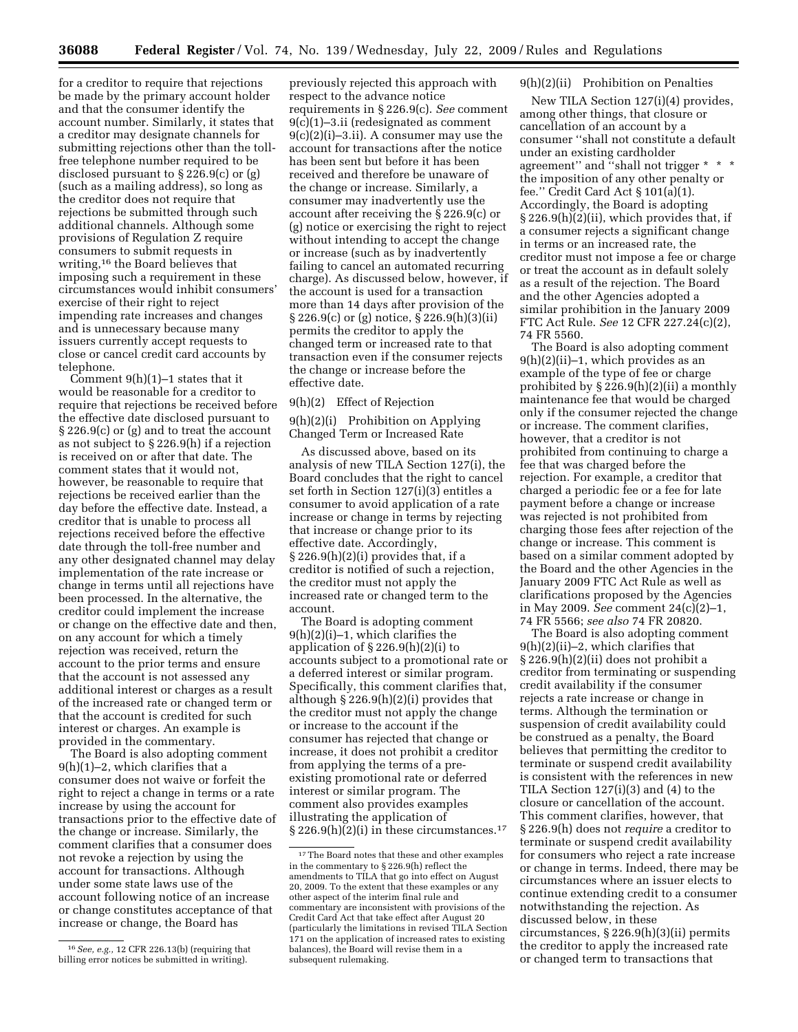for a creditor to require that rejections be made by the primary account holder and that the consumer identify the account number. Similarly, it states that a creditor may designate channels for submitting rejections other than the toll-free telephone number required to be disclosed pursuant to § 226.9(c) or (g) (such as a mailing address), so long as the creditor does not require that rejections be submitted through such additional channels. Although some provisions of Regulation Z require consumers to submit requests in writing,[16] the Board believes that imposing such a requirement in these circumstances would inhibit consumers' exercise of their right to reject impending rate increases and changes and is unnecessary because many issuers currently accept requests to close or cancel credit card accounts by telephone.

Comment 9(h)(1)–1 states that it would be reasonable for a creditor to require that rejections be received before the effective date disclosed pursuant to § 226.9(c) or (g) and to treat the account as not subject to § 226.9(h) if a rejection is received on or after that date. The comment states that it would not, however, be reasonable to require that rejections be received earlier than the day before the effective date. Instead, a creditor that is unable to process all rejections received before the effective date through the toll-free number and any other designated channel may delay implementation of the rate increase or change in terms until all rejections have been processed. In the alternative, the creditor could implement the increase or change on the effective date and then, on any account for which a timely rejection was received, return the account to the prior terms and ensure that the account is not assessed any additional interest or charges as a result of the increased rate or changed term or that the account is credited for such interest or charges. An example is provided in the commentary.

The Board is also adopting comment 9(h)(1)–2, which clarifies that a consumer does not waive or forfeit the right to reject a change in terms or a rate increase by using the account for transactions prior to the effective date of the change or increase. Similarly, the comment clarifies that a consumer does not revoke a rejection by using the account for transactions. Although under some state laws use of the account following notice of an increase or change constitutes acceptance of that increase or change, the Board has previously rejected this approach with respect to the advance notice requirements in § 226.9(c). *See* comment 9(c)(1)–3.ii (redesignated as comment 9(c)(2)(i)–3.ii). A consumer may use the account for transactions after the notice has been sent but before it has been received and therefore be unaware of the change or increase. Similarly, a consumer may inadvertently use the account after receiving the § 226.9(c) or (g) notice or exercising the right to reject without intending to accept the change or increase (such as by inadvertently failing to cancel an automated recurring charge). As discussed below, however, if the account is used for a transaction more than 14 days after provision of the § 226.9(c) or (g) notice, § 226.9(h)(3)(ii) permits the creditor to apply the changed term or increased rate to that transaction even if the consumer rejects the change or increase before the effective date.

9(h)(2) Effect of Rejection

9(h)(2)(i) Prohibition on Applying Changed Term or Increased Rate

As discussed above, based on its analysis of new TILA Section 127(i), the Board concludes that the right to cancel set forth in Section 127(i)(3) entitles a consumer to avoid application of a rate increase or change in terms by rejecting that increase or change prior to its effective date. Accordingly, § 226.9(h)(2)(i) provides that, if a creditor is notified of such a rejection, the creditor must not apply the increased rate or changed term to the account.

The Board is adopting comment 9(h)(2)(i)–1, which clarifies the application of § 226.9(h)(2)(i) to accounts subject to a promotional rate or a deferred interest or similar program. Specifically, this comment clarifies that, although § 226.9(h)(2)(i) provides that the creditor must not apply the change or increase to the account if the consumer has rejected that change or increase, it does not prohibit a creditor from applying the terms of a pre-existing promotional rate or deferred interest or similar program. The comment also provides examples illustrating the application of § 226.9(h)(2)(i) in these circumstances.[17]

9(h)(2)(ii) Prohibition on Penalties

New TILA Section 127(i)(4) provides, among other things, that closure or cancellation of an account by a consumer "shall not constitute a default under an existing cardholder agreement" and "shall not trigger * * * the imposition of any other penalty or fee." Credit Card Act § 101(a)(1). Accordingly, the Board is adopting § 226.9(h)(2)(ii), which provides that, if a consumer rejects a significant change in terms or an increased rate, the creditor must not impose a fee or charge or treat the account as in default solely as a result of the rejection. The Board and the other Agencies adopted a similar prohibition in the January 2009 FTC Act Rule. *See* 12 CFR 227.24(c)(2), 74 FR 5560.

The Board is also adopting comment 9(h)(2)(ii)–1, which provides as an example of the type of fee or charge prohibited by § 226.9(h)(2)(ii) a monthly maintenance fee that would be charged only if the consumer rejected the change or increase. The comment clarifies, however, that a creditor is not prohibited from continuing to charge a fee that was charged before the rejection. For example, a creditor that charged a periodic fee or a fee for late payment before a change or increase was rejected is not prohibited from charging those fees after rejection of the change or increase. This comment is based on a similar comment adopted by the Board and the other Agencies in the January 2009 FTC Act Rule as well as clarifications proposed by the Agencies in May 2009. *See* comment 24(c)(2)–1, 74 FR 5566; *see also* 74 FR 20820.

The Board is also adopting comment 9(h)(2)(ii)–2, which clarifies that § 226.9(h)(2)(ii) does not prohibit a creditor from terminating or suspending credit availability if the consumer rejects a rate increase or change in terms. Although the termination or suspension of credit availability could be construed as a penalty, the Board believes that permitting the creditor to terminate or suspend credit availability is consistent with the references in new TILA Section 127(i)(3) and (4) to the closure or cancellation of the account. This comment clarifies, however, that § 226.9(h) does not *require* a creditor to terminate or suspend credit availability for consumers who reject a rate increase or change in terms. Indeed, there may be circumstances where an issuer elects to continue extending credit to a consumer notwithstanding the rejection. As discussed below, in these circumstances, § 226.9(h)(3)(ii) permits the creditor to apply the increased rate or changed term to transactions that

---

[16] *See, e.g.*, 12 CFR 226.13(b) (requiring that billing error notices be submitted in writing).

[17] The Board notes that these and other examples in the commentary to § 226.9(h) reflect the amendments to TILA that go into effect on August 20, 2009. To the extent that these examples or any other aspect of the interim final rule and commentary are inconsistent with provisions of the Credit Card Act that take effect after August 20 (particularly the limitations in revised TILA Section 171 on the application of increased rates to existing balances), the Board will revise them in a subsequent rulemaking.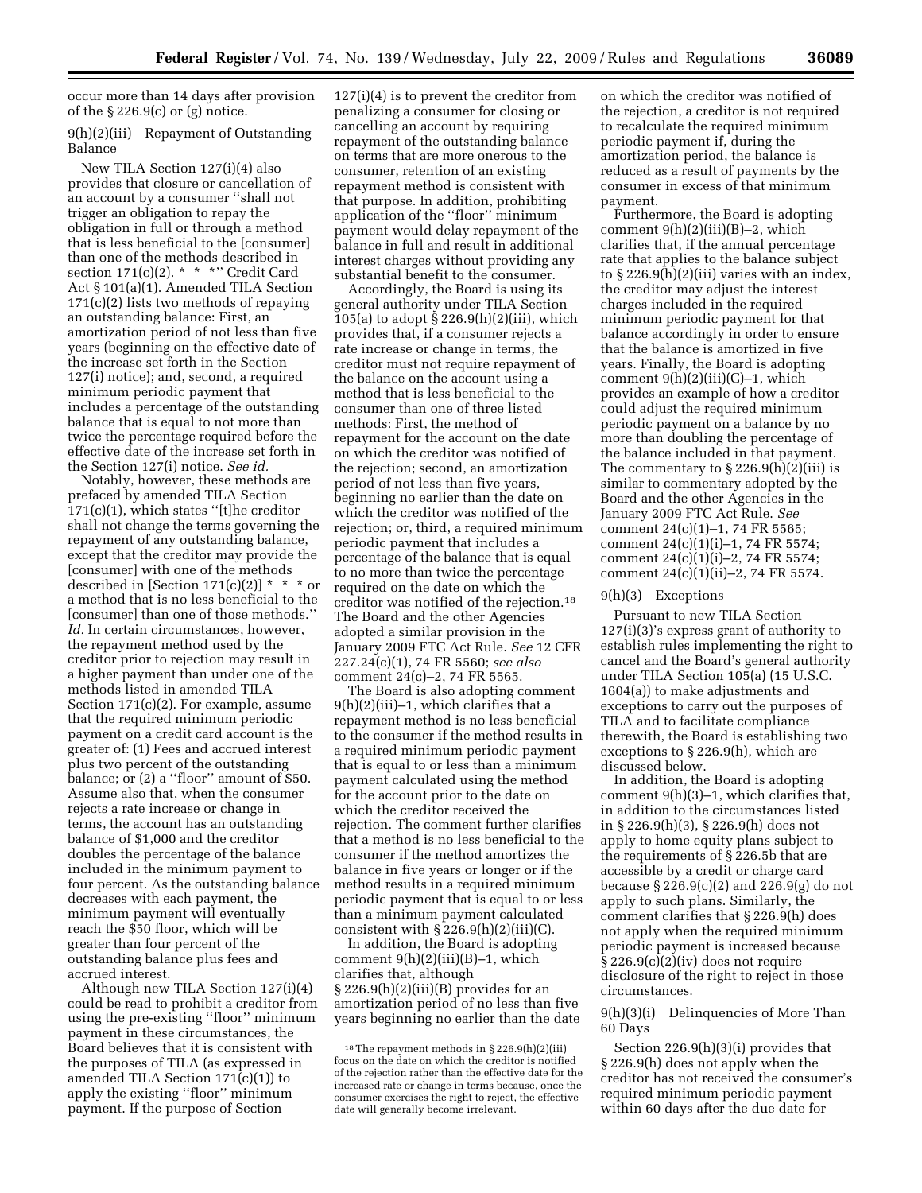occur more than 14 days after provision of the § 226.9(c) or (g) notice.

9(h)(2)(iii) Repayment of Outstanding Balance

New TILA Section 127(i)(4) also provides that closure or cancellation of an account by a consumer ''shall not trigger an obligation to repay the obligation in full or through a method that is less beneficial to the [consumer] than one of the methods described in section 171(c)(2). * * *'' Credit Card Act § 101(a)(1). Amended TILA Section 171(c)(2) lists two methods of repaying an outstanding balance: First, an amortization period of not less than five years (beginning on the effective date of the increase set forth in the Section 127(i) notice); and, second, a required minimum periodic payment that includes a percentage of the outstanding balance that is equal to not more than twice the percentage required before the effective date of the increase set forth in the Section 127(i) notice. *See id.*

Notably, however, these methods are prefaced by amended TILA Section 171(c)(1), which states ''[t]he creditor shall not change the terms governing the repayment of any outstanding balance, except that the creditor may provide the [consumer] with one of the methods described in [Section 171(c)(2)] * * * or a method that is no less beneficial to the [consumer] than one of those methods.'' *Id.* In certain circumstances, however, the repayment method used by the creditor prior to rejection may result in a higher payment than under one of the methods listed in amended TILA Section 171(c)(2). For example, assume that the required minimum periodic payment on a credit card account is the greater of: (1) Fees and accrued interest plus two percent of the outstanding balance; or (2) a ''floor'' amount of $50. Assume also that, when the consumer rejects a rate increase or change in terms, the account has an outstanding balance of $1,000 and the creditor doubles the percentage of the balance included in the minimum payment to four percent. As the outstanding balance decreases with each payment, the minimum payment will eventually reach the $50 floor, which will be greater than four percent of the outstanding balance plus fees and accrued interest.

Although new TILA Section 127(i)(4) could be read to prohibit a creditor from using the pre-existing ''floor'' minimum payment in these circumstances, the Board believes that it is consistent with the purposes of TILA (as expressed in amended TILA Section 171(c)(1)) to apply the existing ''floor'' minimum payment. If the purpose of Section 127(i)(4) is to prevent the creditor from penalizing a consumer for closing or cancelling an account by requiring repayment of the outstanding balance on terms that are more onerous to the consumer, retention of an existing repayment method is consistent with that purpose. In addition, prohibiting application of the ''floor'' minimum payment would delay repayment of the balance in full and result in additional interest charges without providing any substantial benefit to the consumer.

Accordingly, the Board is using its general authority under TILA Section 105(a) to adopt § 226.9(h)(2)(iii), which provides that, if a consumer rejects a rate increase or change in terms, the creditor must not require repayment of the balance on the account using a method that is less beneficial to the consumer than one of three listed methods: First, the method of repayment for the account on the date on which the creditor was notified of the rejection; second, an amortization period of not less than five years, beginning no earlier than the date on which the creditor was notified of the rejection; or, third, a required minimum periodic payment that includes a percentage of the balance that is equal to no more than twice the percentage required on the date on which the creditor was notified of the rejection.[18] The Board and the other Agencies adopted a similar provision in the January 2009 FTC Act Rule. *See* 12 CFR 227.24(c)(1), 74 FR 5560; *see also* comment 24(c)–2, 74 FR 5565.

The Board is also adopting comment 9(h)(2)(iii)–1, which clarifies that a repayment method is no less beneficial to the consumer if the method results in a required minimum periodic payment that is equal to or less than a minimum payment calculated using the method for the account prior to the date on which the creditor received the rejection. The comment further clarifies that a method is no less beneficial to the consumer if the method amortizes the balance in five years or longer or if the method results in a required minimum periodic payment that is equal to or less than a minimum payment calculated consistent with § 226.9(h)(2)(iii)(C).

In addition, the Board is adopting comment 9(h)(2)(iii)(B)–1, which clarifies that, although § 226.9(h)(2)(iii)(B) provides for an amortization period of no less than five years beginning no earlier than the date on which the creditor was notified of the rejection, a creditor is not required to recalculate the required minimum periodic payment if, during the amortization period, the balance is reduced as a result of payments by the consumer in excess of that minimum payment.

Furthermore, the Board is adopting comment 9(h)(2)(iii)(B)–2, which clarifies that, if the annual percentage rate that applies to the balance subject to § 226.9(h)(2)(iii) varies with an index, the creditor may adjust the interest charges included in the required minimum periodic payment for that balance accordingly in order to ensure that the balance is amortized in five years. Finally, the Board is adopting comment 9(h)(2)(iii)(C)–1, which provides an example of how a creditor could adjust the required minimum periodic payment on a balance by no more than doubling the percentage of the balance included in that payment. The commentary to § 226.9(h)(2)(iii) is similar to commentary adopted by the Board and the other Agencies in the January 2009 FTC Act Rule. *See* comment 24(c)(1)–1, 74 FR 5565; comment 24(c)(1)(i)–1, 74 FR 5574; comment 24(c)(1)(i)–2, 74 FR 5574; comment 24(c)(1)(ii)–2, 74 FR 5574.

9(h)(3) Exceptions

Pursuant to new TILA Section 127(i)(3)'s express grant of authority to establish rules implementing the right to cancel and the Board's general authority under TILA Section 105(a) (15 U.S.C. 1604(a)) to make adjustments and exceptions to carry out the purposes of TILA and to facilitate compliance therewith, the Board is establishing two exceptions to § 226.9(h), which are discussed below.

In addition, the Board is adopting comment 9(h)(3)–1, which clarifies that, in addition to the circumstances listed in § 226.9(h)(3), § 226.9(h) does not apply to home equity plans subject to the requirements of § 226.5b that are accessible by a credit or charge card because § 226.9(c)(2) and 226.9(g) do not apply to such plans. Similarly, the comment clarifies that § 226.9(h) does not apply when the required minimum periodic payment is increased because § 226.9(c)(2)(iv) does not require disclosure of the right to reject in those circumstances.

9(h)(3)(i) Delinquencies of More Than 60 Days

Section 226.9(h)(3)(i) provides that § 226.9(h) does not apply when the creditor has not received the consumer's required minimum periodic payment within 60 days after the due date for

[18] The repayment methods in § 226.9(h)(2)(iii) focus on the date on which the creditor is notified of the rejection rather than the effective date for the increased rate or change in terms because, once the consumer exercises the right to reject, the effective date will generally become irrelevant.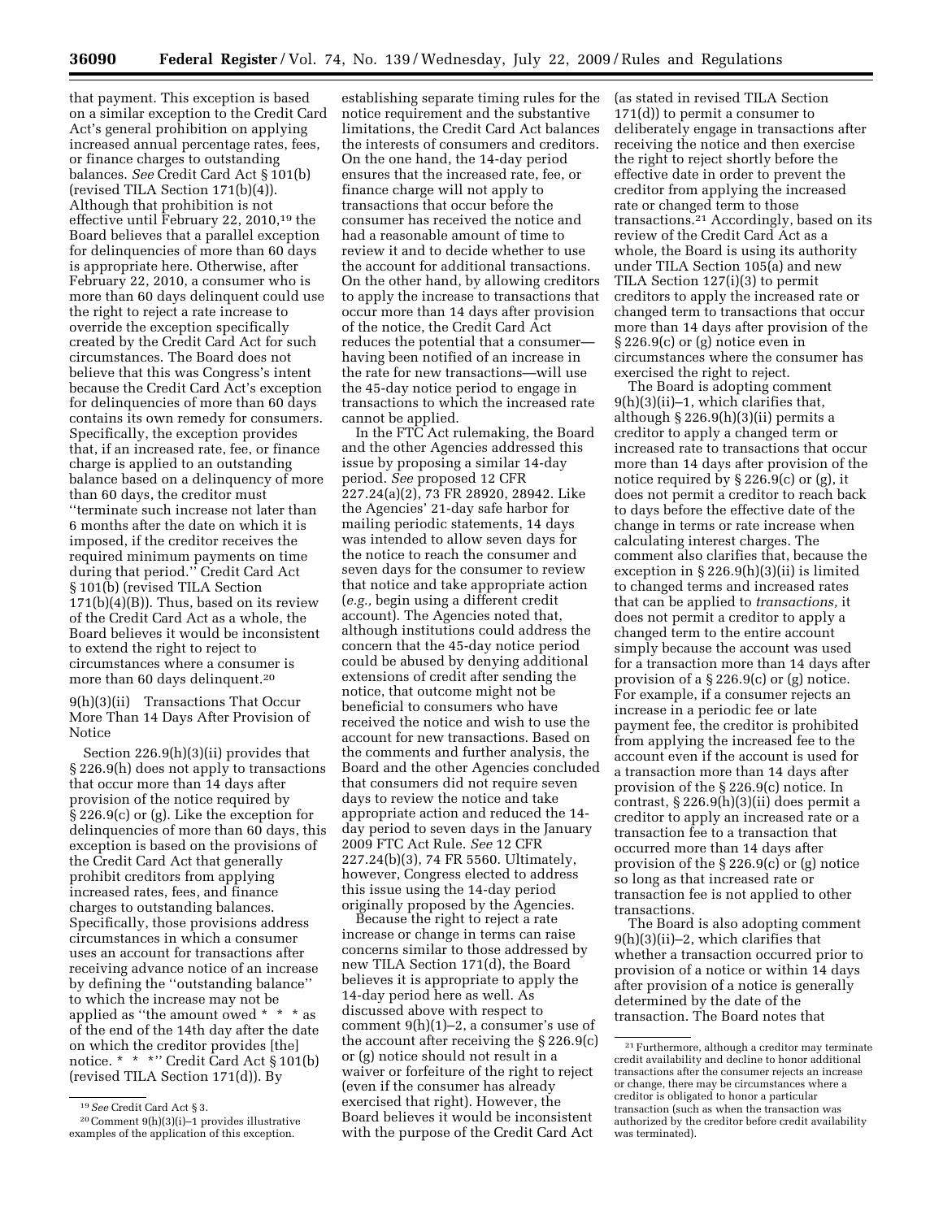that payment. This exception is based on a similar exception to the Credit Card Act's general prohibition on applying increased annual percentage rates, fees, or finance charges to outstanding balances. *See* Credit Card Act § 101(b) (revised TILA Section 171(b)(4)). Although that prohibition is not effective until February 22, 2010,[19] the Board believes that a parallel exception for delinquencies of more than 60 days is appropriate here. Otherwise, after February 22, 2010, a consumer who is more than 60 days delinquent could use the right to reject a rate increase to override the exception specifically created by the Credit Card Act for such circumstances. The Board does not believe that this was Congress's intent because the Credit Card Act's exception for delinquencies of more than 60 days contains its own remedy for consumers. Specifically, the exception provides that, if an increased rate, fee, or finance charge is applied to an outstanding balance based on a delinquency of more than 60 days, the creditor must ''terminate such increase not later than 6 months after the date on which it is imposed, if the creditor receives the required minimum payments on time during that period.'' Credit Card Act § 101(b) (revised TILA Section 171(b)(4)(B)). Thus, based on its review of the Credit Card Act as a whole, the Board believes it would be inconsistent to extend the right to reject to circumstances where a consumer is more than 60 days delinquent.[20]

9(h)(3)(ii) Transactions That Occur More Than 14 Days After Provision of Notice

Section 226.9(h)(3)(ii) provides that § 226.9(h) does not apply to transactions that occur more than 14 days after provision of the notice required by § 226.9(c) or (g). Like the exception for delinquencies of more than 60 days, this exception is based on the provisions of the Credit Card Act that generally prohibit creditors from applying increased rates, fees, and finance charges to outstanding balances. Specifically, those provisions address circumstances in which a consumer uses an account for transactions after receiving advance notice of an increase by defining the ''outstanding balance'' to which the increase may not be applied as ''the amount owed * * * as of the end of the 14th day after the date on which the creditor provides [the] notice. * * *'' Credit Card Act § 101(b) (revised TILA Section 171(d)). By establishing separate timing rules for the notice requirement and the substantive limitations, the Credit Card Act balances the interests of consumers and creditors. On the one hand, the 14-day period ensures that the increased rate, fee, or finance charge will not apply to transactions that occur before the consumer has received the notice and had a reasonable amount of time to review it and to decide whether to use the account for additional transactions. On the other hand, by allowing creditors to apply the increase to transactions that occur more than 14 days after provision of the notice, the Credit Card Act reduces the potential that a consumer—having been notified of an increase in the rate for new transactions—will use the 45-day notice period to engage in transactions to which the increased rate cannot be applied.

In the FTC Act rulemaking, the Board and the other Agencies addressed this issue by proposing a similar 14-day period. *See* proposed 12 CFR 227.24(a)(2), 73 FR 28920, 28942. Like the Agencies' 21-day safe harbor for mailing periodic statements, 14 days was intended to allow seven days for the notice to reach the consumer and seven days for the consumer to review that notice and take appropriate action (*e.g.,* begin using a different credit account). The Agencies noted that, although institutions could address the concern that the 45-day notice period could be abused by denying additional extensions of credit after sending the notice, that outcome might not be beneficial to consumers who have received the notice and wish to use the account for new transactions. Based on the comments and further analysis, the Board and the other Agencies concluded that consumers did not require seven days to review the notice and take appropriate action and reduced the 14-day period to seven days in the January 2009 FTC Act Rule. *See* 12 CFR 227.24(b)(3), 74 FR 5560. Ultimately, however, Congress elected to address this issue using the 14-day period originally proposed by the Agencies.

Because the right to reject a rate increase or change in terms can raise concerns similar to those addressed by new TILA Section 171(d), the Board believes it is appropriate to apply the 14-day period here as well. As discussed above with respect to comment 9(h)(1)–2, a consumer's use of the account after receiving the § 226.9(c) or (g) notice should not result in a waiver or forfeiture of the right to reject (even if the consumer has already exercised that right). However, the Board believes it would be inconsistent with the purpose of the Credit Card Act (as stated in revised TILA Section 171(d)) to permit a consumer to deliberately engage in transactions after receiving the notice and then exercise the right to reject shortly before the effective date in order to prevent the creditor from applying the increased rate or changed term to those transactions.[21] Accordingly, based on its review of the Credit Card Act as a whole, the Board is using its authority under TILA Section 105(a) and new TILA Section 127(i)(3) to permit creditors to apply the increased rate or changed term to transactions that occur more than 14 days after provision of the § 226.9(c) or (g) notice even in circumstances where the consumer has exercised the right to reject.

The Board is adopting comment 9(h)(3)(ii)–1, which clarifies that, although § 226.9(h)(3)(ii) permits a creditor to apply a changed term or increased rate to transactions that occur more than 14 days after provision of the notice required by § 226.9(c) or (g), it does not permit a creditor to reach back to days before the effective date of the change in terms or rate increase when calculating interest charges. The comment also clarifies that, because the exception in § 226.9(h)(3)(ii) is limited to changed terms and increased rates that can be applied to *transactions,* it does not permit a creditor to apply a changed term to the entire account simply because the account was used for a transaction more than 14 days after provision of a § 226.9(c) or (g) notice. For example, if a consumer rejects an increase in a periodic fee or late payment fee, the creditor is prohibited from applying the increased fee to the account even if the account is used for a transaction more than 14 days after provision of the § 226.9(c) notice. In contrast, § 226.9(h)(3)(ii) does permit a creditor to apply an increased rate or a transaction fee to a transaction that occurred more than 14 days after provision of the § 226.9(c) or (g) notice so long as that increased rate or transaction fee is not applied to other transactions.

The Board is also adopting comment 9(h)(3)(ii)–2, which clarifies that whether a transaction occurred prior to provision of a notice or within 14 days after provision of a notice is generally determined by the date of the transaction. The Board notes that

---

[19] *See* Credit Card Act § 3.

[20] Comment 9(h)(3)(i)–1 provides illustrative examples of the application of this exception.

[21] Furthermore, although a creditor may terminate credit availability and decline to honor additional transactions after the consumer rejects an increase or change, there may be circumstances where a creditor is obligated to honor a particular transaction (such as when the transaction was authorized by the creditor before credit availability was terminated).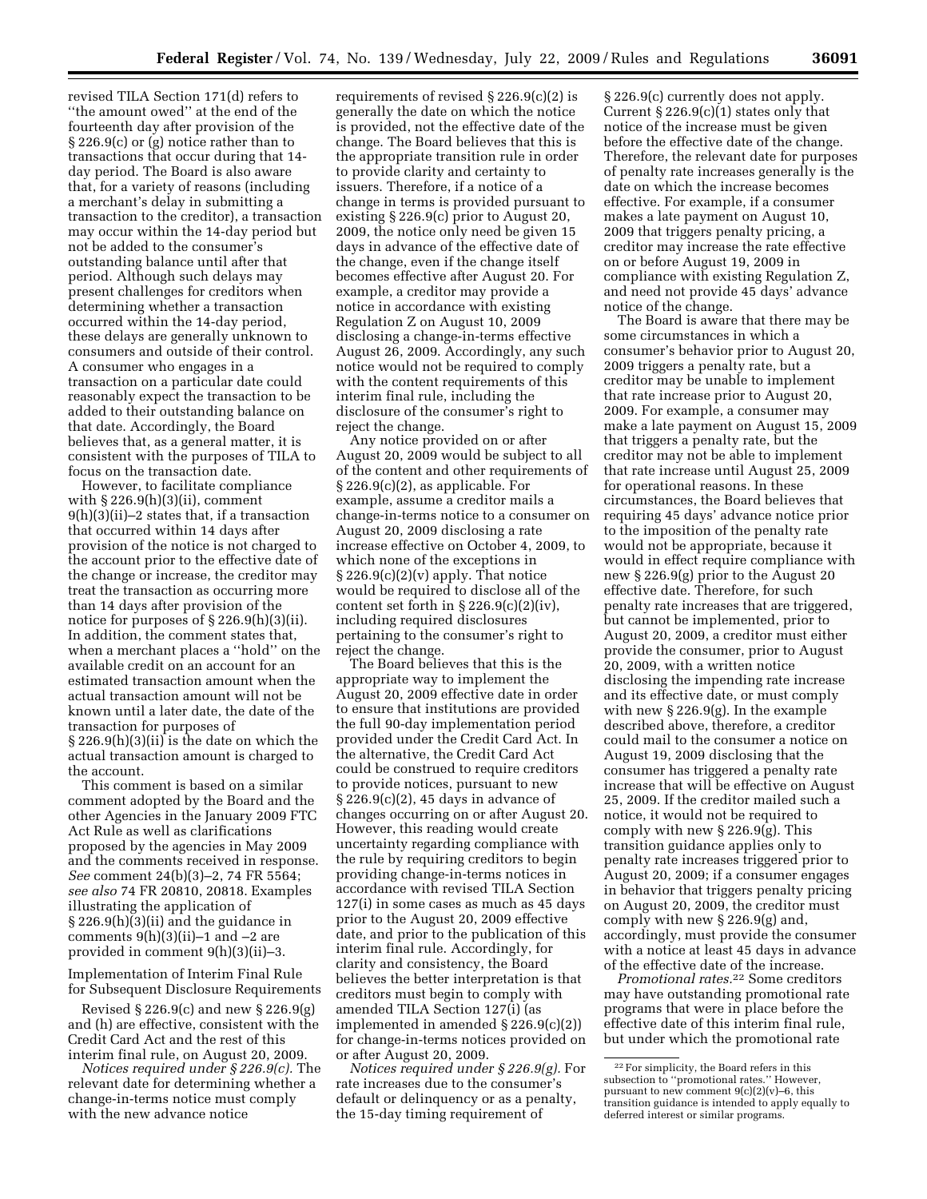revised TILA Section 171(d) refers to ''the amount owed'' at the end of the fourteenth day after provision of the § 226.9(c) or (g) notice rather than to transactions that occur during that 14-day period. The Board is also aware that, for a variety of reasons (including a merchant's delay in submitting a transaction to the creditor), a transaction may occur within the 14-day period but not be added to the consumer's outstanding balance until after that period. Although such delays may present challenges for creditors when determining whether a transaction occurred within the 14-day period, these delays are generally unknown to consumers and outside of their control. A consumer who engages in a transaction on a particular date could reasonably expect the transaction to be added to their outstanding balance on that date. Accordingly, the Board believes that, as a general matter, it is consistent with the purposes of TILA to focus on the transaction date.

However, to facilitate compliance with § 226.9(h)(3)(ii), comment 9(h)(3)(ii)–2 states that, if a transaction that occurred within 14 days after provision of the notice is not charged to the account prior to the effective date of the change or increase, the creditor may treat the transaction as occurring more than 14 days after provision of the notice for purposes of § 226.9(h)(3)(ii). In addition, the comment states that, when a merchant places a ''hold'' on the available credit on an account for an estimated transaction amount when the actual transaction amount will not be known until a later date, the date of the transaction for purposes of § 226.9(h)(3)(ii) is the date on which the actual transaction amount is charged to the account.

This comment is based on a similar comment adopted by the Board and the other Agencies in the January 2009 FTC Act Rule as well as clarifications proposed by the agencies in May 2009 and the comments received in response. *See* comment 24(b)(3)–2, 74 FR 5564; *see also* 74 FR 20810, 20818. Examples illustrating the application of § 226.9(h)(3)(ii) and the guidance in comments 9(h)(3)(ii)–1 and –2 are provided in comment 9(h)(3)(ii)–3.

Implementation of Interim Final Rule for Subsequent Disclosure Requirements

Revised § 226.9(c) and new § 226.9(g) and (h) are effective, consistent with the Credit Card Act and the rest of this interim final rule, on August 20, 2009.

*Notices required under § 226.9(c).* The relevant date for determining whether a change-in-terms notice must comply with the new advance notice requirements of revised § 226.9(c)(2) is generally the date on which the notice is provided, not the effective date of the change. The Board believes that this is the appropriate transition rule in order to provide clarity and certainty to issuers. Therefore, if a notice of a change in terms is provided pursuant to existing § 226.9(c) prior to August 20, 2009, the notice only need be given 15 days in advance of the effective date of the change, even if the change itself becomes effective after August 20. For example, a creditor may provide a notice in accordance with existing Regulation Z on August 10, 2009 disclosing a change-in-terms effective August 26, 2009. Accordingly, any such notice would not be required to comply with the content requirements of this interim final rule, including the disclosure of the consumer's right to reject the change.

Any notice provided on or after August 20, 2009 would be subject to all of the content and other requirements of § 226.9(c)(2), as applicable. For example, assume a creditor mails a change-in-terms notice to a consumer on August 20, 2009 disclosing a rate increase effective on October 4, 2009, to which none of the exceptions in § 226.9(c)(2)(v) apply. That notice would be required to disclose all of the content set forth in § 226.9(c)(2)(iv), including required disclosures pertaining to the consumer's right to reject the change.

The Board believes that this is the appropriate way to implement the August 20, 2009 effective date in order to ensure that institutions are provided the full 90-day implementation period provided under the Credit Card Act. In the alternative, the Credit Card Act could be construed to require creditors to provide notices, pursuant to new § 226.9(c)(2), 45 days in advance of changes occurring on or after August 20. However, this reading would create uncertainty regarding compliance with the rule by requiring creditors to begin providing change-in-terms notices in accordance with revised TILA Section 127(i) in some cases as much as 45 days prior to the August 20, 2009 effective date, and prior to the publication of this interim final rule. Accordingly, for clarity and consistency, the Board believes the better interpretation is that creditors must begin to comply with amended TILA Section 127(i) (as implemented in amended § 226.9(c)(2)) for change-in-terms notices provided on or after August 20, 2009.

*Notices required under § 226.9(g).* For rate increases due to the consumer's default or delinquency or as a penalty, the 15-day timing requirement of § 226.9(c) currently does not apply. Current § 226.9(c)(1) states only that notice of the increase must be given before the effective date of the change. Therefore, the relevant date for purposes of penalty rate increases generally is the date on which the increase becomes effective. For example, if a consumer makes a late payment on August 10, 2009 that triggers penalty pricing, a creditor may increase the rate effective on or before August 19, 2009 in compliance with existing Regulation Z, and need not provide 45 days' advance notice of the change.

The Board is aware that there may be some circumstances in which a consumer's behavior prior to August 20, 2009 triggers a penalty rate, but a creditor may be unable to implement that rate increase prior to August 20, 2009. For example, a consumer may make a late payment on August 15, 2009 that triggers a penalty rate, but the creditor may not be able to implement that rate increase until August 25, 2009 for operational reasons. In these circumstances, the Board believes that requiring 45 days' advance notice prior to the imposition of the penalty rate would not be appropriate, because it would in effect require compliance with new § 226.9(g) prior to the August 20 effective date. Therefore, for such penalty rate increases that are triggered, but cannot be implemented, prior to August 20, 2009, a creditor must either provide the consumer, prior to August 20, 2009, with a written notice disclosing the impending rate increase and its effective date, or must comply with new § 226.9(g). In the example described above, therefore, a creditor could mail to the consumer a notice on August 19, 2009 disclosing that the consumer has triggered a penalty rate increase that will be effective on August 25, 2009. If the creditor mailed such a notice, it would not be required to comply with new § 226.9(g). This transition guidance applies only to penalty rate increases triggered prior to August 20, 2009; if a consumer engages in behavior that triggers penalty pricing on August 20, 2009, the creditor must comply with new § 226.9(g) and, accordingly, must provide the consumer with a notice at least 45 days in advance of the effective date of the increase.

*Promotional rates.*[22] Some creditors may have outstanding promotional rate programs that were in place before the effective date of this interim final rule, but under which the promotional rate

[22] For simplicity, the Board refers in this subsection to ''promotional rates.'' However, pursuant to new comment 9(c)(2)(v)–6, this transition guidance is intended to apply equally to deferred interest or similar programs.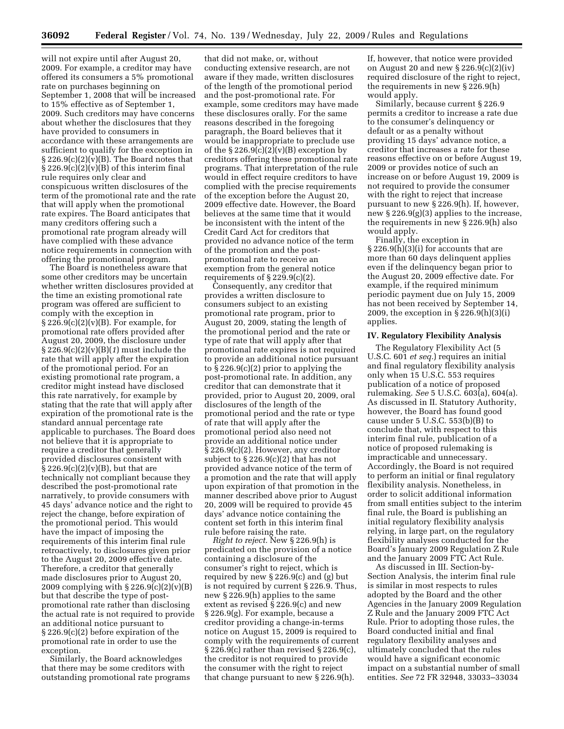will not expire until after August 20, 2009. For example, a creditor may have offered its consumers a 5% promotional rate on purchases beginning on September 1, 2008 that will be increased to 15% effective as of September 1, 2009. Such creditors may have concerns about whether the disclosures that they have provided to consumers in accordance with these arrangements are sufficient to qualify for the exception in § 226.9(c)(2)(v)(B). The Board notes that § 226.9(c)(2)(v)(B) of this interim final rule requires only clear and conspicuous written disclosures of the term of the promotional rate and the rate that will apply when the promotional rate expires. The Board anticipates that many creditors offering such a promotional rate program already will have complied with these advance notice requirements in connection with offering the promotional program.

The Board is nonetheless aware that some other creditors may be uncertain whether written disclosures provided at the time an existing promotional rate program was offered are sufficient to comply with the exception in § 226.9(c)(2)(v)(B). For example, for promotional rate offers provided after August 20, 2009, the disclosure under § 226.9(c)(2)(v)(B)(*1*) must include the rate that will apply after the expiration of the promotional period. For an existing promotional rate program, a creditor might instead have disclosed this rate narratively, for example by stating that the rate that will apply after expiration of the promotional rate is the standard annual percentage rate applicable to purchases. The Board does not believe that it is appropriate to require a creditor that generally provided disclosures consistent with § 226.9(c)(2)(v)(B), but that are technically not compliant because they described the post-promotional rate narratively, to provide consumers with 45 days' advance notice and the right to reject the change, before expiration of the promotional period. This would have the impact of imposing the requirements of this interim final rule retroactively, to disclosures given prior to the August 20, 2009 effective date. Therefore, a creditor that generally made disclosures prior to August 20, 2009 complying with § 226.9(c)(2)(v)(B) but that describe the type of post-promotional rate rather than disclosing the actual rate is not required to provide an additional notice pursuant to § 226.9(c)(2) before expiration of the promotional rate in order to use the exception.

Similarly, the Board acknowledges that there may be some creditors with outstanding promotional rate programs that did not make, or, without conducting extensive research, are not aware if they made, written disclosures of the length of the promotional period and the post-promotional rate. For example, some creditors may have made these disclosures orally. For the same reasons described in the foregoing paragraph, the Board believes that it would be inappropriate to preclude use of the § 226.9(c)(2)(v)(B) exception by creditors offering these promotional rate programs. That interpretation of the rule would in effect require creditors to have complied with the precise requirements of the exception before the August 20, 2009 effective date. However, the Board believes at the same time that it would be inconsistent with the intent of the Credit Card Act for creditors that provided no advance notice of the term of the promotion and the post-promotional rate to receive an exemption from the general notice requirements of § 229.9(c)(2).

Consequently, any creditor that provides a written disclosure to consumers subject to an existing promotional rate program, prior to August 20, 2009, stating the length of the promotional period and the rate or type of rate that will apply after that promotional rate expires is not required to provide an additional notice pursuant to § 226.9(c)(2) prior to applying the post-promotional rate. In addition, any creditor that can demonstrate that it provided, prior to August 20, 2009, oral disclosures of the length of the promotional period and the rate or type of rate that will apply after the promotional period also need not provide an additional notice under § 226.9(c)(2). However, any creditor subject to § 226.9(c)(2) that has not provided advance notice of the term of a promotion and the rate that will apply upon expiration of that promotion in the manner described above prior to August 20, 2009 will be required to provide 45 days' advance notice containing the content set forth in this interim final rule before raising the rate.

*Right to reject.* New § 226.9(h) is predicated on the provision of a notice containing a disclosure of the consumer's right to reject, which is required by new § 226.9(c) and (g) but is not required by current § 226.9. Thus, new § 226.9(h) applies to the same extent as revised § 226.9(c) and new § 226.9(g). For example, because a creditor providing a change-in-terms notice on August 15, 2009 is required to comply with the requirements of current § 226.9(c) rather than revised § 226.9(c), the creditor is not required to provide the consumer with the right to reject that change pursuant to new § 226.9(h). If, however, that notice were provided on August 20 and new § 226.9(c)(2)(iv) required disclosure of the right to reject, the requirements in new § 226.9(h) would apply.

Similarly, because current § 226.9 permits a creditor to increase a rate due to the consumer's delinquency or default or as a penalty without providing 15 days' advance notice, a creditor that increases a rate for these reasons effective on or before August 19, 2009 or provides notice of such an increase on or before August 19, 2009 is not required to provide the consumer with the right to reject that increase pursuant to new § 226.9(h). If, however, new § 226.9(g)(3) applies to the increase, the requirements in new § 226.9(h) also would apply.

Finally, the exception in § 226.9(h)(3)(i) for accounts that are more than 60 days delinquent applies even if the delinquency began prior to the August 20, 2009 effective date. For example, if the required minimum periodic payment due on July 15, 2009 has not been received by September 14, 2009, the exception in § 226.9(h)(3)(i) applies.

## IV. Regulatory Flexibility Analysis

The Regulatory Flexibility Act (5 U.S.C. 601 *et seq.*) requires an initial and final regulatory flexibility analysis only when 15 U.S.C. 553 requires publication of a notice of proposed rulemaking. *See* 5 U.S.C. 603(a), 604(a). As discussed in II. Statutory Authority, however, the Board has found good cause under 5 U.S.C. 553(b)(B) to conclude that, with respect to this interim final rule, publication of a notice of proposed rulemaking is impracticable and unnecessary. Accordingly, the Board is not required to perform an initial or final regulatory flexibility analysis. Nonetheless, in order to solicit additional information from small entities subject to the interim final rule, the Board is publishing an initial regulatory flexibility analysis relying, in large part, on the regulatory flexibility analyses conducted for the Board's January 2009 Regulation Z Rule and the January 2009 FTC Act Rule.

As discussed in III. Section-by-Section Analysis, the interim final rule is similar in most respects to rules adopted by the Board and the other Agencies in the January 2009 Regulation Z Rule and the January 2009 FTC Act Rule. Prior to adopting those rules, the Board conducted initial and final regulatory flexibility analyses and ultimately concluded that the rules would have a significant economic impact on a substantial number of small entities. *See* 72 FR 32948, 33033–33034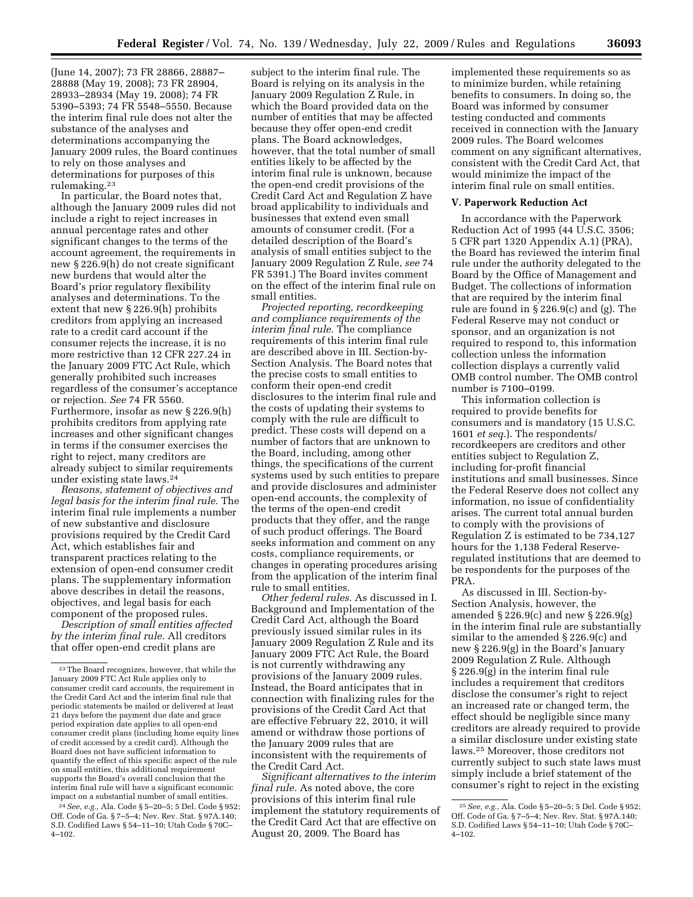(June 14, 2007); 73 FR 28866, 28887–28888 (May 19, 2008); 73 FR 28904, 28933–28934 (May 19, 2008); 74 FR 5390–5393; 74 FR 5548–5550. Because the interim final rule does not alter the substance of the analyses and determinations accompanying the January 2009 rules, the Board continues to rely on those analyses and determinations for purposes of this rulemaking.[23]

In particular, the Board notes that, although the January 2009 rules did not include a right to reject increases in annual percentage rates and other significant changes to the terms of the account agreement, the requirements in new § 226.9(h) do not create significant new burdens that would alter the Board's prior regulatory flexibility analyses and determinations. To the extent that new § 226.9(h) prohibits creditors from applying an increased rate to a credit card account if the consumer rejects the increase, it is no more restrictive than 12 CFR 227.24 in the January 2009 FTC Act Rule, which generally prohibited such increases regardless of the consumer's acceptance or rejection. *See* 74 FR 5560. Furthermore, insofar as new § 226.9(h) prohibits creditors from applying rate increases and other significant changes in terms if the consumer exercises the right to reject, many creditors are already subject to similar requirements under existing state laws.[24]

*Reasons, statement of objectives and legal basis for the interim final rule.* The interim final rule implements a number of new substantive and disclosure provisions required by the Credit Card Act, which establishes fair and transparent practices relating to the extension of open-end consumer credit plans. The supplementary information above describes in detail the reasons, objectives, and legal basis for each component of the proposed rules.

*Description of small entities affected by the interim final rule.* All creditors that offer open-end credit plans are subject to the interim final rule. The Board is relying on its analysis in the January 2009 Regulation Z Rule, in which the Board provided data on the number of entities that may be affected because they offer open-end credit plans. The Board acknowledges, however, that the total number of small entities likely to be affected by the interim final rule is unknown, because the open-end credit provisions of the Credit Card Act and Regulation Z have broad applicability to individuals and businesses that extend even small amounts of consumer credit. (For a detailed description of the Board's analysis of small entities subject to the January 2009 Regulation Z Rule, *see* 74 FR 5391.) The Board invites comment on the effect of the interim final rule on small entities.

*Projected reporting, recordkeeping and compliance requirements of the interim final rule.* The compliance requirements of this interim final rule are described above in III. Section-by-Section Analysis. The Board notes that the precise costs to small entities to conform their open-end credit disclosures to the interim final rule and the costs of updating their systems to comply with the rule are difficult to predict. These costs will depend on a number of factors that are unknown to the Board, including, among other things, the specifications of the current systems used by such entities to prepare and provide disclosures and administer open-end accounts, the complexity of the terms of the open-end credit products that they offer, and the range of such product offerings. The Board seeks information and comment on any costs, compliance requirements, or changes in operating procedures arising from the application of the interim final rule to small entities.

*Other federal rules.* As discussed in I. Background and Implementation of the Credit Card Act, although the Board previously issued similar rules in its January 2009 Regulation Z Rule and its January 2009 FTC Act Rule, the Board is not currently withdrawing any provisions of the January 2009 rules. Instead, the Board anticipates that in connection with finalizing rules for the provisions of the Credit Card Act that are effective February 22, 2010, it will amend or withdraw those portions of the January 2009 rules that are inconsistent with the requirements of the Credit Card Act.

*Significant alternatives to the interim final rule.* As noted above, the core provisions of this interim final rule implement the statutory requirements of the Credit Card Act that are effective on August 20, 2009. The Board has implemented these requirements so as to minimize burden, while retaining benefits to consumers. In doing so, the Board was informed by consumer testing conducted and comments received in connection with the January 2009 rules. The Board welcomes comment on any significant alternatives, consistent with the Credit Card Act, that would minimize the impact of the interim final rule on small entities.

## V. Paperwork Reduction Act

In accordance with the Paperwork Reduction Act of 1995 (44 U.S.C. 3506; 5 CFR part 1320 Appendix A.1) (PRA), the Board has reviewed the interim final rule under the authority delegated to the Board by the Office of Management and Budget. The collections of information that are required by the interim final rule are found in § 226.9(c) and (g). The Federal Reserve may not conduct or sponsor, and an organization is not required to respond to, this information collection unless the information collection displays a currently valid OMB control number. The OMB control number is 7100–0199.

This information collection is required to provide benefits for consumers and is mandatory (15 U.S.C. 1601 *et seq.*). The respondents/recordkeepers are creditors and other entities subject to Regulation Z, including for-profit financial institutions and small businesses. Since the Federal Reserve does not collect any information, no issue of confidentiality arises. The current total annual burden to comply with the provisions of Regulation Z is estimated to be 734,127 hours for the 1,138 Federal Reserve-regulated institutions that are deemed to be respondents for the purposes of the PRA.

As discussed in III. Section-by-Section Analysis, however, the amended § 226.9(c) and new § 226.9(g) in the interim final rule are substantially similar to the amended § 226.9(c) and new § 226.9(g) in the Board's January 2009 Regulation Z Rule. Although § 226.9(g) in the interim final rule includes a requirement that creditors disclose the consumer's right to reject an increased rate or changed term, the effect should be negligible since many creditors are already required to provide a similar disclosure under existing state laws.[25] Moreover, those creditors not currently subject to such state laws must simply include a brief statement of the consumer's right to reject in the existing

---

[23] The Board recognizes, however, that while the January 2009 FTC Act Rule applies only to consumer credit card accounts, the requirement in the Credit Card Act and the interim final rule that periodic statements be mailed or delivered at least 21 days before the payment due date and grace period expiration date applies to all open-end consumer credit plans (including home equity lines of credit accessed by a credit card). Although the Board does not have sufficient information to quantify the effect of this specific aspect of the rule on small entities, this additional requirement supports the Board's overall conclusion that the interim final rule will have a significant economic impact on a substantial number of small entities.

[24] *See, e.g.,* Ala. Code § 5–20–5; 5 Del. Code § 952; Off. Code of Ga. § 7–5–4; Nev. Rev. Stat. § 97A.140; S.D. Codified Laws § 54–11–10; Utah Code § 70C–4–102.

[25] *See, e.g.,* Ala. Code § 5–20–5; 5 Del. Code § 952; Off. Code of Ga. § 7–5–4; Nev. Rev. Stat. § 97A.140; S.D. Codified Laws § 54–11–10; Utah Code § 70C–4–102.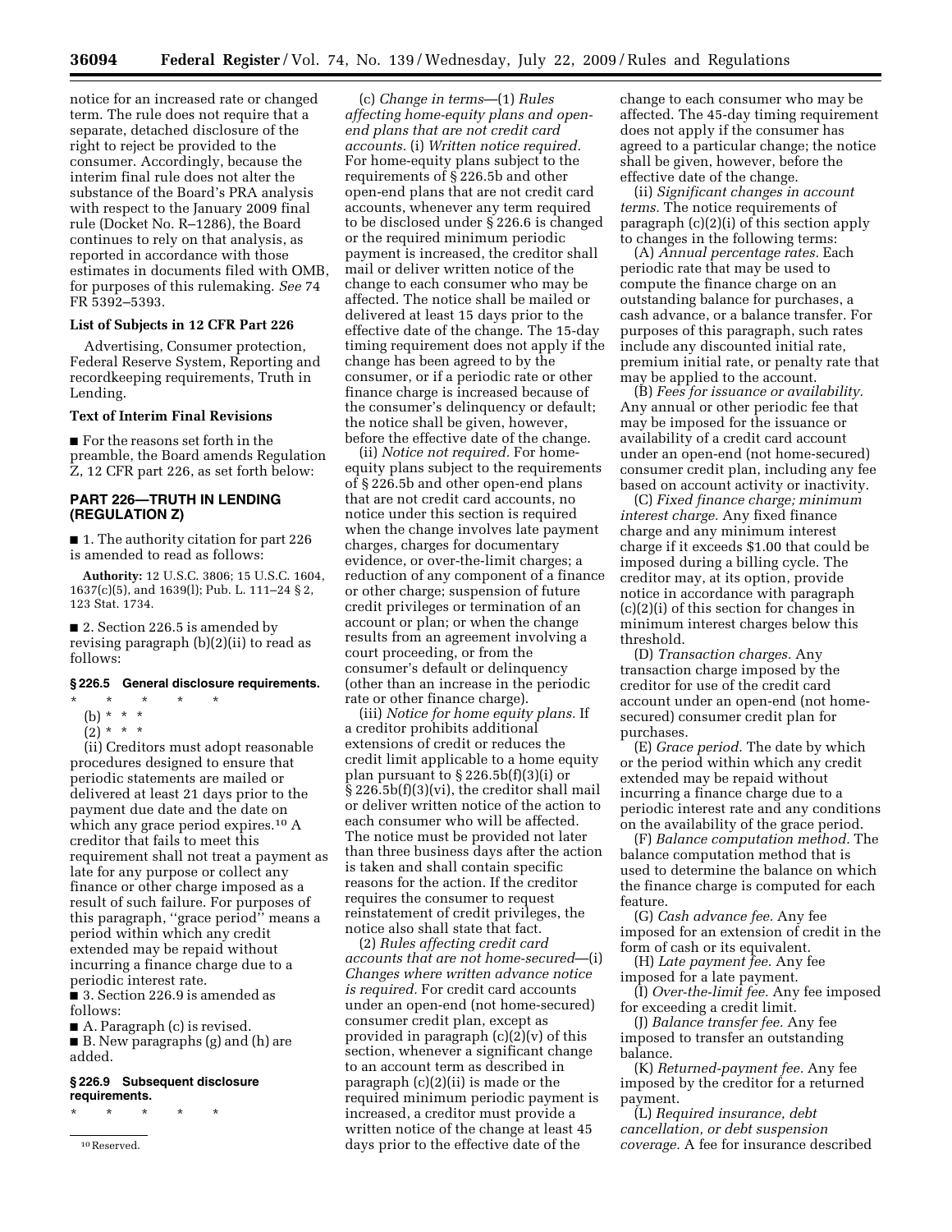notice for an increased rate or changed term. The rule does not require that a separate, detached disclosure of the right to reject be provided to the consumer. Accordingly, because the interim final rule does not alter the substance of the Board's PRA analysis with respect to the January 2009 final rule (Docket No. R–1286), the Board continues to rely on that analysis, as reported in accordance with those estimates in documents filed with OMB, for purposes of this rulemaking. *See* 74 FR 5392–5393.

**List of Subjects in 12 CFR Part 226**

Advertising, Consumer protection, Federal Reserve System, Reporting and recordkeeping requirements, Truth in Lending.

**Text of Interim Final Revisions**

■ For the reasons set forth in the preamble, the Board amends Regulation Z, 12 CFR part 226, as set forth below:

## PART 226—TRUTH IN LENDING (REGULATION Z)

■ 1. The authority citation for part 226 is amended to read as follows:

**Authority:** 12 U.S.C. 3806; 15 U.S.C. 1604, 1637(c)(5), and 1639(l); Pub. L. 111–24 § 2, 123 Stat. 1734.

■ 2. Section 226.5 is amended by revising paragraph (b)(2)(ii) to read as follows:

**§ 226.5 General disclosure requirements.**

\* \* \* \* \*

(b) \* \* \*

(2) \* \* \*

(ii) Creditors must adopt reasonable procedures designed to ensure that periodic statements are mailed or delivered at least 21 days prior to the payment due date and the date on which any grace period expires.[10] A creditor that fails to meet this requirement shall not treat a payment as late for any purpose or collect any finance or other charge imposed as a result of such failure. For purposes of this paragraph, ''grace period'' means a period within which any credit extended may be repaid without incurring a finance charge due to a periodic interest rate.

■ 3. Section 226.9 is amended as follows:

■ A. Paragraph (c) is revised.

■ B. New paragraphs (g) and (h) are added.

**§ 226.9 Subsequent disclosure requirements.**

\* \* \* \* \*

(c) *Change in terms*—(1) *Rules affecting home-equity plans and open-end plans that are not credit card accounts.* (i) *Written notice required.* For home-equity plans subject to the requirements of § 226.5b and other open-end plans that are not credit card accounts, whenever any term required to be disclosed under § 226.6 is changed or the required minimum periodic payment is increased, the creditor shall mail or deliver written notice of the change to each consumer who may be affected. The notice shall be mailed or delivered at least 15 days prior to the effective date of the change. The 15-day timing requirement does not apply if the change has been agreed to by the consumer, or if a periodic rate or other finance charge is increased because of the consumer's delinquency or default; the notice shall be given, however, before the effective date of the change.

(ii) *Notice not required.* For home-equity plans subject to the requirements of § 226.5b and other open-end plans that are not credit card accounts, no notice under this section is required when the change involves late payment charges, charges for documentary evidence, or over-the-limit charges; a reduction of any component of a finance or other charge; suspension of future credit privileges or termination of an account or plan; or when the change results from an agreement involving a court proceeding, or from the consumer's default or delinquency (other than an increase in the periodic rate or other finance charge).

(iii) *Notice for home equity plans.* If a creditor prohibits additional extensions of credit or reduces the credit limit applicable to a home equity plan pursuant to § 226.5b(f)(3)(i) or § 226.5b(f)(3)(vi), the creditor shall mail or deliver written notice of the action to each consumer who will be affected. The notice must be provided not later than three business days after the action is taken and shall contain specific reasons for the action. If the creditor requires the consumer to request reinstatement of credit privileges, the notice also shall state that fact.

(2) *Rules affecting credit card accounts that are not home-secured*—(i) *Changes where written advance notice is required.* For credit card accounts under an open-end (not home-secured) consumer credit plan, except as provided in paragraph (c)(2)(v) of this section, whenever a significant change to an account term as described in paragraph (c)(2)(ii) is made or the required minimum periodic payment is increased, a creditor must provide a written notice of the change at least 45 days prior to the effective date of the change to each consumer who may be affected. The 45-day timing requirement does not apply if the consumer has agreed to a particular change; the notice shall be given, however, before the effective date of the change.

(ii) *Significant changes in account terms.* The notice requirements of paragraph (c)(2)(i) of this section apply to changes in the following terms:

(A) *Annual percentage rates.* Each periodic rate that may be used to compute the finance charge on an outstanding balance for purchases, a cash advance, or a balance transfer. For purposes of this paragraph, such rates include any discounted initial rate, premium initial rate, or penalty rate that may be applied to the account.

(B) *Fees for issuance or availability.* Any annual or other periodic fee that may be imposed for the issuance or availability of a credit card account under an open-end (not home-secured) consumer credit plan, including any fee based on account activity or inactivity.

(C) *Fixed finance charge; minimum interest charge.* Any fixed finance charge and any minimum interest charge if it exceeds $1.00 that could be imposed during a billing cycle. The creditor may, at its option, provide notice in accordance with paragraph (c)(2)(i) of this section for changes in minimum interest charges below this threshold.

(D) *Transaction charges.* Any transaction charge imposed by the creditor for use of the credit card account under an open-end (not home-secured) consumer credit plan for purchases.

(E) *Grace period.* The date by which or the period within which any credit extended may be repaid without incurring a finance charge due to a periodic interest rate and any conditions on the availability of the grace period.

(F) *Balance computation method.* The balance computation method that is used to determine the balance on which the finance charge is computed for each feature.

(G) *Cash advance fee.* Any fee imposed for an extension of credit in the form of cash or its equivalent.

(H) *Late payment fee.* Any fee imposed for a late payment.

(I) *Over-the-limit fee.* Any fee imposed for exceeding a credit limit.

(J) *Balance transfer fee.* Any fee imposed to transfer an outstanding balance.

(K) *Returned-payment fee.* Any fee imposed by the creditor for a returned payment.

(L) *Required insurance, debt cancellation, or debt suspension coverage.* A fee for insurance described

---

[10] Reserved.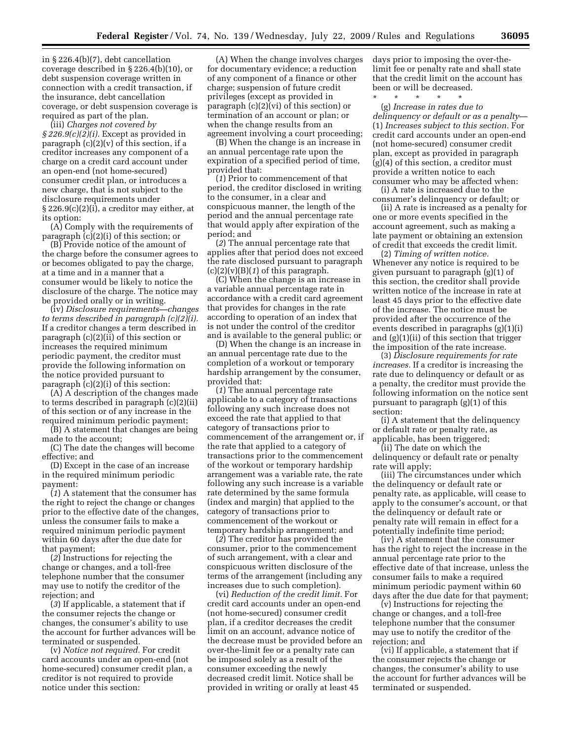in § 226.4(b)(7), debt cancellation coverage described in § 226.4(b)(10), or debt suspension coverage written in connection with a credit transaction, if the insurance, debt cancellation coverage, or debt suspension coverage is required as part of the plan.

(iii) *Charges not covered by § 226.9(c)(2)(i).* Except as provided in paragraph (c)(2)(v) of this section, if a creditor increases any component of a charge on a credit card account under an open-end (not home-secured) consumer credit plan, or introduces a new charge, that is not subject to the disclosure requirements under § 226.9(c)(2)(i), a creditor may either, at its option:

(A) Comply with the requirements of paragraph (c)(2)(i) of this section; or

(B) Provide notice of the amount of the charge before the consumer agrees to or becomes obligated to pay the charge, at a time and in a manner that a consumer would be likely to notice the disclosure of the charge. The notice may be provided orally or in writing.

(iv) *Disclosure requirements—changes to terms described in paragraph (c)(2)(i).* If a creditor changes a term described in paragraph (c)(2)(ii) of this section or increases the required minimum periodic payment, the creditor must provide the following information on the notice provided pursuant to paragraph (c)(2)(i) of this section:

(A) A description of the changes made to terms described in paragraph (c)(2)(ii) of this section or of any increase in the required minimum periodic payment;

(B) A statement that changes are being made to the account;

(C) The date the changes will become effective; and

(D) Except in the case of an increase in the required minimum periodic payment:

(*1*) A statement that the consumer has the right to reject the change or changes prior to the effective date of the changes, unless the consumer fails to make a required minimum periodic payment within 60 days after the due date for that payment;

(*2*) Instructions for rejecting the change or changes, and a toll-free telephone number that the consumer may use to notify the creditor of the rejection; and

(*3*) If applicable, a statement that if the consumer rejects the change or changes, the consumer's ability to use the account for further advances will be terminated or suspended.

(v) *Notice not required.* For credit card accounts under an open-end (not home-secured) consumer credit plan, a creditor is not required to provide notice under this section:

(A) When the change involves charges for documentary evidence; a reduction of any component of a finance or other charge; suspension of future credit privileges (except as provided in paragraph (c)(2)(vi) of this section) or termination of an account or plan; or when the change results from an agreement involving a court proceeding;

(B) When the change is an increase in an annual percentage rate upon the expiration of a specified period of time, provided that:

(*1*) Prior to commencement of that period, the creditor disclosed in writing to the consumer, in a clear and conspicuous manner, the length of the period and the annual percentage rate that would apply after expiration of the period; and

(*2*) The annual percentage rate that applies after that period does not exceed the rate disclosed pursuant to paragraph (c)(2)(v)(B)(*1*) of this paragraph.

(C) When the change is an increase in a variable annual percentage rate in accordance with a credit card agreement that provides for changes in the rate according to operation of an index that is not under the control of the creditor and is available to the general public; or

(D) When the change is an increase in an annual percentage rate due to the completion of a workout or temporary hardship arrangement by the consumer, provided that:

(*1*) The annual percentage rate applicable to a category of transactions following any such increase does not exceed the rate that applied to that category of transactions prior to commencement of the arrangement or, if the rate that applied to a category of transactions prior to the commencement of the workout or temporary hardship arrangement was a variable rate, the rate following any such increase is a variable rate determined by the same formula (index and margin) that applied to the category of transactions prior to commencement of the workout or temporary hardship arrangement; and

(*2*) The creditor has provided the consumer, prior to the commencement of such arrangement, with a clear and conspicuous written disclosure of the terms of the arrangement (including any increases due to such completion).

(vi) *Reduction of the credit limit.* For credit card accounts under an open-end (not home-secured) consumer credit plan, if a creditor decreases the credit limit on an account, advance notice of the decrease must be provided before an over-the-limit fee or a penalty rate can be imposed solely as a result of the consumer exceeding the newly decreased credit limit. Notice shall be provided in writing or orally at least 45 days prior to imposing the over-the-limit fee or penalty rate and shall state that the credit limit on the account has been or will be decreased.

\* \* \* \* \*

(g) *Increase in rates due to delinquency or default or as a penalty*—(1) *Increases subject to this section.* For credit card accounts under an open-end (not home-secured) consumer credit plan, except as provided in paragraph (g)(4) of this section, a creditor must provide a written notice to each consumer who may be affected when:

(i) A rate is increased due to the consumer's delinquency or default; or

(ii) A rate is increased as a penalty for one or more events specified in the account agreement, such as making a late payment or obtaining an extension of credit that exceeds the credit limit.

(2) *Timing of written notice.* Whenever any notice is required to be given pursuant to paragraph (g)(1) of this section, the creditor shall provide written notice of the increase in rate at least 45 days prior to the effective date of the increase. The notice must be provided after the occurrence of the events described in paragraphs (g)(1)(i) and (g)(1)(ii) of this section that trigger the imposition of the rate increase.

(3) *Disclosure requirements for rate increases.* If a creditor is increasing the rate due to delinquency or default or as a penalty, the creditor must provide the following information on the notice sent pursuant to paragraph (g)(1) of this section:

(i) A statement that the delinquency or default rate or penalty rate, as applicable, has been triggered;

(ii) The date on which the delinquency or default rate or penalty rate will apply;

(iii) The circumstances under which the delinquency or default rate or penalty rate, as applicable, will cease to apply to the consumer's account, or that the delinquency or default rate or penalty rate will remain in effect for a potentially indefinite time period;

(iv) A statement that the consumer has the right to reject the increase in the annual percentage rate prior to the effective date of that increase, unless the consumer fails to make a required minimum periodic payment within 60 days after the due date for that payment;

(v) Instructions for rejecting the change or changes, and a toll-free telephone number that the consumer may use to notify the creditor of the rejection; and

(vi) If applicable, a statement that if the consumer rejects the change or changes, the consumer's ability to use the account for further advances will be terminated or suspended.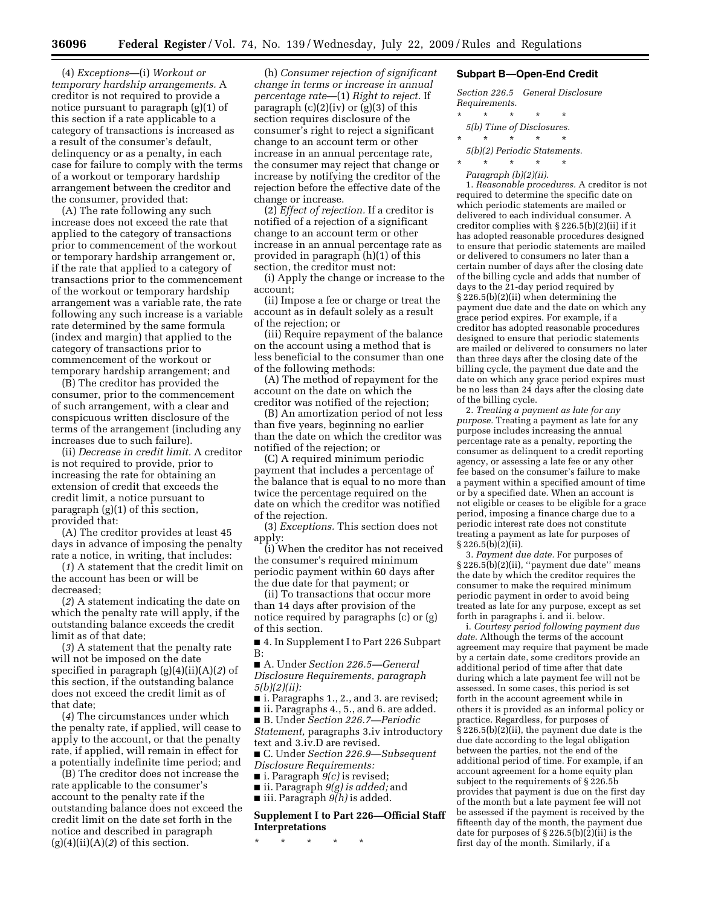(4) *Exceptions*—(i) *Workout or temporary hardship arrangements.* A creditor is not required to provide a notice pursuant to paragraph (g)(1) of this section if a rate applicable to a category of transactions is increased as a result of the consumer's default, delinquency or as a penalty, in each case for failure to comply with the terms of a workout or temporary hardship arrangement between the creditor and the consumer, provided that:

(A) The rate following any such increase does not exceed the rate that applied to the category of transactions prior to commencement of the workout or temporary hardship arrangement or, if the rate that applied to a category of transactions prior to the commencement of the workout or temporary hardship arrangement was a variable rate, the rate following any such increase is a variable rate determined by the same formula (index and margin) that applied to the category of transactions prior to commencement of the workout or temporary hardship arrangement; and

(B) The creditor has provided the consumer, prior to the commencement of such arrangement, with a clear and conspicuous written disclosure of the terms of the arrangement (including any increases due to such failure).

(ii) *Decrease in credit limit.* A creditor is not required to provide, prior to increasing the rate for obtaining an extension of credit that exceeds the credit limit, a notice pursuant to paragraph (g)(1) of this section, provided that:

(A) The creditor provides at least 45 days in advance of imposing the penalty rate a notice, in writing, that includes:

(*1*) A statement that the credit limit on the account has been or will be decreased;

(*2*) A statement indicating the date on which the penalty rate will apply, if the outstanding balance exceeds the credit limit as of that date;

(*3*) A statement that the penalty rate will not be imposed on the date specified in paragraph (g)(4)(ii)(A)(*2*) of this section, if the outstanding balance does not exceed the credit limit as of that date;

(*4*) The circumstances under which the penalty rate, if applied, will cease to apply to the account, or that the penalty rate, if applied, will remain in effect for a potentially indefinite time period; and

(B) The creditor does not increase the rate applicable to the consumer's account to the penalty rate if the outstanding balance does not exceed the credit limit on the date set forth in the notice and described in paragraph (g)(4)(ii)(A)(*2*) of this section.

(h) *Consumer rejection of significant change in terms or increase in annual percentage rate*—(1) *Right to reject.* If paragraph (c)(2)(iv) or (g)(3) of this section requires disclosure of the consumer's right to reject a significant change to an account term or other increase in an annual percentage rate, the consumer may reject that change or increase by notifying the creditor of the rejection before the effective date of the change or increase.

(2) *Effect of rejection.* If a creditor is notified of a rejection of a significant change to an account term or other increase in an annual percentage rate as provided in paragraph (h)(1) of this section, the creditor must not:

(i) Apply the change or increase to the account;

(ii) Impose a fee or charge or treat the account as in default solely as a result of the rejection; or

(iii) Require repayment of the balance on the account using a method that is less beneficial to the consumer than one of the following methods:

(A) The method of repayment for the account on the date on which the creditor was notified of the rejection;

(B) An amortization period of not less than five years, beginning no earlier than the date on which the creditor was notified of the rejection; or

(C) A required minimum periodic payment that includes a percentage of the balance that is equal to no more than twice the percentage required on the date on which the creditor was notified of the rejection.

(3) *Exceptions.* This section does not apply:

(i) When the creditor has not received the consumer's required minimum periodic payment within 60 days after the due date for that payment; or

(ii) To transactions that occur more than 14 days after provision of the notice required by paragraphs (c) or (g) of this section.

■ 4. In Supplement I to Part 226 Subpart B:

■ A. Under *Section 226.5—General Disclosure Requirements, paragraph 5(b)(2)(ii):*

■ i. Paragraphs 1., 2., and 3. are revised;

■ ii. Paragraphs 4., 5., and 6. are added.

■ B. Under *Section 226.7—Periodic Statement,* paragraphs 3.iv introductory text and 3.iv.D are revised.

■ C. Under *Section 226.9—Subsequent Disclosure Requirements:*

■ i. Paragraph *9(c)* is revised;

■ ii. Paragraph *9(g) is added;* and

■ iii. Paragraph *9(h)* is added.

## Supplement I to Part 226—Official Staff Interpretations

\* \* \* \* \*

### Subpart B—Open-End Credit

*Section 226.5 General Disclosure Requirements.*

\* \* \* \* \*

*5(b) Time of Disclosures.*

\* \* \* \* \*

*5(b)(2) Periodic Statements.*

\* \* \* \* \*

*Paragraph (b)(2)(ii).*

1. *Reasonable procedures.* A creditor is not required to determine the specific date on which periodic statements are mailed or delivered to each individual consumer. A creditor complies with § 226.5(b)(2)(ii) if it has adopted reasonable procedures designed to ensure that periodic statements are mailed or delivered to consumers no later than a certain number of days after the closing date of the billing cycle and adds that number of days to the 21-day period required by § 226.5(b)(2)(ii) when determining the payment due date and the date on which any grace period expires. For example, if a creditor has adopted reasonable procedures designed to ensure that periodic statements are mailed or delivered to consumers no later than three days after the closing date of the billing cycle, the payment due date and the date on which any grace period expires must be no less than 24 days after the closing date of the billing cycle.

2. *Treating a payment as late for any purpose.* Treating a payment as late for any purpose includes increasing the annual percentage rate as a penalty, reporting the consumer as delinquent to a credit reporting agency, or assessing a late fee or any other fee based on the consumer's failure to make a payment within a specified amount of time or by a specified date. When an account is not eligible or ceases to be eligible for a grace period, imposing a finance charge due to a periodic interest rate does not constitute treating a payment as late for purposes of § 226.5(b)(2)(ii).

3. *Payment due date.* For purposes of § 226.5(b)(2)(ii), "payment due date" means the date by which the creditor requires the consumer to make the required minimum periodic payment in order to avoid being treated as late for any purpose, except as set forth in paragraphs i. and ii. below.

i. *Courtesy period following payment due date.* Although the terms of the account agreement may require that payment be made by a certain date, some creditors provide an additional period of time after that date during which a late payment fee will not be assessed. In some cases, this period is set forth in the account agreement while in others it is provided as an informal policy or practice. Regardless, for purposes of § 226.5(b)(2)(ii), the payment due date is the due date according to the legal obligation between the parties, not the end of the additional period of time. For example, if an account agreement for a home equity plan subject to the requirements of § 226.5b provides that payment is due on the first day of the month but a late payment fee will not be assessed if the payment is received by the fifteenth day of the month, the payment due date for purposes of § 226.5(b)(2)(ii) is the first day of the month. Similarly, if a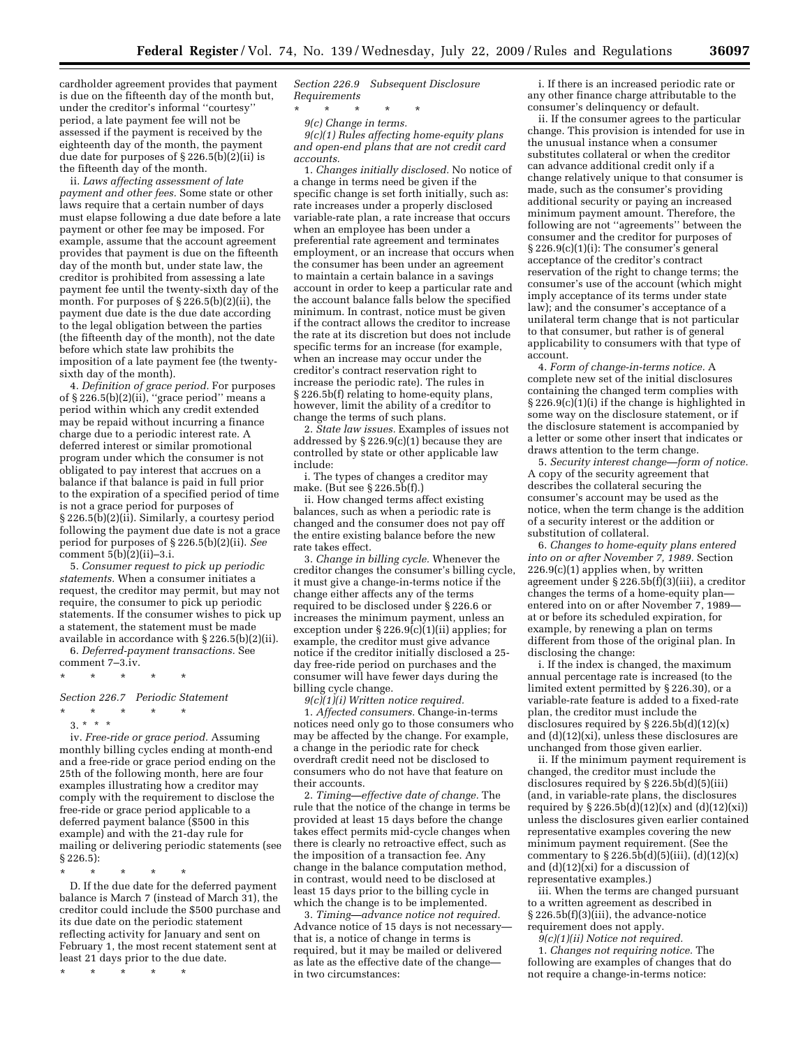cardholder agreement provides that payment is due on the fifteenth day of the month but, under the creditor's informal ''courtesy'' period, a late payment fee will not be assessed if the payment is received by the eighteenth day of the month, the payment due date for purposes of § 226.5(b)(2)(ii) is the fifteenth day of the month.

ii. *Laws affecting assessment of late payment and other fees.* Some state or other laws require that a certain number of days must elapse following a due date before a late payment or other fee may be imposed. For example, assume that the account agreement provides that payment is due on the fifteenth day of the month but, under state law, the creditor is prohibited from assessing a late payment fee until the twenty-sixth day of the month. For purposes of § 226.5(b)(2)(ii), the payment due date is the due date according to the legal obligation between the parties (the fifteenth day of the month), not the date before which state law prohibits the imposition of a late payment fee (the twenty-sixth day of the month).

4. *Definition of grace period.* For purposes of § 226.5(b)(2)(ii), ''grace period'' means a period within which any credit extended may be repaid without incurring a finance charge due to a periodic interest rate. A deferred interest or similar promotional program under which the consumer is not obligated to pay interest that accrues on a balance if that balance is paid in full prior to the expiration of a specified period of time is not a grace period for purposes of § 226.5(b)(2)(ii). Similarly, a courtesy period following the payment due date is not a grace period for purposes of § 226.5(b)(2)(ii). *See* comment 5(b)(2)(ii)–3.i.

5. *Consumer request to pick up periodic statements.* When a consumer initiates a request, the creditor may permit, but may not require, the consumer to pick up periodic statements. If the consumer wishes to pick up a statement, the statement must be made available in accordance with § 226.5(b)(2)(ii).

6. *Deferred-payment transactions.* See comment 7–3.iv.

\* \* \* \* \*

*Section 226.7 Periodic Statement*

\* \* \* \* \*

3. \* \* \*

iv. *Free-ride or grace period.* Assuming monthly billing cycles ending at month-end and a free-ride or grace period ending on the 25th of the following month, here are four examples illustrating how a creditor may comply with the requirement to disclose the free-ride or grace period applicable to a deferred payment balance ($500 in this example) and with the 21-day rule for mailing or delivering periodic statements (see § 226.5):

\* \* \* \* \*

D. If the due date for the deferred payment balance is March 7 (instead of March 31), the creditor could include the $500 purchase and its due date on the periodic statement reflecting activity for January and sent on February 1, the most recent statement sent at least 21 days prior to the due date.

\* \* \* \* \*

*Section 226.9 Subsequent Disclosure Requirements*

\* \* \* \* \*

*9(c) Change in terms.*

*9(c)(1) Rules affecting home-equity plans and open-end plans that are not credit card accounts.*

1. *Changes initially disclosed.* No notice of a change in terms need be given if the specific change is set forth initially, such as: rate increases under a properly disclosed variable-rate plan, a rate increase that occurs when an employee has been under a preferential rate agreement and terminates employment, or an increase that occurs when the consumer has been under an agreement to maintain a certain balance in a savings account in order to keep a particular rate and the account balance falls below the specified minimum. In contrast, notice must be given if the contract allows the creditor to increase the rate at its discretion but does not include specific terms for an increase (for example, when an increase may occur under the creditor's contract reservation right to increase the periodic rate). The rules in § 226.5b(f) relating to home-equity plans, however, limit the ability of a creditor to change the terms of such plans.

2. *State law issues.* Examples of issues not addressed by § 226.9(c)(1) because they are controlled by state or other applicable law include:

i. The types of changes a creditor may make. (But see § 226.5b(f).)

ii. How changed terms affect existing balances, such as when a periodic rate is changed and the consumer does not pay off the entire existing balance before the new rate takes effect.

3. *Change in billing cycle.* Whenever the creditor changes the consumer's billing cycle, it must give a change-in-terms notice if the change either affects any of the terms required to be disclosed under § 226.6 or increases the minimum payment, unless an exception under § 226.9(c)(1)(ii) applies; for example, the creditor must give advance notice if the creditor initially disclosed a 25-day free-ride period on purchases and the consumer will have fewer days during the billing cycle change.

*9(c)(1)(i) Written notice required.*

1. *Affected consumers.* Change-in-terms notices need only go to those consumers who may be affected by the change. For example, a change in the periodic rate for check overdraft credit need not be disclosed to consumers who do not have that feature on their accounts.

2. *Timing—effective date of change.* The rule that the notice of the change in terms be provided at least 15 days before the change takes effect permits mid-cycle changes when there is clearly no retroactive effect, such as the imposition of a transaction fee. Any change in the balance computation method, in contrast, would need to be disclosed at least 15 days prior to the billing cycle in which the change is to be implemented.

3. *Timing—advance notice not required.* Advance notice of 15 days is not necessary—that is, a notice of change in terms is required, but it may be mailed or delivered as late as the effective date of the change—in two circumstances:

i. If there is an increased periodic rate or any other finance charge attributable to the consumer's delinquency or default.

ii. If the consumer agrees to the particular change. This provision is intended for use in the unusual instance when a consumer substitutes collateral or when the creditor can advance additional credit only if a change relatively unique to that consumer is made, such as the consumer's providing additional security or paying an increased minimum payment amount. Therefore, the following are not ''agreements'' between the consumer and the creditor for purposes of § 226.9(c)(1)(i): The consumer's general acceptance of the creditor's contract reservation of the right to change terms; the consumer's use of the account (which might imply acceptance of its terms under state law); and the consumer's acceptance of a unilateral term change that is not particular to that consumer, but rather is of general applicability to consumers with that type of account.

4. *Form of change-in-terms notice.* A complete new set of the initial disclosures containing the changed term complies with § 226.9(c)(1)(i) if the change is highlighted in some way on the disclosure statement, or if the disclosure statement is accompanied by a letter or some other insert that indicates or draws attention to the term change.

5. *Security interest change—form of notice.* A copy of the security agreement that describes the collateral securing the consumer's account may be used as the notice, when the term change is the addition of a security interest or the addition or substitution of collateral.

6. *Changes to home-equity plans entered into on or after November 7, 1989.* Section 226.9(c)(1) applies when, by written agreement under § 226.5b(f)(3)(iii), a creditor changes the terms of a home-equity plan—entered into on or after November 7, 1989—at or before its scheduled expiration, for example, by renewing a plan on terms different from those of the original plan. In disclosing the change:

i. If the index is changed, the maximum annual percentage rate is increased (to the limited extent permitted by § 226.30), or a variable-rate feature is added to a fixed-rate plan, the creditor must include the disclosures required by § 226.5b(d)(12)(x) and (d)(12)(xi), unless these disclosures are unchanged from those given earlier.

ii. If the minimum payment requirement is changed, the creditor must include the disclosures required by § 226.5b(d)(5)(iii) (and, in variable-rate plans, the disclosures required by § 226.5b(d)(12)(x) and (d)(12)(xi)) unless the disclosures given earlier contained representative examples covering the new minimum payment requirement. (See the commentary to § 226.5b(d)(5)(iii), (d)(12)(x) and (d)(12)(xi) for a discussion of representative examples.)

iii. When the terms are changed pursuant to a written agreement as described in § 226.5b(f)(3)(iii), the advance-notice requirement does not apply.

*9(c)(1)(ii) Notice not required.*

1. *Changes not requiring notice.* The following are examples of changes that do not require a change-in-terms notice: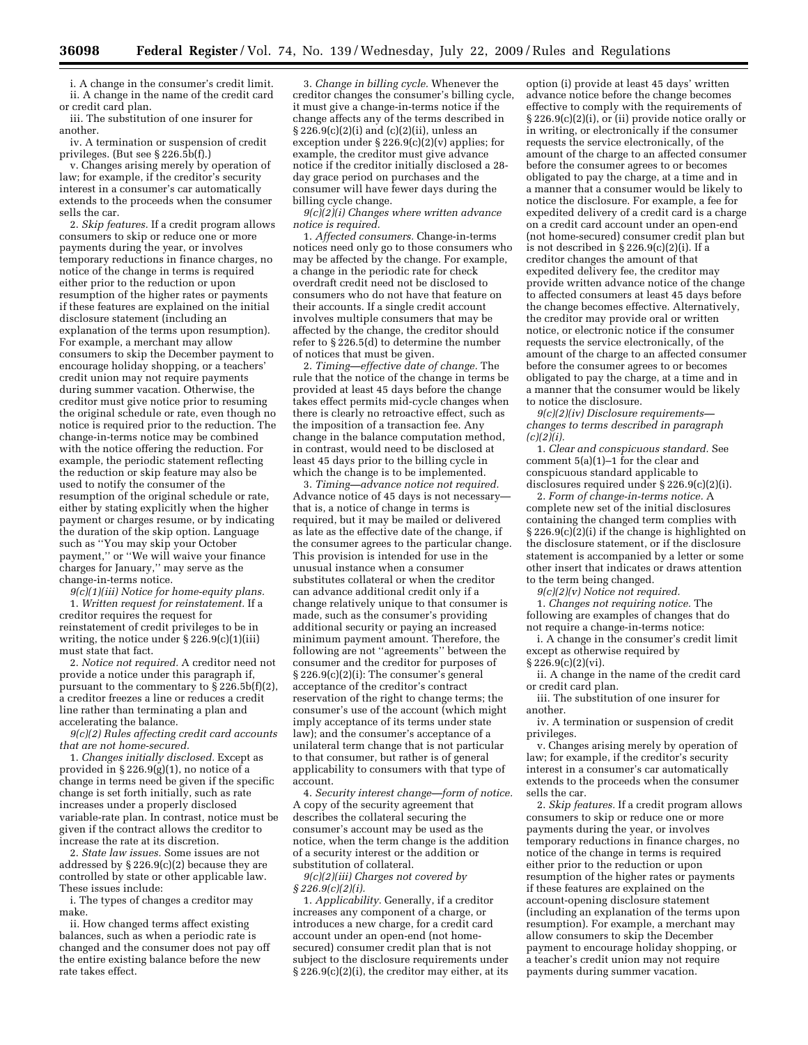i. A change in the consumer's credit limit.

ii. A change in the name of the credit card or credit card plan.

iii. The substitution of one insurer for another.

iv. A termination or suspension of credit privileges. (But see § 226.5b(f).)

v. Changes arising merely by operation of law; for example, if the creditor's security interest in a consumer's car automatically extends to the proceeds when the consumer sells the car.

2. *Skip features.* If a credit program allows consumers to skip or reduce one or more payments during the year, or involves temporary reductions in finance charges, no notice of the change in terms is required either prior to the reduction or upon resumption of the higher rates or payments if these features are explained on the initial disclosure statement (including an explanation of the terms upon resumption). For example, a merchant may allow consumers to skip the December payment to encourage holiday shopping, or a teachers' credit union may not require payments during summer vacation. Otherwise, the creditor must give notice prior to resuming the original schedule or rate, even though no notice is required prior to the reduction. The change-in-terms notice may be combined with the notice offering the reduction. For example, the periodic statement reflecting the reduction or skip feature may also be used to notify the consumer of the resumption of the original schedule or rate, either by stating explicitly when the higher payment or charges resume, or by indicating the duration of the skip option. Language such as ''You may skip your October payment,'' or ''We will waive your finance charges for January,'' may serve as the change-in-terms notice.

*9(c)(1)(iii) Notice for home-equity plans.*

1. *Written request for reinstatement.* If a creditor requires the request for reinstatement of credit privileges to be in writing, the notice under § 226.9(c)(1)(iii) must state that fact.

2. *Notice not required.* A creditor need not provide a notice under this paragraph if, pursuant to the commentary to § 226.5b(f)(2), a creditor freezes a line or reduces a credit line rather than terminating a plan and accelerating the balance.

*9(c)(2) Rules affecting credit card accounts that are not home-secured.*

1. *Changes initially disclosed.* Except as provided in § 226.9(g)(1), no notice of a change in terms need be given if the specific change is set forth initially, such as rate increases under a properly disclosed variable-rate plan. In contrast, notice must be given if the contract allows the creditor to increase the rate at its discretion.

2. *State law issues.* Some issues are not addressed by § 226.9(c)(2) because they are controlled by state or other applicable law. These issues include:

i. The types of changes a creditor may make.

ii. How changed terms affect existing balances, such as when a periodic rate is changed and the consumer does not pay off the entire existing balance before the new rate takes effect.

3. *Change in billing cycle.* Whenever the creditor changes the consumer's billing cycle, it must give a change-in-terms notice if the change affects any of the terms described in § 226.9(c)(2)(i) and (c)(2)(ii), unless an exception under § 226.9(c)(2)(v) applies; for example, the creditor must give advance notice if the creditor initially disclosed a 28-day grace period on purchases and the consumer will have fewer days during the billing cycle change.

*9(c)(2)(i) Changes where written advance notice is required.*

1. *Affected consumers.* Change-in-terms notices need only go to those consumers who may be affected by the change. For example, a change in the periodic rate for check overdraft credit need not be disclosed to consumers who do not have that feature on their accounts. If a single credit account involves multiple consumers that may be affected by the change, the creditor should refer to § 226.5(d) to determine the number of notices that must be given.

2. *Timing—effective date of change.* The rule that the notice of the change in terms be provided at least 45 days before the change takes effect permits mid-cycle changes when there is clearly no retroactive effect, such as the imposition of a transaction fee. Any change in the balance computation method, in contrast, would need to be disclosed at least 45 days prior to the billing cycle in which the change is to be implemented.

3. *Timing—advance notice not required.* Advance notice of 45 days is not necessary—that is, a notice of change in terms is required, but it may be mailed or delivered as late as the effective date of the change, if the consumer agrees to the particular change. This provision is intended for use in the unusual instance when a consumer substitutes collateral or when the creditor can advance additional credit only if a change relatively unique to that consumer is made, such as the consumer's providing additional security or paying an increased minimum payment amount. Therefore, the following are not ''agreements'' between the consumer and the creditor for purposes of § 226.9(c)(2)(i): The consumer's general acceptance of the creditor's contract reservation of the right to change terms; the consumer's use of the account (which might imply acceptance of its terms under state law); and the consumer's acceptance of a unilateral term change that is not particular to that consumer, but rather is of general applicability to consumers with that type of account.

4. *Security interest change—form of notice.* A copy of the security agreement that describes the collateral securing the consumer's account may be used as the notice, when the term change is the addition of a security interest or the addition or substitution of collateral.

*9(c)(2)(iii) Charges not covered by § 226.9(c)(2)(i).*

1. *Applicability.* Generally, if a creditor increases any component of a charge, or introduces a new charge, for a credit card account under an open-end (not home-secured) consumer credit plan that is not subject to the disclosure requirements under § 226.9(c)(2)(i), the creditor may either, at its option (i) provide at least 45 days' written advance notice before the change becomes effective to comply with the requirements of § 226.9(c)(2)(i), or (ii) provide notice orally or in writing, or electronically if the consumer requests the service electronically, of the amount of the charge to an affected consumer before the consumer agrees to or becomes obligated to pay the charge, at a time and in a manner that a consumer would be likely to notice the disclosure. For example, a fee for expedited delivery of a credit card is a charge on a credit card account under an open-end (not home-secured) consumer credit plan but is not described in § 226.9(c)(2)(i). If a creditor changes the amount of that expedited delivery fee, the creditor may provide written advance notice of the change to affected consumers at least 45 days before the change becomes effective. Alternatively, the creditor may provide oral or written notice, or electronic notice if the consumer requests the service electronically, of the amount of the charge to an affected consumer before the consumer agrees to or becomes obligated to pay the charge, at a time and in a manner that the consumer would be likely to notice the disclosure.

*9(c)(2)(iv) Disclosure requirements—changes to terms described in paragraph (c)(2)(i).*

1. *Clear and conspicuous standard.* See comment 5(a)(1)–1 for the clear and conspicuous standard applicable to disclosures required under § 226.9(c)(2)(i).

2. *Form of change-in-terms notice.* A complete new set of the initial disclosures containing the changed term complies with § 226.9(c)(2)(i) if the change is highlighted on the disclosure statement, or if the disclosure statement is accompanied by a letter or some other insert that indicates or draws attention to the term being changed.

*9(c)(2)(v) Notice not required.*

1. *Changes not requiring notice.* The following are examples of changes that do not require a change-in-terms notice:

i. A change in the consumer's credit limit except as otherwise required by § 226.9(c)(2)(vi).

ii. A change in the name of the credit card or credit card plan.

iii. The substitution of one insurer for another.

iv. A termination or suspension of credit privileges.

v. Changes arising merely by operation of law; for example, if the creditor's security interest in a consumer's car automatically extends to the proceeds when the consumer sells the car.

2. *Skip features.* If a credit program allows consumers to skip or reduce one or more payments during the year, or involves temporary reductions in finance charges, no notice of the change in terms is required either prior to the reduction or upon resumption of the higher rates or payments if these features are explained on the account-opening disclosure statement (including an explanation of the terms upon resumption). For example, a merchant may allow consumers to skip the December payment to encourage holiday shopping, or a teacher's credit union may not require payments during summer vacation.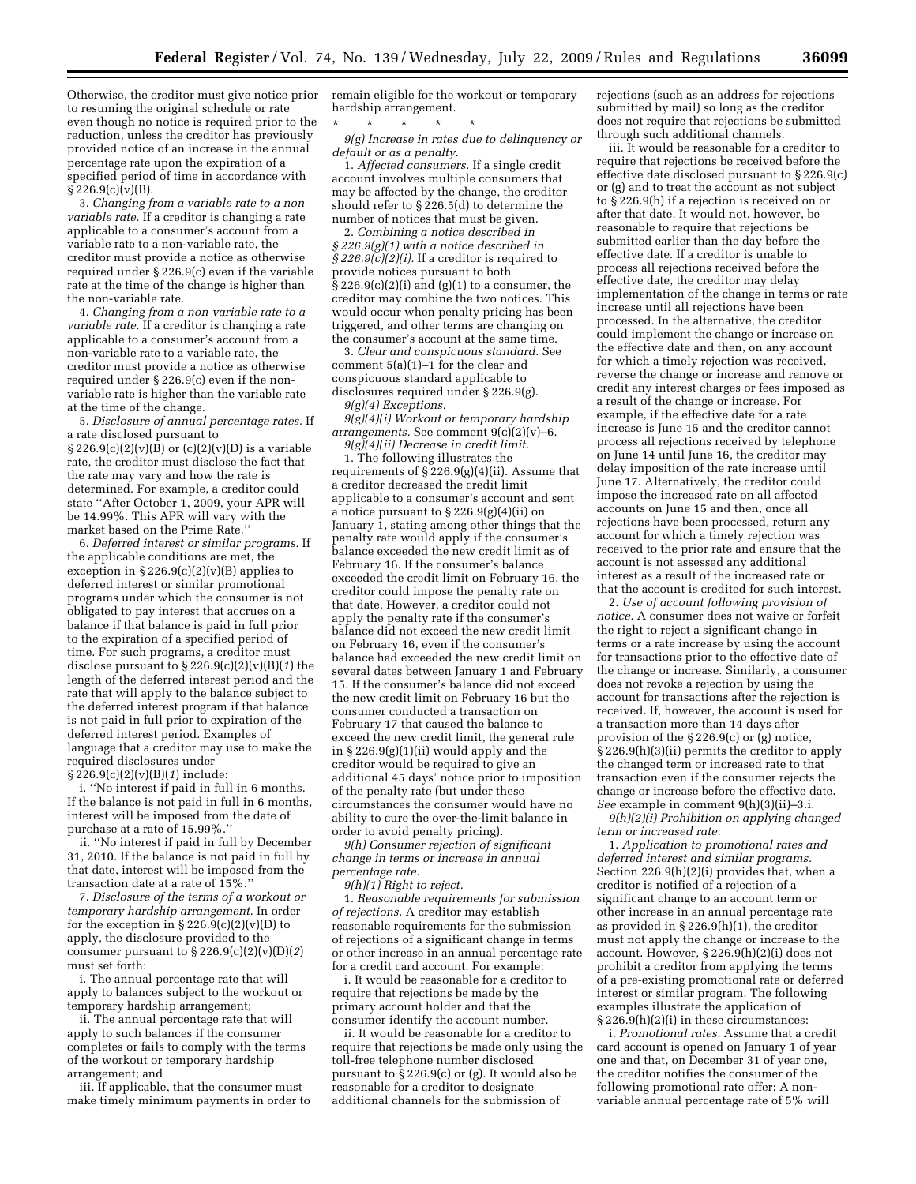Otherwise, the creditor must give notice prior to resuming the original schedule or rate even though no notice is required prior to the reduction, unless the creditor has previously provided notice of an increase in the annual percentage rate upon the expiration of a specified period of time in accordance with § 226.9(c)(v)(B).

3. *Changing from a variable rate to a non-variable rate.* If a creditor is changing a rate applicable to a consumer's account from a variable rate to a non-variable rate, the creditor must provide a notice as otherwise required under § 226.9(c) even if the variable rate at the time of the change is higher than the non-variable rate.

4. *Changing from a non-variable rate to a variable rate.* If a creditor is changing a rate applicable to a consumer's account from a non-variable rate to a variable rate, the creditor must provide a notice as otherwise required under § 226.9(c) even if the non-variable rate is higher than the variable rate at the time of the change.

5. *Disclosure of annual percentage rates.* If a rate disclosed pursuant to § 226.9(c)(2)(v)(B) or (c)(2)(v)(D) is a variable rate, the creditor must disclose the fact that the rate may vary and how the rate is determined. For example, a creditor could state "After October 1, 2009, your APR will be 14.99%. This APR will vary with the market based on the Prime Rate."

6. *Deferred interest or similar programs.* If the applicable conditions are met, the exception in § 226.9(c)(2)(v)(B) applies to deferred interest or similar promotional programs under which the consumer is not obligated to pay interest that accrues on a balance if that balance is paid in full prior to the expiration of a specified period of time. For such programs, a creditor must disclose pursuant to § 226.9(c)(2)(v)(B)(*1*) the length of the deferred interest period and the rate that will apply to the balance subject to the deferred interest program if that balance is not paid in full prior to expiration of the deferred interest period. Examples of language that a creditor may use to make the required disclosures under § 226.9(c)(2)(v)(B)(*1*) include:

i. "No interest if paid in full in 6 months. If the balance is not paid in full in 6 months, interest will be imposed from the date of purchase at a rate of 15.99%."

ii. "No interest if paid in full by December 31, 2010. If the balance is not paid in full by that date, interest will be imposed from the transaction date at a rate of 15%."

7. *Disclosure of the terms of a workout or temporary hardship arrangement.* In order for the exception in § 226.9(c)(2)(v)(D) to apply, the disclosure provided to the consumer pursuant to § 226.9(c)(2)(v)(D)(*2*) must set forth:

i. The annual percentage rate that will apply to balances subject to the workout or temporary hardship arrangement;

ii. The annual percentage rate that will apply to such balances if the consumer completes or fails to comply with the terms of the workout or temporary hardship arrangement; and

iii. If applicable, that the consumer must make timely minimum payments in order to remain eligible for the workout or temporary hardship arrangement.

\* \* \* \* \*

*9(g) Increase in rates due to delinquency or default or as a penalty.*

1. *Affected consumers.* If a single credit account involves multiple consumers that may be affected by the change, the creditor should refer to § 226.5(d) to determine the number of notices that must be given.

2. *Combining a notice described in § 226.9(g)(1) with a notice described in § 226.9(c)(2)(i).* If a creditor is required to provide notices pursuant to both § 226.9(c)(2)(i) and (g)(1) to a consumer, the creditor may combine the two notices. This would occur when penalty pricing has been triggered, and other terms are changing on the consumer's account at the same time.

3. *Clear and conspicuous standard.* See comment 5(a)(1)–1 for the clear and conspicuous standard applicable to disclosures required under § 226.9(g).

*9(g)(4) Exceptions.*

*9(g)(4)(i) Workout or temporary hardship arrangements.* See comment 9(c)(2)(v)–6.

*9(g)(4)(ii) Decrease in credit limit.*

1. The following illustrates the requirements of § 226.9(g)(4)(ii). Assume that a creditor decreased the credit limit applicable to a consumer's account and sent a notice pursuant to § 226.9(g)(4)(ii) on January 1, stating among other things that the penalty rate would apply if the consumer's balance exceeded the new credit limit as of February 16. If the consumer's balance exceeded the credit limit on February 16, the creditor could impose the penalty rate on that date. However, a creditor could not apply the penalty rate if the consumer's balance did not exceed the new credit limit on February 16, even if the consumer's balance had exceeded the new credit limit on several dates between January 1 and February 15. If the consumer's balance did not exceed the new credit limit on February 16 but the consumer conducted a transaction on February 17 that caused the balance to exceed the new credit limit, the general rule in § 226.9(g)(1)(ii) would apply and the creditor would be required to give an additional 45 days' notice prior to imposition of the penalty rate (but under these circumstances the consumer would have no ability to cure the over-the-limit balance in order to avoid penalty pricing).

*9(h) Consumer rejection of significant change in terms or increase in annual percentage rate.*

*9(h)(1) Right to reject.*

1. *Reasonable requirements for submission of rejections.* A creditor may establish reasonable requirements for the submission of rejections of a significant change in terms or other increase in an annual percentage rate for a credit card account. For example:

i. It would be reasonable for a creditor to require that rejections be made by the primary account holder and that the consumer identify the account number.

ii. It would be reasonable for a creditor to require that rejections be made only using the toll-free telephone number disclosed pursuant to § 226.9(c) or (g). It would also be reasonable for a creditor to designate additional channels for the submission of rejections (such as an address for rejections submitted by mail) so long as the creditor does not require that rejections be submitted through such additional channels.

iii. It would be reasonable for a creditor to require that rejections be received before the effective date disclosed pursuant to § 226.9(c) or (g) and to treat the account as not subject to § 226.9(h) if a rejection is received on or after that date. It would not, however, be reasonable to require that rejections be submitted earlier than the day before the effective date. If a creditor is unable to process all rejections received before the effective date, the creditor may delay implementation of the change in terms or rate increase until all rejections have been processed. In the alternative, the creditor could implement the change or increase on the effective date and then, on any account for which a timely rejection was received, reverse the change or increase and remove or credit any interest charges or fees imposed as a result of the change or increase. For example, if the effective date for a rate increase is June 15 and the creditor cannot process all rejections received by telephone on June 14 until June 16, the creditor may delay imposition of the rate increase until June 17. Alternatively, the creditor could impose the increased rate on all affected accounts on June 15 and then, once all rejections have been processed, return any account for which a timely rejection was received to the prior rate and ensure that the account is not assessed any additional interest as a result of the increased rate or that the account is credited for such interest.

2. *Use of account following provision of notice.* A consumer does not waive or forfeit the right to reject a significant change in terms or a rate increase by using the account for transactions prior to the effective date of the change or increase. Similarly, a consumer does not revoke a rejection by using the account for transactions after the rejection is received. If, however, the account is used for a transaction more than 14 days after provision of the § 226.9(c) or (g) notice, § 226.9(h)(3)(ii) permits the creditor to apply the changed term or increased rate to that transaction even if the consumer rejects the change or increase before the effective date. *See* example in comment 9(h)(3)(ii)–3.i.

*9(h)(2)(i) Prohibition on applying changed term or increased rate.*

1. *Application to promotional rates and deferred interest and similar programs.* Section 226.9(h)(2)(i) provides that, when a creditor is notified of a rejection of a significant change to an account term or other increase in an annual percentage rate as provided in § 226.9(h)(1), the creditor must not apply the change or increase to the account. However, § 226.9(h)(2)(i) does not prohibit a creditor from applying the terms of a pre-existing promotional rate or deferred interest or similar program. The following examples illustrate the application of § 226.9(h)(2)(i) in these circumstances:

i. *Promotional rates.* Assume that a credit card account is opened on January 1 of year one and that, on December 31 of year one, the creditor notifies the consumer of the following promotional rate offer: A non-variable annual percentage rate of 5% will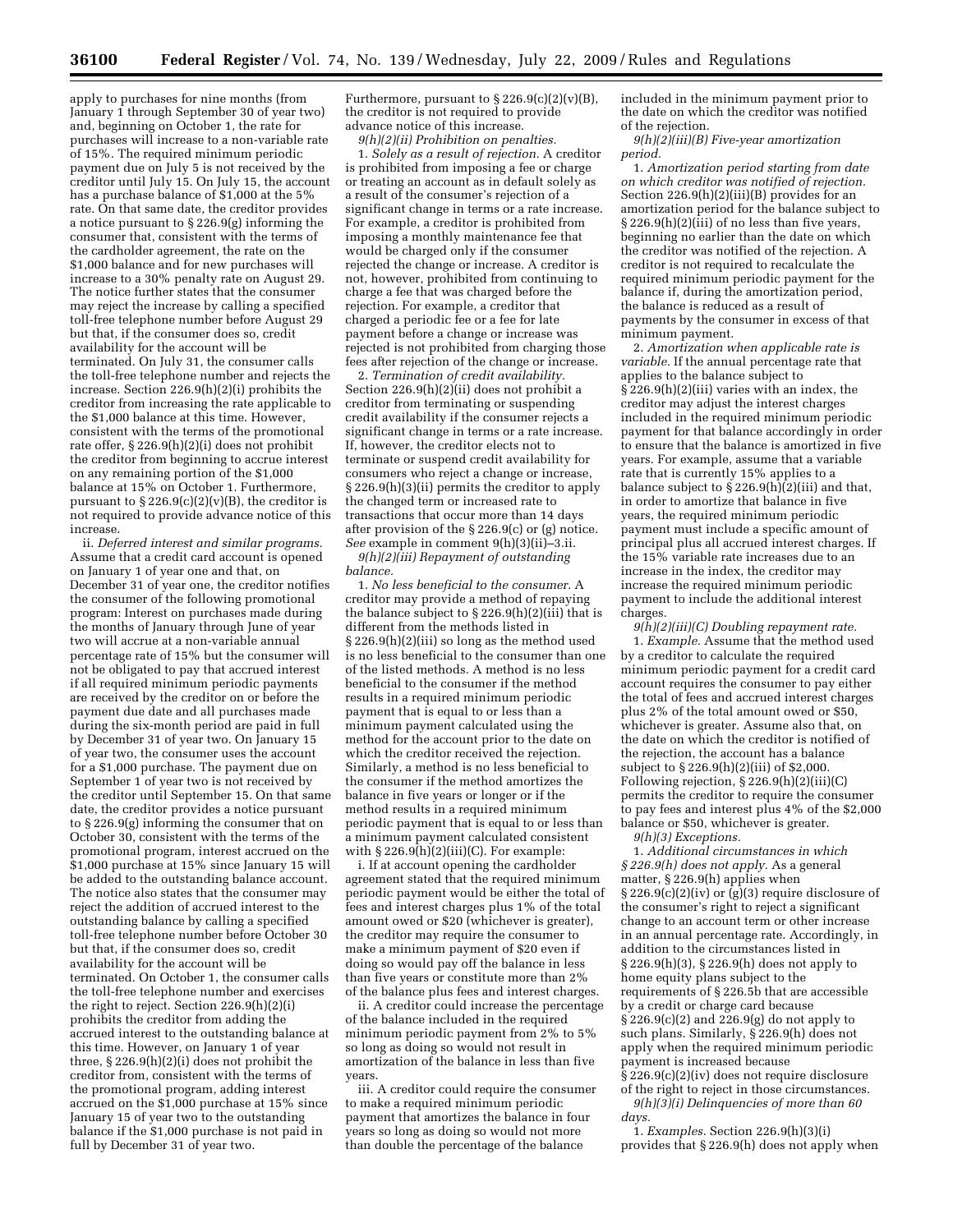apply to purchases for nine months (from January 1 through September 30 of year two) and, beginning on October 1, the rate for purchases will increase to a non-variable rate of 15%. The required minimum periodic payment due on July 5 is not received by the creditor until July 15. On July 15, the account has a purchase balance of $1,000 at the 5% rate. On that same date, the creditor provides a notice pursuant to § 226.9(g) informing the consumer that, consistent with the terms of the cardholder agreement, the rate on the $1,000 balance and for new purchases will increase to a 30% penalty rate on August 29. The notice further states that the consumer may reject the increase by calling a specified toll-free telephone number before August 29 but that, if the consumer does so, credit availability for the account will be terminated. On July 31, the consumer calls the toll-free telephone number and rejects the increase. Section 226.9(h)(2)(i) prohibits the creditor from increasing the rate applicable to the $1,000 balance at this time. However, consistent with the terms of the promotional rate offer, § 226.9(h)(2)(i) does not prohibit the creditor from beginning to accrue interest on any remaining portion of the $1,000 balance at 15% on October 1. Furthermore, pursuant to § 226.9(c)(2)(v)(B), the creditor is not required to provide advance notice of this increase.

ii. *Deferred interest and similar programs.* Assume that a credit card account is opened on January 1 of year one and that, on December 31 of year one, the creditor notifies the consumer of the following promotional program: Interest on purchases made during the months of January through June of year two will accrue at a non-variable annual percentage rate of 15% but the consumer will not be obligated to pay that accrued interest if all required minimum periodic payments are received by the creditor on or before the payment due date and all purchases made during the six-month period are paid in full by December 31 of year two. On January 15 of year two, the consumer uses the account for a $1,000 purchase. The payment due on September 1 of year two is not received by the creditor until September 15. On that same date, the creditor provides a notice pursuant to § 226.9(g) informing the consumer that on October 30, consistent with the terms of the promotional program, interest accrued on the $1,000 purchase at 15% since January 15 will be added to the outstanding balance account. The notice also states that the consumer may reject the addition of accrued interest to the outstanding balance by calling a specified toll-free telephone number before October 30 but that, if the consumer does so, credit availability for the account will be terminated. On October 1, the consumer calls the toll-free telephone number and exercises the right to reject. Section 226.9(h)(2)(i) prohibits the creditor from adding the accrued interest to the outstanding balance at this time. However, on January 1 of year three, § 226.9(h)(2)(i) does not prohibit the creditor from, consistent with the terms of the promotional program, adding interest accrued on the $1,000 purchase at 15% since January 15 of year two to the outstanding balance if the $1,000 purchase is not paid in full by December 31 of year two.

Furthermore, pursuant to § 226.9(c)(2)(v)(B), the creditor is not required to provide advance notice of this increase.

*9(h)(2)(ii) Prohibition on penalties.*

1. *Solely as a result of rejection.* A creditor is prohibited from imposing a fee or charge or treating an account as in default solely as a result of the consumer's rejection of a significant change in terms or a rate increase. For example, a creditor is prohibited from imposing a monthly maintenance fee that would be charged only if the consumer rejected the change or increase. A creditor is not, however, prohibited from continuing to charge a fee that was charged before the rejection. For example, a creditor that charged a periodic fee or a fee for late payment before a change or increase was rejected is not prohibited from charging those fees after rejection of the change or increase.

2. *Termination of credit availability.* Section 226.9(h)(2)(ii) does not prohibit a creditor from terminating or suspending credit availability if the consumer rejects a significant change in terms or a rate increase. If, however, the creditor elects not to terminate or suspend credit availability for consumers who reject a change or increase, § 226.9(h)(3)(ii) permits the creditor to apply the changed term or increased rate to transactions that occur more than 14 days after provision of the § 226.9(c) or (g) notice. *See* example in comment 9(h)(3)(ii)–3.ii.

*9(h)(2)(iii) Repayment of outstanding balance.*

1. *No less beneficial to the consumer.* A creditor may provide a method of repaying the balance subject to § 226.9(h)(2)(iii) that is different from the methods listed in § 226.9(h)(2)(iii) so long as the method used is no less beneficial to the consumer than one of the listed methods. A method is no less beneficial to the consumer if the method results in a required minimum periodic payment that is equal to or less than a minimum payment calculated using the method for the account prior to the date on which the creditor received the rejection. Similarly, a method is no less beneficial to the consumer if the method amortizes the balance in five years or longer or if the method results in a required minimum periodic payment that is equal to or less than a minimum payment calculated consistent with § 226.9(h)(2)(iii)(C). For example:

i. If at account opening the cardholder agreement stated that the required minimum periodic payment would be either the total of fees and interest charges plus 1% of the total amount owed or $20 (whichever is greater), the creditor may require the consumer to make a minimum payment of $20 even if doing so would pay off the balance in less than five years or constitute more than 2% of the balance plus fees and interest charges.

ii. A creditor could increase the percentage of the balance included in the required minimum periodic payment from 2% to 5% so long as doing so would not result in amortization of the balance in less than five years.

iii. A creditor could require the consumer to make a required minimum periodic payment that amortizes the balance in four years so long as doing so would not more than double the percentage of the balance included in the minimum payment prior to the date on which the creditor was notified of the rejection.

*9(h)(2)(iii)(B) Five-year amortization period.*

1. *Amortization period starting from date on which creditor was notified of rejection.* Section 226.9(h)(2)(iii)(B) provides for an amortization period for the balance subject to § 226.9(h)(2)(iii) of no less than five years, beginning no earlier than the date on which the creditor was notified of the rejection. A creditor is not required to recalculate the required minimum periodic payment for the balance if, during the amortization period, the balance is reduced as a result of payments by the consumer in excess of that minimum payment.

2. *Amortization when applicable rate is variable.* If the annual percentage rate that applies to the balance subject to § 226.9(h)(2)(iii) varies with an index, the creditor may adjust the interest charges included in the required minimum periodic payment for that balance accordingly in order to ensure that the balance is amortized in five years. For example, assume that a variable rate that is currently 15% applies to a balance subject to § 226.9(h)(2)(iii) and that, in order to amortize that balance in five years, the required minimum periodic payment must include a specific amount of principal plus all accrued interest charges. If the 15% variable rate increases due to an increase in the index, the creditor may increase the required minimum periodic payment to include the additional interest charges.

*9(h)(2)(iii)(C) Doubling repayment rate.*

1. *Example.* Assume that the method used by a creditor to calculate the required minimum periodic payment for a credit card account requires the consumer to pay either the total of fees and accrued interest charges plus 2% of the total amount owed or $50, whichever is greater. Assume also that, on the date on which the creditor is notified of the rejection, the account has a balance subject to § 226.9(h)(2)(iii) of $2,000. Following rejection, § 226.9(h)(2)(iii)(C) permits the creditor to require the consumer to pay fees and interest plus 4% of the $2,000 balance or $50, whichever is greater.

*9(h)(3) Exceptions.*

1. *Additional circumstances in which § 226.9(h) does not apply.* As a general matter, § 226.9(h) applies when § 226.9(c)(2)(iv) or (g)(3) require disclosure of the consumer's right to reject a significant change to an account term or other increase in an annual percentage rate. Accordingly, in addition to the circumstances listed in § 226.9(h)(3), § 226.9(h) does not apply to home equity plans subject to the requirements of § 226.5b that are accessible by a credit or charge card because § 226.9(c)(2) and 226.9(g) do not apply to such plans. Similarly, § 226.9(h) does not apply when the required minimum periodic payment is increased because § 226.9(c)(2)(iv) does not require disclosure of the right to reject in those circumstances.

*9(h)(3)(i) Delinquencies of more than 60 days.*

1. *Examples.* Section 226.9(h)(3)(i) provides that § 226.9(h) does not apply when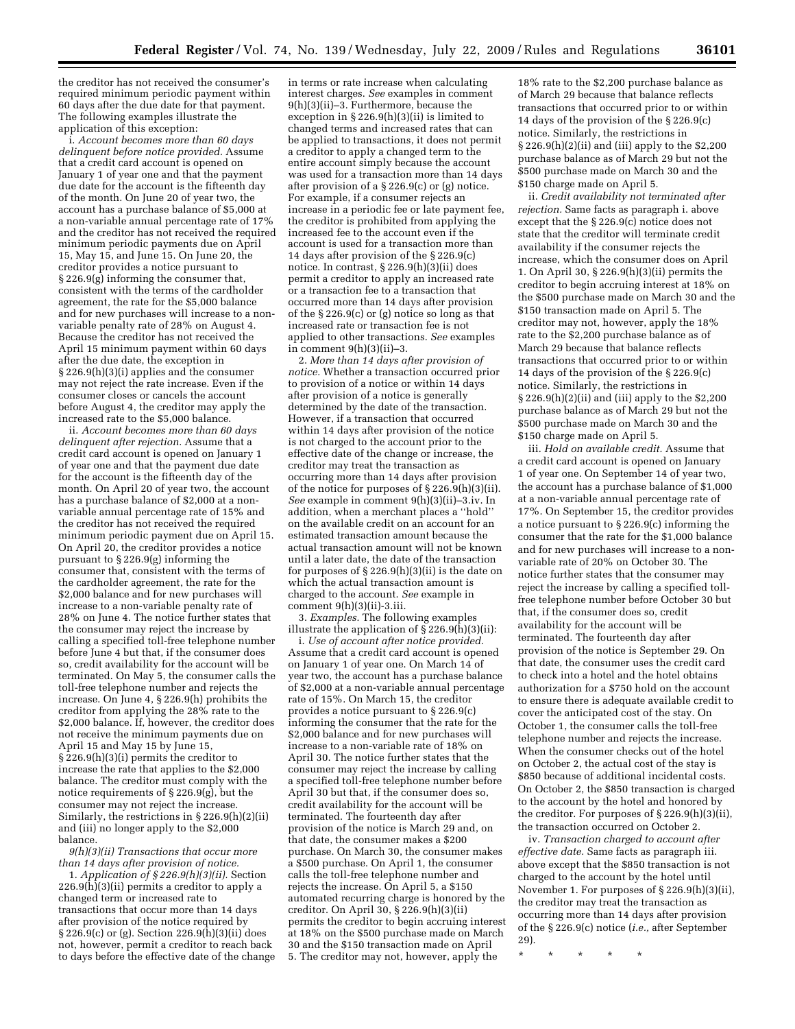the creditor has not received the consumer's required minimum periodic payment within 60 days after the due date for that payment. The following examples illustrate the application of this exception:

i. *Account becomes more than 60 days delinquent before notice provided.* Assume that a credit card account is opened on January 1 of year one and that the payment due date for the account is the fifteenth day of the month. On June 20 of year two, the account has a purchase balance of $5,000 at a non-variable annual percentage rate of 17% and the creditor has not received the required minimum periodic payments due on April 15, May 15, and June 15. On June 20, the creditor provides a notice pursuant to § 226.9(g) informing the consumer that, consistent with the terms of the cardholder agreement, the rate for the $5,000 balance and for new purchases will increase to a non-variable penalty rate of 28% on August 4. Because the creditor has not received the April 15 minimum payment within 60 days after the due date, the exception in § 226.9(h)(3)(i) applies and the consumer may not reject the rate increase. Even if the consumer closes or cancels the account before August 4, the creditor may apply the increased rate to the $5,000 balance.

ii. *Account becomes more than 60 days delinquent after rejection.* Assume that a credit card account is opened on January 1 of year one and that the payment due date for the account is the fifteenth day of the month. On April 20 of year two, the account has a purchase balance of $2,000 at a non-variable annual percentage rate of 15% and the creditor has not received the required minimum periodic payment due on April 15. On April 20, the creditor provides a notice pursuant to § 226.9(g) informing the consumer that, consistent with the terms of the cardholder agreement, the rate for the $2,000 balance and for new purchases will increase to a non-variable penalty rate of 28% on June 4. The notice further states that the consumer may reject the increase by calling a specified toll-free telephone number before June 4 but that, if the consumer does so, credit availability for the account will be terminated. On May 5, the consumer calls the toll-free telephone number and rejects the increase. On June 4, § 226.9(h) prohibits the creditor from applying the 28% rate to the $2,000 balance. If, however, the creditor does not receive the minimum payments due on April 15 and May 15 by June 15, § 226.9(h)(3)(i) permits the creditor to increase the rate that applies to the $2,000 balance. The creditor must comply with the notice requirements of § 226.9(g), but the consumer may not reject the increase. Similarly, the restrictions in § 226.9(h)(2)(ii) and (iii) no longer apply to the $2,000 balance.

*9(h)(3)(ii) Transactions that occur more than 14 days after provision of notice.*

1. *Application of § 226.9(h)(3)(ii).* Section 226.9(h)(3)(ii) permits a creditor to apply a changed term or increased rate to transactions that occur more than 14 days after provision of the notice required by § 226.9(c) or (g). Section 226.9(h)(3)(ii) does not, however, permit a creditor to reach back to days before the effective date of the change in terms or rate increase when calculating interest charges. *See* examples in comment 9(h)(3)(ii)–3. Furthermore, because the exception in § 226.9(h)(3)(ii) is limited to changed terms and increased rates that can be applied to transactions, it does not permit a creditor to apply a changed term to the entire account simply because the account was used for a transaction more than 14 days after provision of a § 226.9(c) or (g) notice. For example, if a consumer rejects an increase in a periodic fee or late payment fee, the creditor is prohibited from applying the increased fee to the account even if the account is used for a transaction more than 14 days after provision of the § 226.9(c) notice. In contrast, § 226.9(h)(3)(ii) does permit a creditor to apply an increased rate or a transaction fee to a transaction that occurred more than 14 days after provision of the § 226.9(c) or (g) notice so long as that increased rate or transaction fee is not applied to other transactions. *See* examples in comment 9(h)(3)(ii)–3.

2. *More than 14 days after provision of notice.* Whether a transaction occurred prior to provision of a notice or within 14 days after provision of a notice is generally determined by the date of the transaction. However, if a transaction that occurred within 14 days after provision of the notice is not charged to the account prior to the effective date of the change or increase, the creditor may treat the transaction as occurring more than 14 days after provision of the notice for purposes of § 226.9(h)(3)(ii). *See* example in comment 9(h)(3)(ii)–3.iv. In addition, when a merchant places a ''hold'' on the available credit on an account for an estimated transaction amount because the actual transaction amount will not be known until a later date, the date of the transaction for purposes of § 226.9(h)(3)(ii) is the date on which the actual transaction amount is charged to the account. *See* example in comment 9(h)(3)(ii)-3.iii.

3. *Examples.* The following examples illustrate the application of § 226.9(h)(3)(ii):

i. *Use of account after notice provided.* Assume that a credit card account is opened on January 1 of year one. On March 14 of year two, the account has a purchase balance of $2,000 at a non-variable annual percentage rate of 15%. On March 15, the creditor provides a notice pursuant to § 226.9(c) informing the consumer that the rate for the $2,000 balance and for new purchases will increase to a non-variable rate of 18% on April 30. The notice further states that the consumer may reject the increase by calling a specified toll-free telephone number before April 30 but that, if the consumer does so, credit availability for the account will be terminated. The fourteenth day after provision of the notice is March 29 and, on that date, the consumer makes a $200 purchase. On March 30, the consumer makes a $500 purchase. On April 1, the consumer calls the toll-free telephone number and rejects the increase. On April 5, a $150 automated recurring charge is honored by the creditor. On April 30, § 226.9(h)(3)(ii) permits the creditor to begin accruing interest at 18% on the $500 purchase made on March 30 and the $150 transaction made on April 5. The creditor may not, however, apply the 18% rate to the $2,200 purchase balance as of March 29 because that balance reflects transactions that occurred prior to or within 14 days of the provision of the § 226.9(c) notice. Similarly, the restrictions in § 226.9(h)(2)(ii) and (iii) apply to the $2,200 purchase balance as of March 29 but not the $500 purchase made on March 30 and the $150 charge made on April 5.

ii. *Credit availability not terminated after rejection.* Same facts as paragraph i. above except that the § 226.9(c) notice does not state that the creditor will terminate credit availability if the consumer rejects the increase, which the consumer does on April 1. On April 30, § 226.9(h)(3)(ii) permits the creditor to begin accruing interest at 18% on the $500 purchase made on March 30 and the $150 transaction made on April 5. The creditor may not, however, apply the 18% rate to the $2,200 purchase balance as of March 29 because that balance reflects transactions that occurred prior to or within 14 days of the provision of the § 226.9(c) notice. Similarly, the restrictions in § 226.9(h)(2)(ii) and (iii) apply to the $2,200 purchase balance as of March 29 but not the $500 purchase made on March 30 and the $150 charge made on April 5.

iii. *Hold on available credit.* Assume that a credit card account is opened on January 1 of year one. On September 14 of year two, the account has a purchase balance of $1,000 at a non-variable annual percentage rate of 17%. On September 15, the creditor provides a notice pursuant to § 226.9(c) informing the consumer that the rate for the $1,000 balance and for new purchases will increase to a non-variable rate of 20% on October 30. The notice further states that the consumer may reject the increase by calling a specified toll-free telephone number before October 30 but that, if the consumer does so, credit availability for the account will be terminated. The fourteenth day after provision of the notice is September 29. On that date, the consumer uses the credit card to check into a hotel and the hotel obtains authorization for a $750 hold on the account to ensure there is adequate available credit to cover the anticipated cost of the stay. On October 1, the consumer calls the toll-free telephone number and rejects the increase. When the consumer checks out of the hotel on October 2, the actual cost of the stay is $850 because of additional incidental costs. On October 2, the $850 transaction is charged to the account by the hotel and honored by the creditor. For purposes of § 226.9(h)(3)(ii), the transaction occurred on October 2.

iv. *Transaction charged to account after effective date.* Same facts as paragraph iii. above except that the $850 transaction is not charged to the account by the hotel until November 1. For purposes of § 226.9(h)(3)(ii), the creditor may treat the transaction as occurring more than 14 days after provision of the § 226.9(c) notice (*i.e.,* after September 29).

\* \* \* \* \*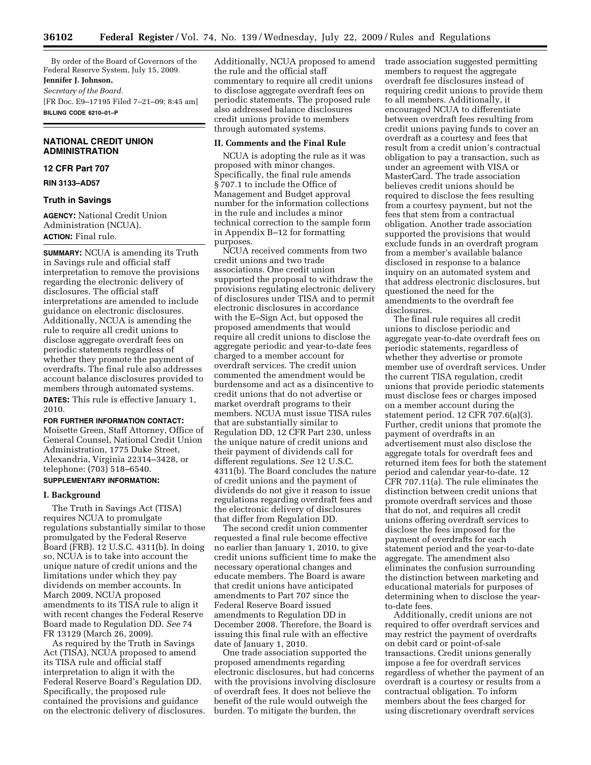By order of the Board of Governors of the Federal Reserve System, July 15, 2009.

**Jennifer J. Johnson,**

*Secretary of the Board.*

[FR Doc. E9–17195 Filed 7–21–09; 8:45 am]

**BILLING CODE 6210–01–P**

## NATIONAL CREDIT UNION ADMINISTRATION

### 12 CFR Part 707

**RIN 3133–AD57**

### Truth in Savings

**AGENCY:** National Credit Union Administration (NCUA).

**ACTION:** Final rule.

**SUMMARY:** NCUA is amending its Truth in Savings rule and official staff interpretation to remove the provisions regarding the electronic delivery of disclosures. The official staff interpretations are amended to include guidance on electronic disclosures. Additionally, NCUA is amending the rule to require all credit unions to disclose aggregate overdraft fees on periodic statements regardless of whether they promote the payment of overdrafts. The final rule also addresses account balance disclosures provided to members through automated systems.

**DATES:** This rule is effective January 1, 2010.

**FOR FURTHER INFORMATION CONTACT:** Moisette Green, Staff Attorney, Office of General Counsel, National Credit Union Administration, 1775 Duke Street, Alexandria, Virginia 22314–3428, or telephone: (703) 518–6540.

**SUPPLEMENTARY INFORMATION:**

#### I. Background

The Truth in Savings Act (TISA) requires NCUA to promulgate regulations substantially similar to those promulgated by the Federal Reserve Board (FRB). 12 U.S.C. 4311(b). In doing so, NCUA is to take into account the unique nature of credit unions and the limitations under which they pay dividends on member accounts. In March 2009, NCUA proposed amendments to its TISA rule to align it with recent changes the Federal Reserve Board made to Regulation DD. *See* 74 FR 13129 (March 26, 2009).

As required by the Truth in Savings Act (TISA), NCUA proposed to amend its TISA rule and official staff interpretation to align it with the Federal Reserve Board's Regulation DD. Specifically, the proposed rule contained the provisions and guidance on the electronic delivery of disclosures. Additionally, NCUA proposed to amend the rule and the official staff commentary to require all credit unions to disclose aggregate overdraft fees on periodic statements. The proposed rule also addressed balance disclosures credit unions provide to members through automated systems.

#### II. Comments and the Final Rule

NCUA is adopting the rule as it was proposed with minor changes. Specifically, the final rule amends § 707.1 to include the Office of Management and Budget approval number for the information collections in the rule and includes a minor technical correction to the sample form in Appendix B–12 for formatting purposes.

NCUA received comments from two credit unions and two trade associations. One credit union supported the proposal to withdraw the provisions regulating electronic delivery of disclosures under TISA and to permit electronic disclosures in accordance with the E–Sign Act, but opposed the proposed amendments that would require all credit unions to disclose the aggregate periodic and year-to-date fees charged to a member account for overdraft services. The credit union commented the amendment would be burdensome and act as a disincentive to credit unions that do not advertise or market overdraft programs to their members. NCUA must issue TISA rules that are substantially similar to Regulation DD, 12 CFR Part 230, unless the unique nature of credit unions and their payment of dividends call for different regulations. *See* 12 U.S.C. 4311(b). The Board concludes the nature of credit unions and the payment of dividends do not give it reason to issue regulations regarding overdraft fees and the electronic delivery of disclosures that differ from Regulation DD.

The second credit union commenter requested a final rule become effective no earlier than January 1, 2010, to give credit unions sufficient time to make the necessary operational changes and educate members. The Board is aware that credit unions have anticipated amendments to Part 707 since the Federal Reserve Board issued amendments to Regulation DD in December 2008. Therefore, the Board is issuing this final rule with an effective date of January 1, 2010.

One trade association supported the proposed amendments regarding electronic disclosures, but had concerns with the provisions involving disclosure of overdraft fees. It does not believe the benefit of the rule would outweigh the burden. To mitigate the burden, the trade association suggested permitting members to request the aggregate overdraft fee disclosures instead of requiring credit unions to provide them to all members. Additionally, it encouraged NCUA to differentiate between overdraft fees resulting from credit unions paying funds to cover an overdraft as a courtesy and fees that result from a credit union's contractual obligation to pay a transaction, such as under an agreement with VISA or MasterCard. The trade association believes credit unions should be required to disclose the fees resulting from a courtesy payment, but not the fees that stem from a contractual obligation. Another trade association supported the provisions that would exclude funds in an overdraft program from a member's available balance disclosed in response to a balance inquiry on an automated system and that address electronic disclosures, but questioned the need for the amendments to the overdraft fee disclosures.

The final rule requires all credit unions to disclose periodic and aggregate year-to-date overdraft fees on periodic statements, regardless of whether they advertise or promote member use of overdraft services. Under the current TISA regulation, credit unions that provide periodic statements must disclose fees or charges imposed on a member account during the statement period. 12 CFR 707.6(a)(3). Further, credit unions that promote the payment of overdrafts in an advertisement must also disclose the aggregate totals for overdraft fees and returned item fees for both the statement period and calendar year-to-date. 12 CFR 707.11(a). The rule eliminates the distinction between credit unions that promote overdraft services and those that do not, and requires all credit unions offering overdraft services to disclose the fees imposed for the payment of overdrafts for each statement period and the year-to-date aggregate. The amendment also eliminates the confusion surrounding the distinction between marketing and educational materials for purposes of determining when to disclose the year-to-date fees.

Additionally, credit unions are not required to offer overdraft services and may restrict the payment of overdrafts on debit card or point-of-sale transactions. Credit unions generally impose a fee for overdraft services regardless of whether the payment of an overdraft is a courtesy or results from a contractual obligation. To inform members about the fees charged for using discretionary overdraft services